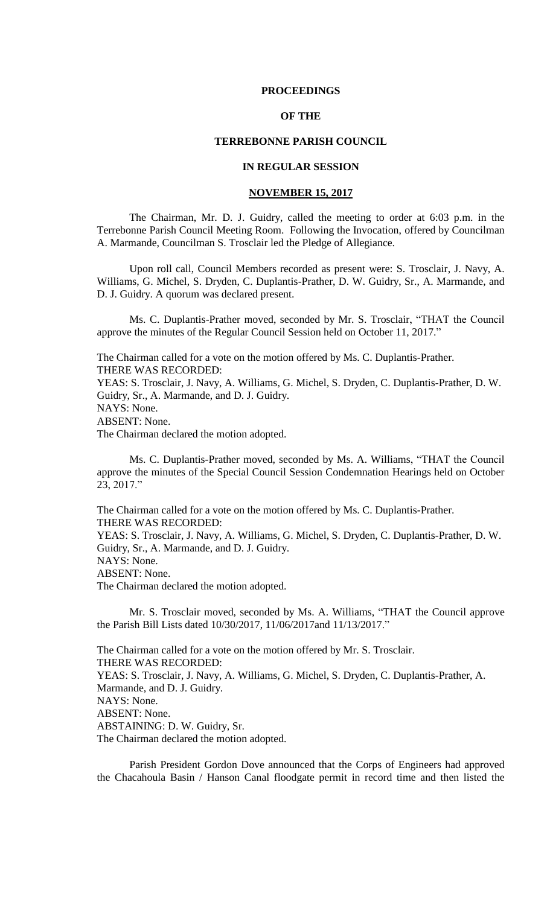# PROCEEDINGS

# OF THE

# TERREBONNE PARISH COUNCIL

# IN REGULAR SESSION

## NOVEMBER 15, 2017

The Chairman, Mr. D. J. Guidry, called the meeting to order at 6:03 p.m. in the Terrebonne Parish Council Meeting Room. Following the Invocation, offered by Councilman A. Marmande, Councilman S. Trosclair led the Pledge of Allegiance.

Upon roll call, Council Members recorded as present were: S. Trosclair, J. Navy, A. Williams, G. Michel, S. Dryden, C. Duplantis-Prather, D. W. Guidry, Sr., A. Marmande, and D. J. Guidry. A quorum was declared present.

Ms. C. Duplantis-Prather moved, seconded by Mr. S. Trosclair, "THAT the Council approve the minutes of the Regular Council Session held on October 11, 2017."

The Chairman called for a vote on the motion offered by Ms. C. Duplantis-Prather.
THERE WAS RECORDED:
YEAS: S. Trosclair, J. Navy, A. Williams, G. Michel, S. Dryden, C. Duplantis-Prather, D. W. Guidry, Sr., A. Marmande, and D. J. Guidry.
NAYS: None.
ABSENT: None.
The Chairman declared the motion adopted.

Ms. C. Duplantis-Prather moved, seconded by Ms. A. Williams, "THAT the Council approve the minutes of the Special Council Session Condemnation Hearings held on October 23, 2017."

The Chairman called for a vote on the motion offered by Ms. C. Duplantis-Prather.
THERE WAS RECORDED:
YEAS: S. Trosclair, J. Navy, A. Williams, G. Michel, S. Dryden, C. Duplantis-Prather, D. W. Guidry, Sr., A. Marmande, and D. J. Guidry.
NAYS: None.
ABSENT: None.
The Chairman declared the motion adopted.

Mr. S. Trosclair moved, seconded by Ms. A. Williams, "THAT the Council approve the Parish Bill Lists dated 10/30/2017, 11/06/2017and 11/13/2017."

The Chairman called for a vote on the motion offered by Mr. S. Trosclair.
THERE WAS RECORDED:
YEAS: S. Trosclair, J. Navy, A. Williams, G. Michel, S. Dryden, C. Duplantis-Prather, A. Marmande, and D. J. Guidry.
NAYS: None.
ABSENT: None.
ABSTAINING: D. W. Guidry, Sr.
The Chairman declared the motion adopted.

Parish President Gordon Dove announced that the Corps of Engineers had approved the Chacahoula Basin / Hanson Canal floodgate permit in record time and then listed the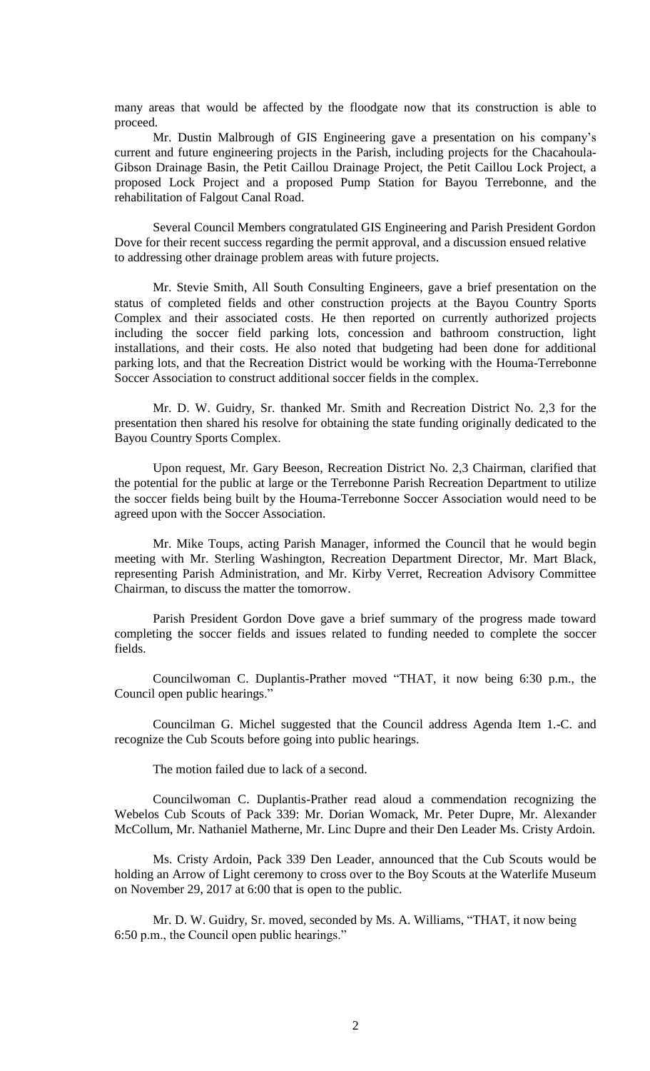many areas that would be affected by the floodgate now that its construction is able to proceed.

Mr. Dustin Malbrough of GIS Engineering gave a presentation on his company's current and future engineering projects in the Parish, including projects for the Chacahoula-Gibson Drainage Basin, the Petit Caillou Drainage Project, the Petit Caillou Lock Project, a proposed Lock Project and a proposed Pump Station for Bayou Terrebonne, and the rehabilitation of Falgout Canal Road.

Several Council Members congratulated GIS Engineering and Parish President Gordon Dove for their recent success regarding the permit approval, and a discussion ensued relative to addressing other drainage problem areas with future projects.

Mr. Stevie Smith, All South Consulting Engineers, gave a brief presentation on the status of completed fields and other construction projects at the Bayou Country Sports Complex and their associated costs. He then reported on currently authorized projects including the soccer field parking lots, concession and bathroom construction, light installations, and their costs. He also noted that budgeting had been done for additional parking lots, and that the Recreation District would be working with the Houma-Terrebonne Soccer Association to construct additional soccer fields in the complex.

Mr. D. W. Guidry, Sr. thanked Mr. Smith and Recreation District No. 2,3 for the presentation then shared his resolve for obtaining the state funding originally dedicated to the Bayou Country Sports Complex.

Upon request, Mr. Gary Beeson, Recreation District No. 2,3 Chairman, clarified that the potential for the public at large or the Terrebonne Parish Recreation Department to utilize the soccer fields being built by the Houma-Terrebonne Soccer Association would need to be agreed upon with the Soccer Association.

Mr. Mike Toups, acting Parish Manager, informed the Council that he would begin meeting with Mr. Sterling Washington, Recreation Department Director, Mr. Mart Black, representing Parish Administration, and Mr. Kirby Verret, Recreation Advisory Committee Chairman, to discuss the matter the tomorrow.

Parish President Gordon Dove gave a brief summary of the progress made toward completing the soccer fields and issues related to funding needed to complete the soccer fields.

Councilwoman C. Duplantis-Prather moved "THAT, it now being 6:30 p.m., the Council open public hearings."

Councilman G. Michel suggested that the Council address Agenda Item 1.-C. and recognize the Cub Scouts before going into public hearings.

The motion failed due to lack of a second.

Councilwoman C. Duplantis-Prather read aloud a commendation recognizing the Webelos Cub Scouts of Pack 339: Mr. Dorian Womack, Mr. Peter Dupre, Mr. Alexander McCollum, Mr. Nathaniel Matherne, Mr. Linc Dupre and their Den Leader Ms. Cristy Ardoin.

Ms. Cristy Ardoin, Pack 339 Den Leader, announced that the Cub Scouts would be holding an Arrow of Light ceremony to cross over to the Boy Scouts at the Waterlife Museum on November 29, 2017 at 6:00 that is open to the public.

Mr. D. W. Guidry, Sr. moved, seconded by Ms. A. Williams, "THAT, it now being 6:50 p.m., the Council open public hearings."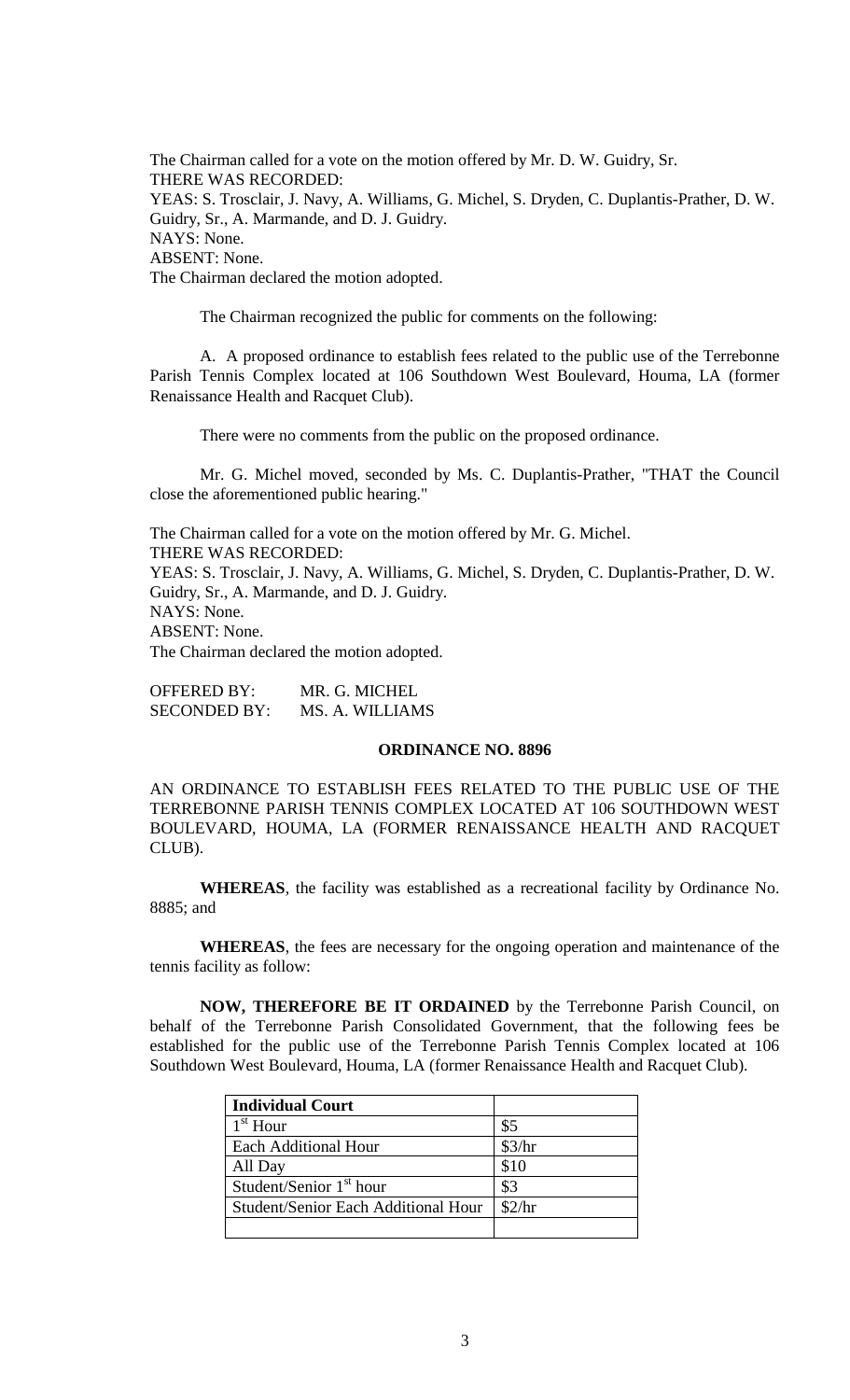The Chairman called for a vote on the motion offered by Mr. D. W. Guidry, Sr.
THERE WAS RECORDED:
YEAS: S. Trosclair, J. Navy, A. Williams, G. Michel, S. Dryden, C. Duplantis-Prather, D. W. Guidry, Sr., A. Marmande, and D. J. Guidry.
NAYS: None.
ABSENT: None.
The Chairman declared the motion adopted.

The Chairman recognized the public for comments on the following:

A. A proposed ordinance to establish fees related to the public use of the Terrebonne Parish Tennis Complex located at 106 Southdown West Boulevard, Houma, LA (former Renaissance Health and Racquet Club).

There were no comments from the public on the proposed ordinance.

Mr. G. Michel moved, seconded by Ms. C. Duplantis-Prather, "THAT the Council close the aforementioned public hearing."

The Chairman called for a vote on the motion offered by Mr. G. Michel.
THERE WAS RECORDED:
YEAS: S. Trosclair, J. Navy, A. Williams, G. Michel, S. Dryden, C. Duplantis-Prather, D. W. Guidry, Sr., A. Marmande, and D. J. Guidry.
NAYS: None.
ABSENT: None.
The Chairman declared the motion adopted.

OFFERED BY: MR. G. MICHEL
SECONDED BY: MS. A. WILLIAMS

**ORDINANCE NO. 8896**

AN ORDINANCE TO ESTABLISH FEES RELATED TO THE PUBLIC USE OF THE TERREBONNE PARISH TENNIS COMPLEX LOCATED AT 106 SOUTHDOWN WEST BOULEVARD, HOUMA, LA (FORMER RENAISSANCE HEALTH AND RACQUET CLUB).

**WHEREAS**, the facility was established as a recreational facility by Ordinance No. 8885; and

**WHEREAS**, the fees are necessary for the ongoing operation and maintenance of the tennis facility as follow:

**NOW, THEREFORE BE IT ORDAINED** by the Terrebonne Parish Council, on behalf of the Terrebonne Parish Consolidated Government, that the following fees be established for the public use of the Terrebonne Parish Tennis Complex located at 106 Southdown West Boulevard, Houma, LA (former Renaissance Health and Racquet Club).

| **Individual Court** | |
|---|---|
| 1st Hour | $5 |
| Each Additional Hour | $3/hr |
| All Day | $10 |
| Student/Senior 1st hour | $3 |
| Student/Senior Each Additional Hour | $2/hr |
| | |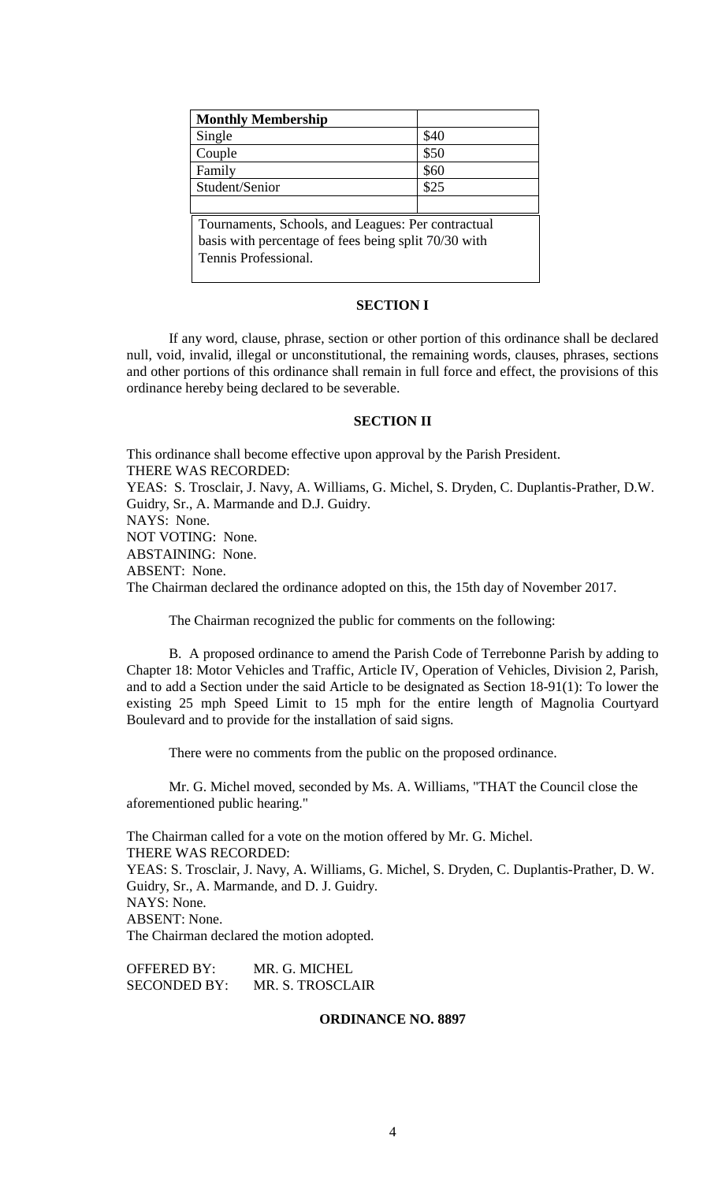| Monthly Membership | |
|---|---|
| Single | $40 |
| Couple | $50 |
| Family | $60 |
| Student/Senior | $25 |
| | |
| Tournaments, Schools, and Leagues: Per contractual basis with percentage of fees being split 70/30 with Tennis Professional. | |

**SECTION I**

If any word, clause, phrase, section or other portion of this ordinance shall be declared null, void, invalid, illegal or unconstitutional, the remaining words, clauses, phrases, sections and other portions of this ordinance shall remain in full force and effect, the provisions of this ordinance hereby being declared to be severable.

**SECTION II**

This ordinance shall become effective upon approval by the Parish President.
THERE WAS RECORDED:
YEAS: S. Trosclair, J. Navy, A. Williams, G. Michel, S. Dryden, C. Duplantis-Prather, D.W. Guidry, Sr., A. Marmande and D.J. Guidry.
NAYS: None.
NOT VOTING: None.
ABSTAINING: None.
ABSENT: None.
The Chairman declared the ordinance adopted on this, the 15th day of November 2017.

The Chairman recognized the public for comments on the following:

B. A proposed ordinance to amend the Parish Code of Terrebonne Parish by adding to Chapter 18: Motor Vehicles and Traffic, Article IV, Operation of Vehicles, Division 2, Parish, and to add a Section under the said Article to be designated as Section 18-91(1): To lower the existing 25 mph Speed Limit to 15 mph for the entire length of Magnolia Courtyard Boulevard and to provide for the installation of said signs.

There were no comments from the public on the proposed ordinance.

Mr. G. Michel moved, seconded by Ms. A. Williams, "THAT the Council close the aforementioned public hearing."

The Chairman called for a vote on the motion offered by Mr. G. Michel.
THERE WAS RECORDED:
YEAS: S. Trosclair, J. Navy, A. Williams, G. Michel, S. Dryden, C. Duplantis-Prather, D. W. Guidry, Sr., A. Marmande, and D. J. Guidry.
NAYS: None.
ABSENT: None.
The Chairman declared the motion adopted.

OFFERED BY: MR. G. MICHEL
SECONDED BY: MR. S. TROSCLAIR

**ORDINANCE NO. 8897**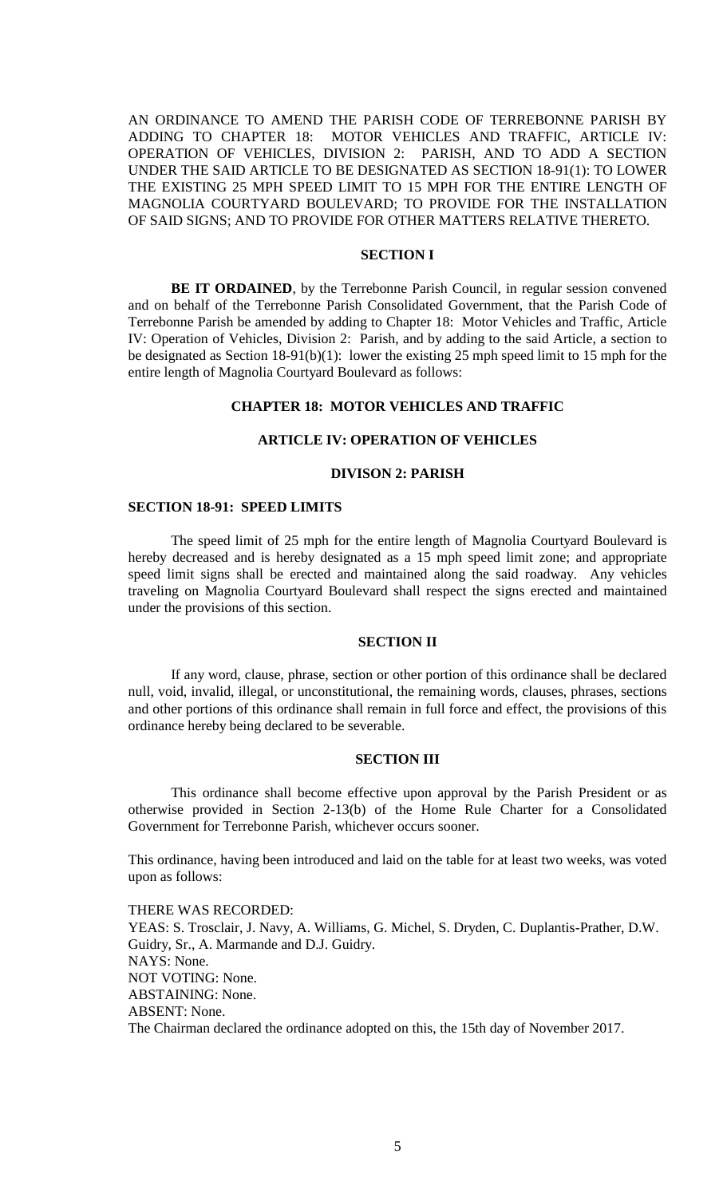AN ORDINANCE TO AMEND THE PARISH CODE OF TERREBONNE PARISH BY ADDING TO CHAPTER 18: MOTOR VEHICLES AND TRAFFIC, ARTICLE IV: OPERATION OF VEHICLES, DIVISION 2: PARISH, AND TO ADD A SECTION UNDER THE SAID ARTICLE TO BE DESIGNATED AS SECTION 18-91(1): TO LOWER THE EXISTING 25 MPH SPEED LIMIT TO 15 MPH FOR THE ENTIRE LENGTH OF MAGNOLIA COURTYARD BOULEVARD; TO PROVIDE FOR THE INSTALLATION OF SAID SIGNS; AND TO PROVIDE FOR OTHER MATTERS RELATIVE THERETO.

## SECTION I

**BE IT ORDAINED**, by the Terrebonne Parish Council, in regular session convened and on behalf of the Terrebonne Parish Consolidated Government, that the Parish Code of Terrebonne Parish be amended by adding to Chapter 18: Motor Vehicles and Traffic, Article IV: Operation of Vehicles, Division 2: Parish, and by adding to the said Article, a section to be designated as Section 18-91(b)(1): lower the existing 25 mph speed limit to 15 mph for the entire length of Magnolia Courtyard Boulevard as follows:

### CHAPTER 18: MOTOR VEHICLES AND TRAFFIC

### ARTICLE IV: OPERATION OF VEHICLES

### DIVISON 2: PARISH

**SECTION 18-91: SPEED LIMITS**

The speed limit of 25 mph for the entire length of Magnolia Courtyard Boulevard is hereby decreased and is hereby designated as a 15 mph speed limit zone; and appropriate speed limit signs shall be erected and maintained along the said roadway. Any vehicles traveling on Magnolia Courtyard Boulevard shall respect the signs erected and maintained under the provisions of this section.

## SECTION II

If any word, clause, phrase, section or other portion of this ordinance shall be declared null, void, invalid, illegal, or unconstitutional, the remaining words, clauses, phrases, sections and other portions of this ordinance shall remain in full force and effect, the provisions of this ordinance hereby being declared to be severable.

## SECTION III

This ordinance shall become effective upon approval by the Parish President or as otherwise provided in Section 2-13(b) of the Home Rule Charter for a Consolidated Government for Terrebonne Parish, whichever occurs sooner.

This ordinance, having been introduced and laid on the table for at least two weeks, was voted upon as follows:

THERE WAS RECORDED:
YEAS: S. Trosclair, J. Navy, A. Williams, G. Michel, S. Dryden, C. Duplantis-Prather, D.W. Guidry, Sr., A. Marmande and D.J. Guidry.
NAYS: None.
NOT VOTING: None.
ABSTAINING: None.
ABSENT: None.
The Chairman declared the ordinance adopted on this, the 15th day of November 2017.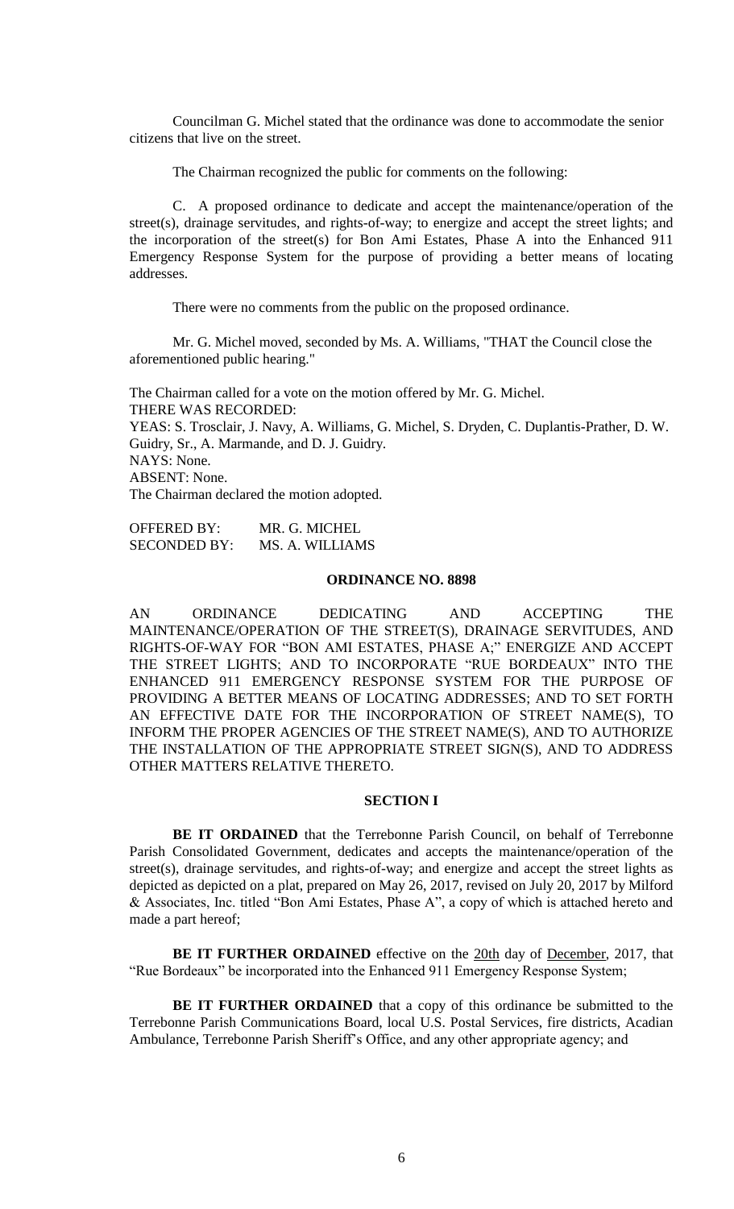Councilman G. Michel stated that the ordinance was done to accommodate the senior citizens that live on the street.

The Chairman recognized the public for comments on the following:

C. A proposed ordinance to dedicate and accept the maintenance/operation of the street(s), drainage servitudes, and rights-of-way; to energize and accept the street lights; and the incorporation of the street(s) for Bon Ami Estates, Phase A into the Enhanced 911 Emergency Response System for the purpose of providing a better means of locating addresses.

There were no comments from the public on the proposed ordinance.

Mr. G. Michel moved, seconded by Ms. A. Williams, "THAT the Council close the aforementioned public hearing."

The Chairman called for a vote on the motion offered by Mr. G. Michel.
THERE WAS RECORDED:
YEAS: S. Trosclair, J. Navy, A. Williams, G. Michel, S. Dryden, C. Duplantis-Prather, D. W. Guidry, Sr., A. Marmande, and D. J. Guidry.
NAYS: None.
ABSENT: None.
The Chairman declared the motion adopted.

OFFERED BY: MR. G. MICHEL
SECONDED BY: MS. A. WILLIAMS

## ORDINANCE NO. 8898

AN ORDINANCE DEDICATING AND ACCEPTING THE MAINTENANCE/OPERATION OF THE STREET(S), DRAINAGE SERVITUDES, AND RIGHTS-OF-WAY FOR "BON AMI ESTATES, PHASE A;" ENERGIZE AND ACCEPT THE STREET LIGHTS; AND TO INCORPORATE "RUE BORDEAUX" INTO THE ENHANCED 911 EMERGENCY RESPONSE SYSTEM FOR THE PURPOSE OF PROVIDING A BETTER MEANS OF LOCATING ADDRESSES; AND TO SET FORTH AN EFFECTIVE DATE FOR THE INCORPORATION OF STREET NAME(S), TO INFORM THE PROPER AGENCIES OF THE STREET NAME(S), AND TO AUTHORIZE THE INSTALLATION OF THE APPROPRIATE STREET SIGN(S), AND TO ADDRESS OTHER MATTERS RELATIVE THERETO.

### SECTION I

**BE IT ORDAINED** that the Terrebonne Parish Council, on behalf of Terrebonne Parish Consolidated Government, dedicates and accepts the maintenance/operation of the street(s), drainage servitudes, and rights-of-way; and energize and accept the street lights as depicted as depicted on a plat, prepared on May 26, 2017, revised on July 20, 2017 by Milford & Associates, Inc. titled "Bon Ami Estates, Phase A", a copy of which is attached hereto and made a part hereof;

**BE IT FURTHER ORDAINED** effective on the 20th day of December, 2017, that "Rue Bordeaux" be incorporated into the Enhanced 911 Emergency Response System;

**BE IT FURTHER ORDAINED** that a copy of this ordinance be submitted to the Terrebonne Parish Communications Board, local U.S. Postal Services, fire districts, Acadian Ambulance, Terrebonne Parish Sheriff's Office, and any other appropriate agency; and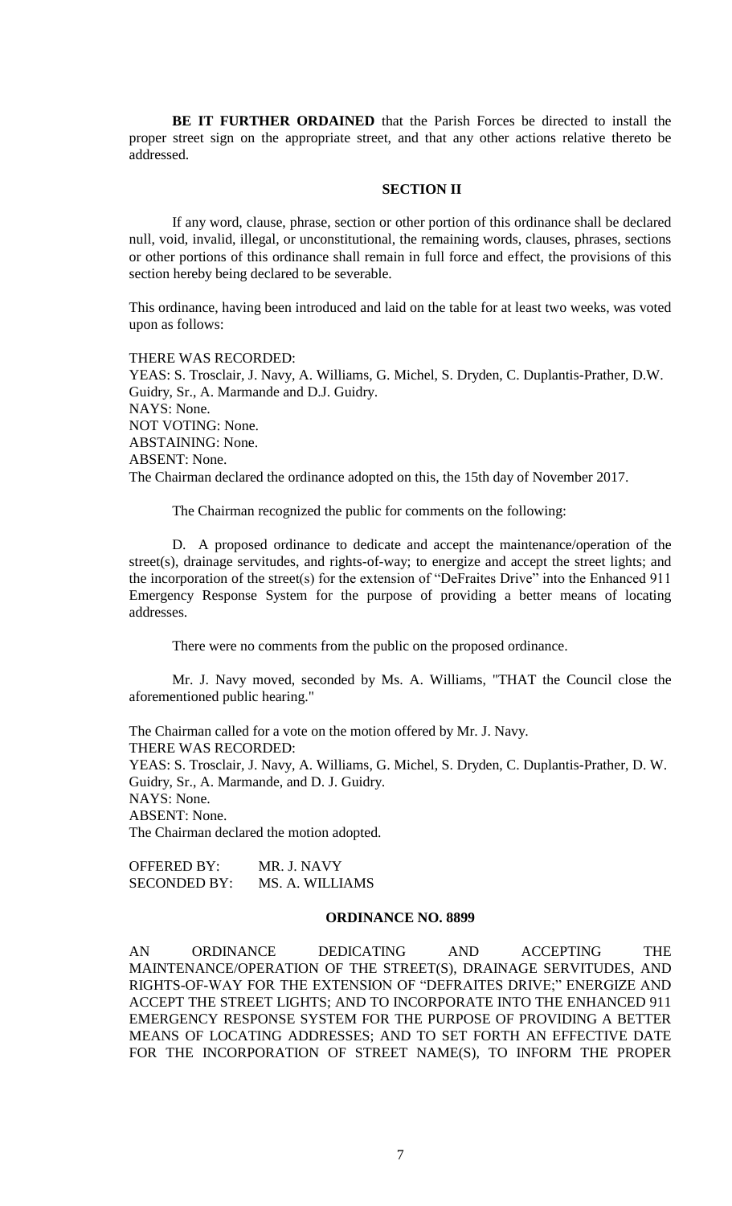**BE IT FURTHER ORDAINED** that the Parish Forces be directed to install the proper street sign on the appropriate street, and that any other actions relative thereto be addressed.

**SECTION II**

If any word, clause, phrase, section or other portion of this ordinance shall be declared null, void, invalid, illegal, or unconstitutional, the remaining words, clauses, phrases, sections or other portions of this ordinance shall remain in full force and effect, the provisions of this section hereby being declared to be severable.

This ordinance, having been introduced and laid on the table for at least two weeks, was voted upon as follows:

THERE WAS RECORDED:
YEAS: S. Trosclair, J. Navy, A. Williams, G. Michel, S. Dryden, C. Duplantis-Prather, D.W. Guidry, Sr., A. Marmande and D.J. Guidry.
NAYS: None.
NOT VOTING: None.
ABSTAINING: None.
ABSENT: None.
The Chairman declared the ordinance adopted on this, the 15th day of November 2017.

The Chairman recognized the public for comments on the following:

D. A proposed ordinance to dedicate and accept the maintenance/operation of the street(s), drainage servitudes, and rights-of-way; to energize and accept the street lights; and the incorporation of the street(s) for the extension of "DeFraites Drive" into the Enhanced 911 Emergency Response System for the purpose of providing a better means of locating addresses.

There were no comments from the public on the proposed ordinance.

Mr. J. Navy moved, seconded by Ms. A. Williams, "THAT the Council close the aforementioned public hearing."

The Chairman called for a vote on the motion offered by Mr. J. Navy.
THERE WAS RECORDED:
YEAS: S. Trosclair, J. Navy, A. Williams, G. Michel, S. Dryden, C. Duplantis-Prather, D. W. Guidry, Sr., A. Marmande, and D. J. Guidry.
NAYS: None.
ABSENT: None.
The Chairman declared the motion adopted.

OFFERED BY: MR. J. NAVY
SECONDED BY: MS. A. WILLIAMS

**ORDINANCE NO. 8899**

AN ORDINANCE DEDICATING AND ACCEPTING THE MAINTENANCE/OPERATION OF THE STREET(S), DRAINAGE SERVITUDES, AND RIGHTS-OF-WAY FOR THE EXTENSION OF "DEFRAITES DRIVE;" ENERGIZE AND ACCEPT THE STREET LIGHTS; AND TO INCORPORATE INTO THE ENHANCED 911 EMERGENCY RESPONSE SYSTEM FOR THE PURPOSE OF PROVIDING A BETTER MEANS OF LOCATING ADDRESSES; AND TO SET FORTH AN EFFECTIVE DATE FOR THE INCORPORATION OF STREET NAME(S), TO INFORM THE PROPER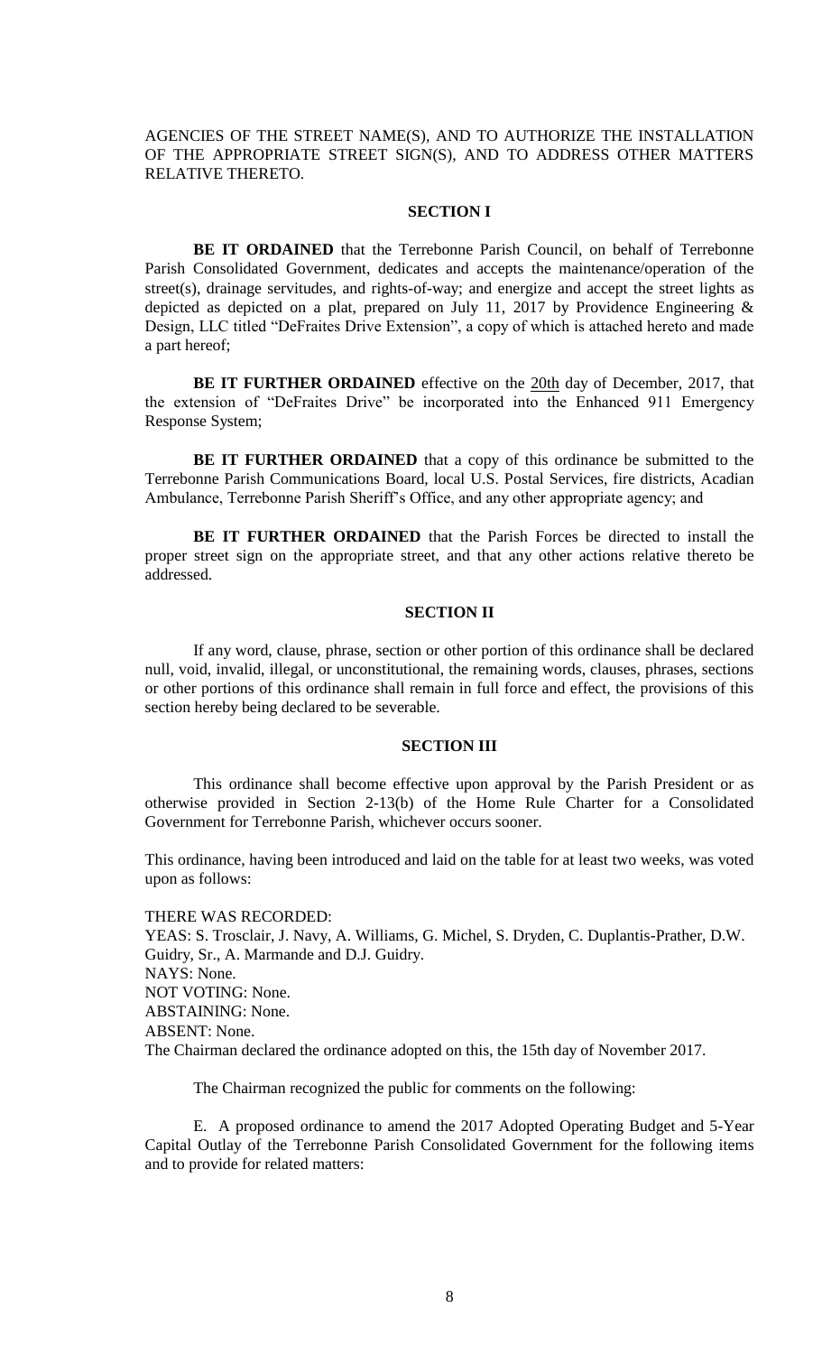AGENCIES OF THE STREET NAME(S), AND TO AUTHORIZE THE INSTALLATION OF THE APPROPRIATE STREET SIGN(S), AND TO ADDRESS OTHER MATTERS RELATIVE THERETO.

**SECTION I**

**BE IT ORDAINED** that the Terrebonne Parish Council, on behalf of Terrebonne Parish Consolidated Government, dedicates and accepts the maintenance/operation of the street(s), drainage servitudes, and rights-of-way; and energize and accept the street lights as depicted as depicted on a plat, prepared on July 11, 2017 by Providence Engineering & Design, LLC titled "DeFraites Drive Extension", a copy of which is attached hereto and made a part hereof;

**BE IT FURTHER ORDAINED** effective on the 20th day of December, 2017, that the extension of "DeFraites Drive" be incorporated into the Enhanced 911 Emergency Response System;

**BE IT FURTHER ORDAINED** that a copy of this ordinance be submitted to the Terrebonne Parish Communications Board, local U.S. Postal Services, fire districts, Acadian Ambulance, Terrebonne Parish Sheriff's Office, and any other appropriate agency; and

**BE IT FURTHER ORDAINED** that the Parish Forces be directed to install the proper street sign on the appropriate street, and that any other actions relative thereto be addressed.

**SECTION II**

If any word, clause, phrase, section or other portion of this ordinance shall be declared null, void, invalid, illegal, or unconstitutional, the remaining words, clauses, phrases, sections or other portions of this ordinance shall remain in full force and effect, the provisions of this section hereby being declared to be severable.

**SECTION III**

This ordinance shall become effective upon approval by the Parish President or as otherwise provided in Section 2-13(b) of the Home Rule Charter for a Consolidated Government for Terrebonne Parish, whichever occurs sooner.

This ordinance, having been introduced and laid on the table for at least two weeks, was voted upon as follows:

THERE WAS RECORDED:
YEAS: S. Trosclair, J. Navy, A. Williams, G. Michel, S. Dryden, C. Duplantis-Prather, D.W. Guidry, Sr., A. Marmande and D.J. Guidry.
NAYS: None.
NOT VOTING: None.
ABSTAINING: None.
ABSENT: None.
The Chairman declared the ordinance adopted on this, the 15th day of November 2017.

The Chairman recognized the public for comments on the following:

E. A proposed ordinance to amend the 2017 Adopted Operating Budget and 5-Year Capital Outlay of the Terrebonne Parish Consolidated Government for the following items and to provide for related matters: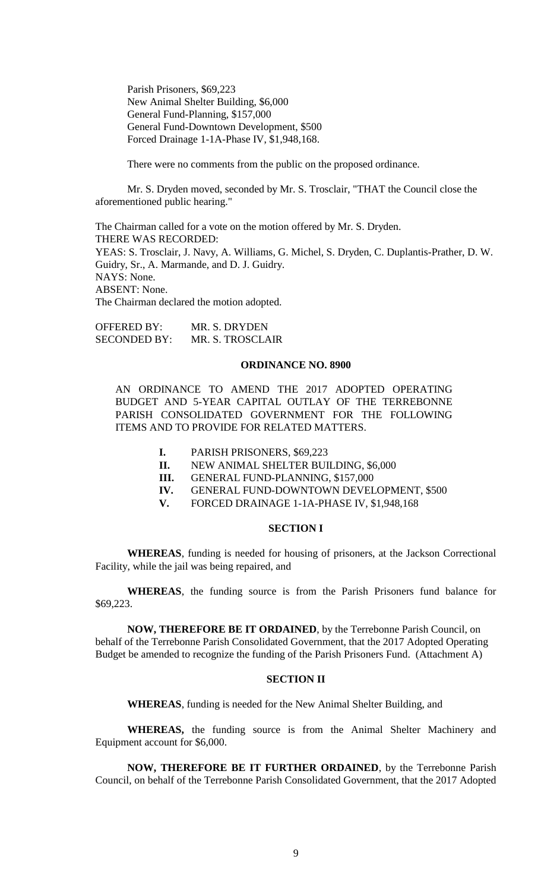Parish Prisoners, $69,223
New Animal Shelter Building, $6,000
General Fund-Planning, $157,000
General Fund-Downtown Development, $500
Forced Drainage 1-1A-Phase IV, $1,948,168.

There were no comments from the public on the proposed ordinance.

Mr. S. Dryden moved, seconded by Mr. S. Trosclair, "THAT the Council close the aforementioned public hearing."

The Chairman called for a vote on the motion offered by Mr. S. Dryden.
THERE WAS RECORDED:
YEAS: S. Trosclair, J. Navy, A. Williams, G. Michel, S. Dryden, C. Duplantis-Prather, D. W. Guidry, Sr., A. Marmande, and D. J. Guidry.
NAYS: None.
ABSENT: None.
The Chairman declared the motion adopted.

OFFERED BY: MR. S. DRYDEN
SECONDED BY: MR. S. TROSCLAIR

**ORDINANCE NO. 8900**

AN ORDINANCE TO AMEND THE 2017 ADOPTED OPERATING BUDGET AND 5-YEAR CAPITAL OUTLAY OF THE TERREBONNE PARISH CONSOLIDATED GOVERNMENT FOR THE FOLLOWING ITEMS AND TO PROVIDE FOR RELATED MATTERS.

**I.** PARISH PRISONERS, $69,223
**II.** NEW ANIMAL SHELTER BUILDING, $6,000
**III.** GENERAL FUND-PLANNING, $157,000
**IV.** GENERAL FUND-DOWNTOWN DEVELOPMENT, $500
**V.** FORCED DRAINAGE 1-1A-PHASE IV, $1,948,168

**SECTION I**

**WHEREAS**, funding is needed for housing of prisoners, at the Jackson Correctional Facility, while the jail was being repaired, and

**WHEREAS**, the funding source is from the Parish Prisoners fund balance for $69,223.

**NOW, THEREFORE BE IT ORDAINED**, by the Terrebonne Parish Council, on behalf of the Terrebonne Parish Consolidated Government, that the 2017 Adopted Operating Budget be amended to recognize the funding of the Parish Prisoners Fund. (Attachment A)

**SECTION II**

**WHEREAS**, funding is needed for the New Animal Shelter Building, and

**WHEREAS,** the funding source is from the Animal Shelter Machinery and Equipment account for $6,000.

**NOW, THEREFORE BE IT FURTHER ORDAINED**, by the Terrebonne Parish Council, on behalf of the Terrebonne Parish Consolidated Government, that the 2017 Adopted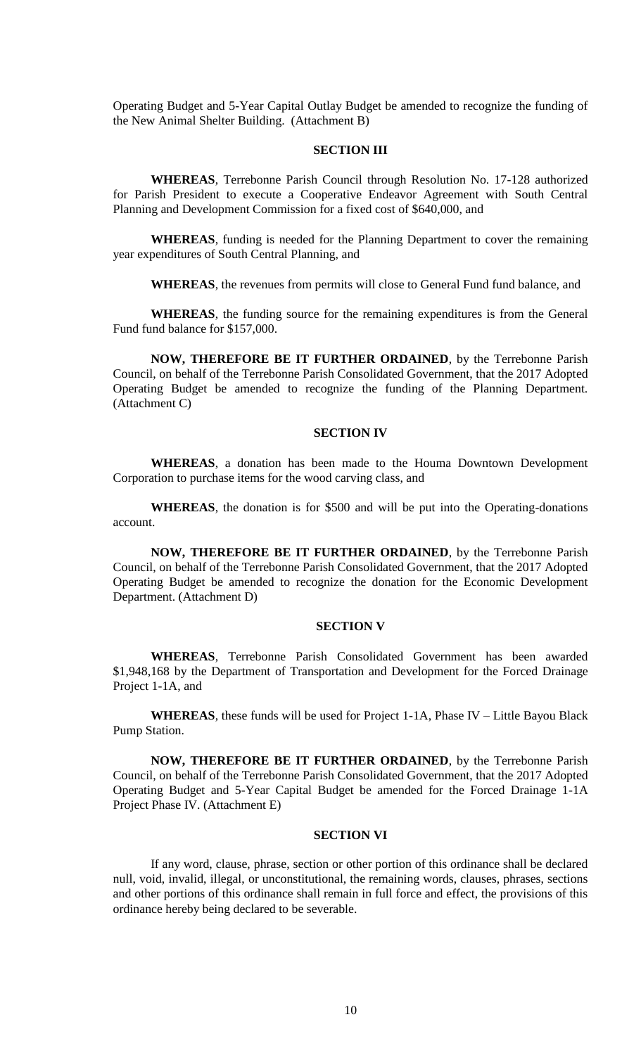Operating Budget and 5-Year Capital Outlay Budget be amended to recognize the funding of the New Animal Shelter Building. (Attachment B)

## SECTION III

**WHEREAS**, Terrebonne Parish Council through Resolution No. 17-128 authorized for Parish President to execute a Cooperative Endeavor Agreement with South Central Planning and Development Commission for a fixed cost of $640,000, and

**WHEREAS**, funding is needed for the Planning Department to cover the remaining year expenditures of South Central Planning, and

**WHEREAS**, the revenues from permits will close to General Fund fund balance, and

**WHEREAS**, the funding source for the remaining expenditures is from the General Fund fund balance for $157,000.

**NOW, THEREFORE BE IT FURTHER ORDAINED**, by the Terrebonne Parish Council, on behalf of the Terrebonne Parish Consolidated Government, that the 2017 Adopted Operating Budget be amended to recognize the funding of the Planning Department. (Attachment C)

## SECTION IV

**WHEREAS**, a donation has been made to the Houma Downtown Development Corporation to purchase items for the wood carving class, and

**WHEREAS**, the donation is for $500 and will be put into the Operating-donations account.

**NOW, THEREFORE BE IT FURTHER ORDAINED**, by the Terrebonne Parish Council, on behalf of the Terrebonne Parish Consolidated Government, that the 2017 Adopted Operating Budget be amended to recognize the donation for the Economic Development Department. (Attachment D)

## SECTION V

**WHEREAS**, Terrebonne Parish Consolidated Government has been awarded $1,948,168 by the Department of Transportation and Development for the Forced Drainage Project 1-1A, and

**WHEREAS**, these funds will be used for Project 1-1A, Phase IV – Little Bayou Black Pump Station.

**NOW, THEREFORE BE IT FURTHER ORDAINED**, by the Terrebonne Parish Council, on behalf of the Terrebonne Parish Consolidated Government, that the 2017 Adopted Operating Budget and 5-Year Capital Budget be amended for the Forced Drainage 1-1A Project Phase IV. (Attachment E)

## SECTION VI

If any word, clause, phrase, section or other portion of this ordinance shall be declared null, void, invalid, illegal, or unconstitutional, the remaining words, clauses, phrases, sections and other portions of this ordinance shall remain in full force and effect, the provisions of this ordinance hereby being declared to be severable.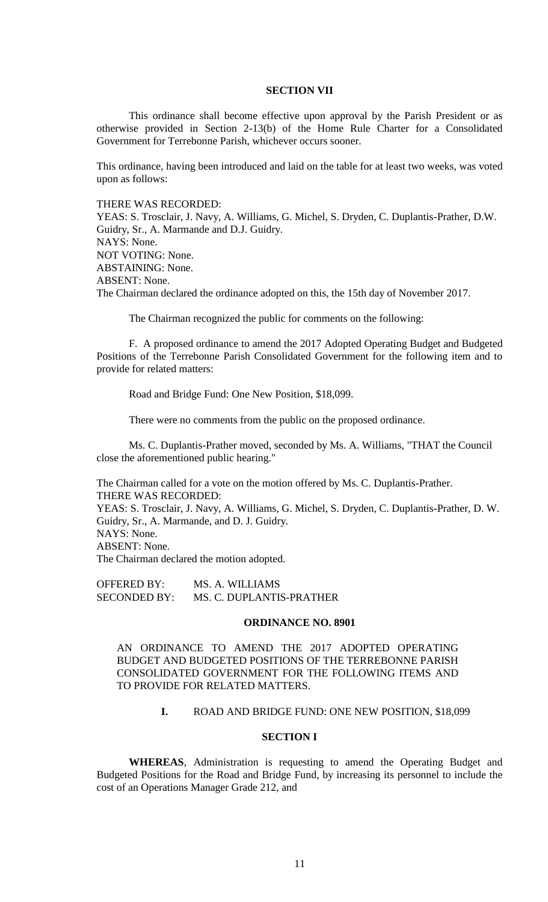**SECTION VII**

This ordinance shall become effective upon approval by the Parish President or as otherwise provided in Section 2-13(b) of the Home Rule Charter for a Consolidated Government for Terrebonne Parish, whichever occurs sooner.

This ordinance, having been introduced and laid on the table for at least two weeks, was voted upon as follows:

THERE WAS RECORDED:
YEAS: S. Trosclair, J. Navy, A. Williams, G. Michel, S. Dryden, C. Duplantis-Prather, D.W. Guidry, Sr., A. Marmande and D.J. Guidry.
NAYS: None.
NOT VOTING: None.
ABSTAINING: None.
ABSENT: None.
The Chairman declared the ordinance adopted on this, the 15th day of November 2017.

The Chairman recognized the public for comments on the following:

F. A proposed ordinance to amend the 2017 Adopted Operating Budget and Budgeted Positions of the Terrebonne Parish Consolidated Government for the following item and to provide for related matters:

Road and Bridge Fund: One New Position, $18,099.

There were no comments from the public on the proposed ordinance.

Ms. C. Duplantis-Prather moved, seconded by Ms. A. Williams, "THAT the Council close the aforementioned public hearing."

The Chairman called for a vote on the motion offered by Ms. C. Duplantis-Prather.
THERE WAS RECORDED:
YEAS: S. Trosclair, J. Navy, A. Williams, G. Michel, S. Dryden, C. Duplantis-Prather, D. W. Guidry, Sr., A. Marmande, and D. J. Guidry.
NAYS: None.
ABSENT: None.
The Chairman declared the motion adopted.

OFFERED BY: MS. A. WILLIAMS
SECONDED BY: MS. C. DUPLANTIS-PRATHER

**ORDINANCE NO. 8901**

AN ORDINANCE TO AMEND THE 2017 ADOPTED OPERATING BUDGET AND BUDGETED POSITIONS OF THE TERREBONNE PARISH CONSOLIDATED GOVERNMENT FOR THE FOLLOWING ITEMS AND TO PROVIDE FOR RELATED MATTERS.

**I.** ROAD AND BRIDGE FUND: ONE NEW POSITION, $18,099

**SECTION I**

**WHEREAS**, Administration is requesting to amend the Operating Budget and Budgeted Positions for the Road and Bridge Fund, by increasing its personnel to include the cost of an Operations Manager Grade 212, and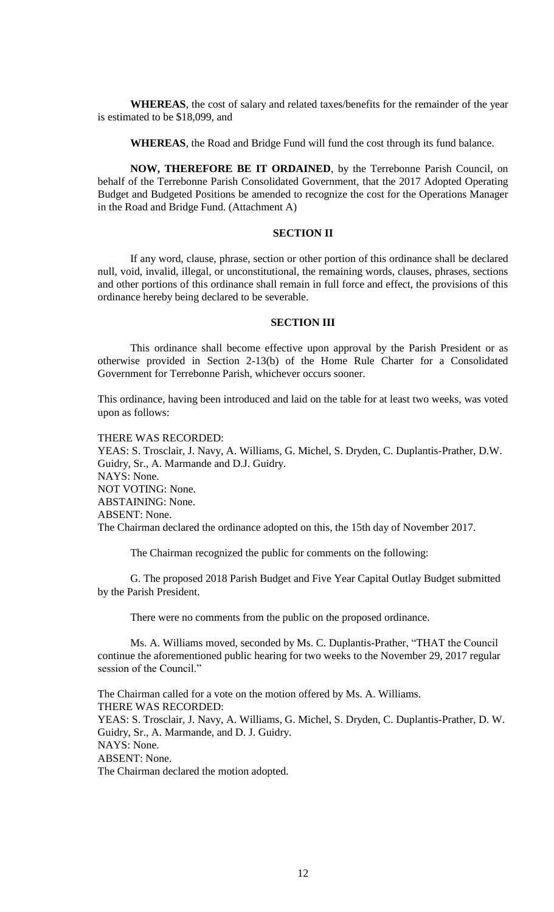**WHEREAS**, the cost of salary and related taxes/benefits for the remainder of the year is estimated to be $18,099, and

**WHEREAS**, the Road and Bridge Fund will fund the cost through its fund balance.

**NOW, THEREFORE BE IT ORDAINED**, by the Terrebonne Parish Council, on behalf of the Terrebonne Parish Consolidated Government, that the 2017 Adopted Operating Budget and Budgeted Positions be amended to recognize the cost for the Operations Manager in the Road and Bridge Fund. (Attachment A)

### SECTION II

If any word, clause, phrase, section or other portion of this ordinance shall be declared null, void, invalid, illegal, or unconstitutional, the remaining words, clauses, phrases, sections and other portions of this ordinance shall remain in full force and effect, the provisions of this ordinance hereby being declared to be severable.

### SECTION III

This ordinance shall become effective upon approval by the Parish President or as otherwise provided in Section 2-13(b) of the Home Rule Charter for a Consolidated Government for Terrebonne Parish, whichever occurs sooner.

This ordinance, having been introduced and laid on the table for at least two weeks, was voted upon as follows:

THERE WAS RECORDED:
YEAS: S. Trosclair, J. Navy, A. Williams, G. Michel, S. Dryden, C. Duplantis-Prather, D.W. Guidry, Sr., A. Marmande and D.J. Guidry.
NAYS: None.
NOT VOTING: None.
ABSTAINING: None.
ABSENT: None.
The Chairman declared the ordinance adopted on this, the 15th day of November 2017.

The Chairman recognized the public for comments on the following:

G. The proposed 2018 Parish Budget and Five Year Capital Outlay Budget submitted by the Parish President.

There were no comments from the public on the proposed ordinance.

Ms. A. Williams moved, seconded by Ms. C. Duplantis-Prather, "THAT the Council continue the aforementioned public hearing for two weeks to the November 29, 2017 regular session of the Council."

The Chairman called for a vote on the motion offered by Ms. A. Williams.
THERE WAS RECORDED:
YEAS: S. Trosclair, J. Navy, A. Williams, G. Michel, S. Dryden, C. Duplantis-Prather, D. W. Guidry, Sr., A. Marmande, and D. J. Guidry.
NAYS: None.
ABSENT: None.
The Chairman declared the motion adopted.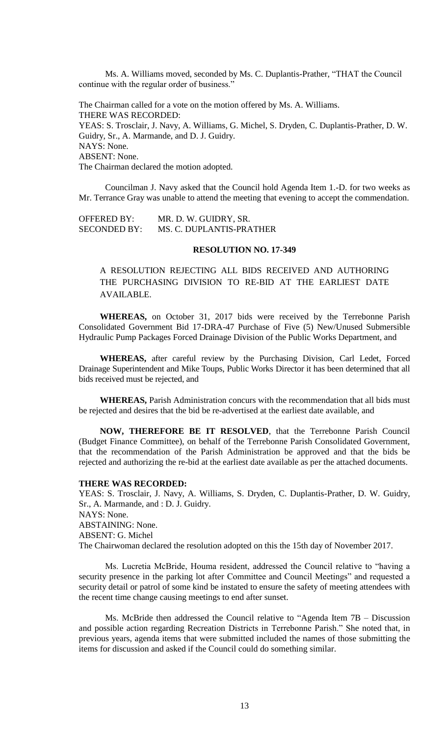Ms. A. Williams moved, seconded by Ms. C. Duplantis-Prather, "THAT the Council continue with the regular order of business."

The Chairman called for a vote on the motion offered by Ms. A. Williams.
THERE WAS RECORDED:
YEAS: S. Trosclair, J. Navy, A. Williams, G. Michel, S. Dryden, C. Duplantis-Prather, D. W. Guidry, Sr., A. Marmande, and D. J. Guidry.
NAYS: None.
ABSENT: None.
The Chairman declared the motion adopted.

Councilman J. Navy asked that the Council hold Agenda Item 1.-D. for two weeks as Mr. Terrance Gray was unable to attend the meeting that evening to accept the commendation.

OFFERED BY: MR. D. W. GUIDRY, SR.
SECONDED BY: MS. C. DUPLANTIS-PRATHER

**RESOLUTION NO. 17-349**

A RESOLUTION REJECTING ALL BIDS RECEIVED AND AUTHORING THE PURCHASING DIVISION TO RE-BID AT THE EARLIEST DATE AVAILABLE.

**WHEREAS,** on October 31, 2017 bids were received by the Terrebonne Parish Consolidated Government Bid 17-DRA-47 Purchase of Five (5) New/Unused Submersible Hydraulic Pump Packages Forced Drainage Division of the Public Works Department, and

**WHEREAS,** after careful review by the Purchasing Division, Carl Ledet, Forced Drainage Superintendent and Mike Toups, Public Works Director it has been determined that all bids received must be rejected, and

**WHEREAS,** Parish Administration concurs with the recommendation that all bids must be rejected and desires that the bid be re-advertised at the earliest date available, and

**NOW, THEREFORE BE IT RESOLVED**, that the Terrebonne Parish Council (Budget Finance Committee), on behalf of the Terrebonne Parish Consolidated Government, that the recommendation of the Parish Administration be approved and that the bids be rejected and authorizing the re-bid at the earliest date available as per the attached documents.

**THERE WAS RECORDED:**
YEAS: S. Trosclair, J. Navy, A. Williams, S. Dryden, C. Duplantis-Prather, D. W. Guidry, Sr., A. Marmande, and : D. J. Guidry.
NAYS: None.
ABSTAINING: None.
ABSENT: G. Michel
The Chairwoman declared the resolution adopted on this the 15th day of November 2017.

Ms. Lucretia McBride, Houma resident, addressed the Council relative to "having a security presence in the parking lot after Committee and Council Meetings" and requested a security detail or patrol of some kind be instated to ensure the safety of meeting attendees with the recent time change causing meetings to end after sunset.

Ms. McBride then addressed the Council relative to "Agenda Item 7B – Discussion and possible action regarding Recreation Districts in Terrebonne Parish." She noted that, in previous years, agenda items that were submitted included the names of those submitting the items for discussion and asked if the Council could do something similar.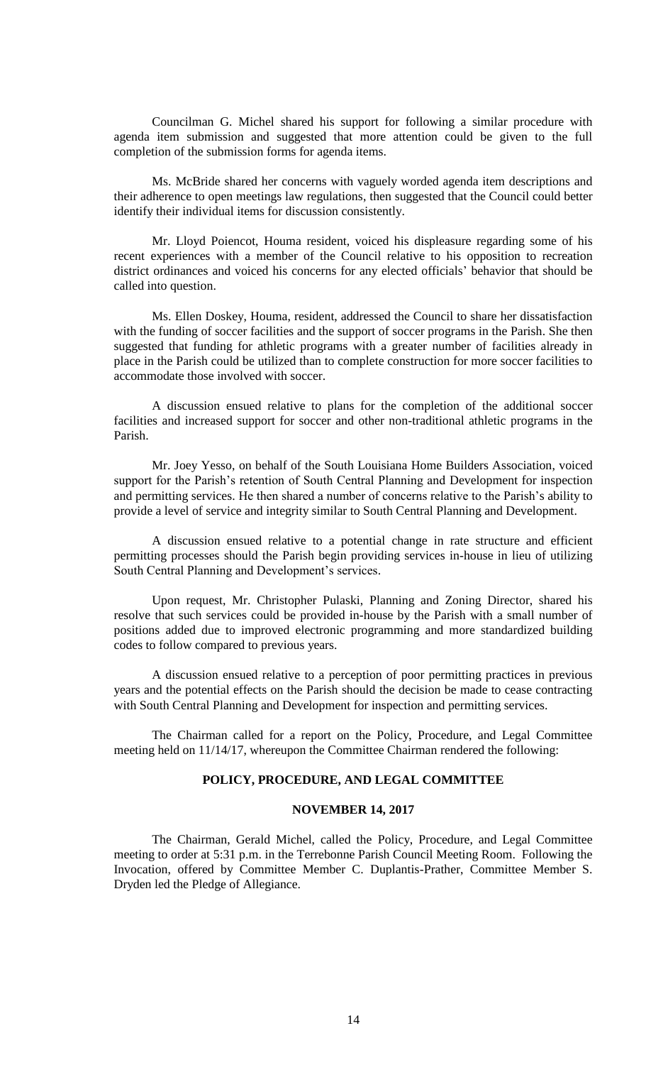Councilman G. Michel shared his support for following a similar procedure with agenda item submission and suggested that more attention could be given to the full completion of the submission forms for agenda items.

Ms. McBride shared her concerns with vaguely worded agenda item descriptions and their adherence to open meetings law regulations, then suggested that the Council could better identify their individual items for discussion consistently.

Mr. Lloyd Poiencot, Houma resident, voiced his displeasure regarding some of his recent experiences with a member of the Council relative to his opposition to recreation district ordinances and voiced his concerns for any elected officials' behavior that should be called into question.

Ms. Ellen Doskey, Houma, resident, addressed the Council to share her dissatisfaction with the funding of soccer facilities and the support of soccer programs in the Parish. She then suggested that funding for athletic programs with a greater number of facilities already in place in the Parish could be utilized than to complete construction for more soccer facilities to accommodate those involved with soccer.

A discussion ensued relative to plans for the completion of the additional soccer facilities and increased support for soccer and other non-traditional athletic programs in the Parish.

Mr. Joey Yesso, on behalf of the South Louisiana Home Builders Association, voiced support for the Parish's retention of South Central Planning and Development for inspection and permitting services. He then shared a number of concerns relative to the Parish's ability to provide a level of service and integrity similar to South Central Planning and Development.

A discussion ensued relative to a potential change in rate structure and efficient permitting processes should the Parish begin providing services in-house in lieu of utilizing South Central Planning and Development's services.

Upon request, Mr. Christopher Pulaski, Planning and Zoning Director, shared his resolve that such services could be provided in-house by the Parish with a small number of positions added due to improved electronic programming and more standardized building codes to follow compared to previous years.

A discussion ensued relative to a perception of poor permitting practices in previous years and the potential effects on the Parish should the decision be made to cease contracting with South Central Planning and Development for inspection and permitting services.

The Chairman called for a report on the Policy, Procedure, and Legal Committee meeting held on 11/14/17, whereupon the Committee Chairman rendered the following:

## POLICY, PROCEDURE, AND LEGAL COMMITTEE

## NOVEMBER 14, 2017

The Chairman, Gerald Michel, called the Policy, Procedure, and Legal Committee meeting to order at 5:31 p.m. in the Terrebonne Parish Council Meeting Room. Following the Invocation, offered by Committee Member C. Duplantis-Prather, Committee Member S. Dryden led the Pledge of Allegiance.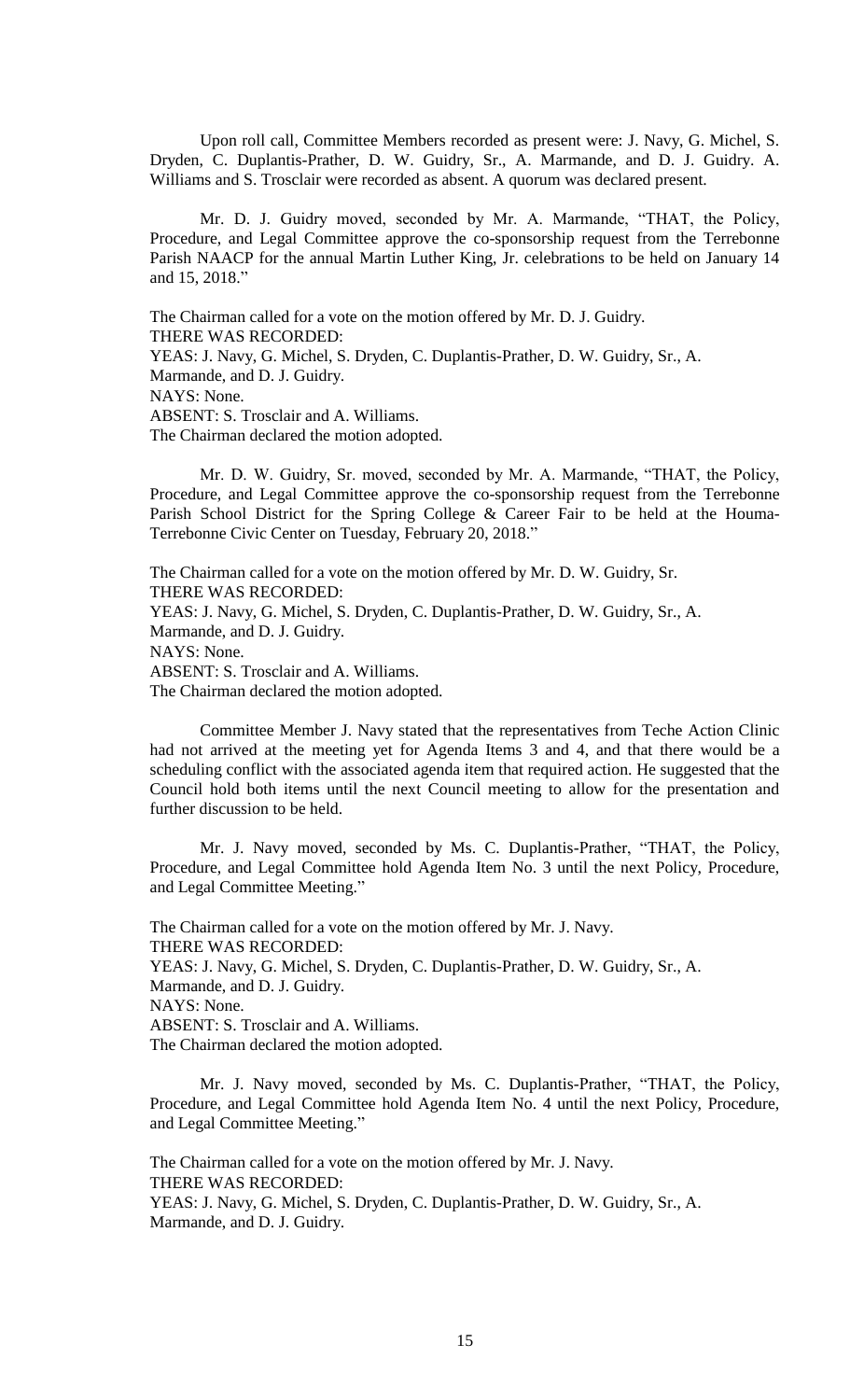Upon roll call, Committee Members recorded as present were: J. Navy, G. Michel, S. Dryden, C. Duplantis-Prather, D. W. Guidry, Sr., A. Marmande, and D. J. Guidry. A. Williams and S. Trosclair were recorded as absent. A quorum was declared present.

Mr. D. J. Guidry moved, seconded by Mr. A. Marmande, "THAT, the Policy, Procedure, and Legal Committee approve the co-sponsorship request from the Terrebonne Parish NAACP for the annual Martin Luther King, Jr. celebrations to be held on January 14 and 15, 2018."

The Chairman called for a vote on the motion offered by Mr. D. J. Guidry.
THERE WAS RECORDED:
YEAS: J. Navy, G. Michel, S. Dryden, C. Duplantis-Prather, D. W. Guidry, Sr., A. Marmande, and D. J. Guidry.
NAYS: None.
ABSENT: S. Trosclair and A. Williams.
The Chairman declared the motion adopted.

Mr. D. W. Guidry, Sr. moved, seconded by Mr. A. Marmande, "THAT, the Policy, Procedure, and Legal Committee approve the co-sponsorship request from the Terrebonne Parish School District for the Spring College & Career Fair to be held at the Houma-Terrebonne Civic Center on Tuesday, February 20, 2018."

The Chairman called for a vote on the motion offered by Mr. D. W. Guidry, Sr.
THERE WAS RECORDED:
YEAS: J. Navy, G. Michel, S. Dryden, C. Duplantis-Prather, D. W. Guidry, Sr., A. Marmande, and D. J. Guidry.
NAYS: None.
ABSENT: S. Trosclair and A. Williams.
The Chairman declared the motion adopted.

Committee Member J. Navy stated that the representatives from Teche Action Clinic had not arrived at the meeting yet for Agenda Items 3 and 4, and that there would be a scheduling conflict with the associated agenda item that required action. He suggested that the Council hold both items until the next Council meeting to allow for the presentation and further discussion to be held.

Mr. J. Navy moved, seconded by Ms. C. Duplantis-Prather, "THAT, the Policy, Procedure, and Legal Committee hold Agenda Item No. 3 until the next Policy, Procedure, and Legal Committee Meeting."

The Chairman called for a vote on the motion offered by Mr. J. Navy.
THERE WAS RECORDED:
YEAS: J. Navy, G. Michel, S. Dryden, C. Duplantis-Prather, D. W. Guidry, Sr., A. Marmande, and D. J. Guidry.
NAYS: None.
ABSENT: S. Trosclair and A. Williams.
The Chairman declared the motion adopted.

Mr. J. Navy moved, seconded by Ms. C. Duplantis-Prather, "THAT, the Policy, Procedure, and Legal Committee hold Agenda Item No. 4 until the next Policy, Procedure, and Legal Committee Meeting."

The Chairman called for a vote on the motion offered by Mr. J. Navy.
THERE WAS RECORDED:
YEAS: J. Navy, G. Michel, S. Dryden, C. Duplantis-Prather, D. W. Guidry, Sr., A. Marmande, and D. J. Guidry.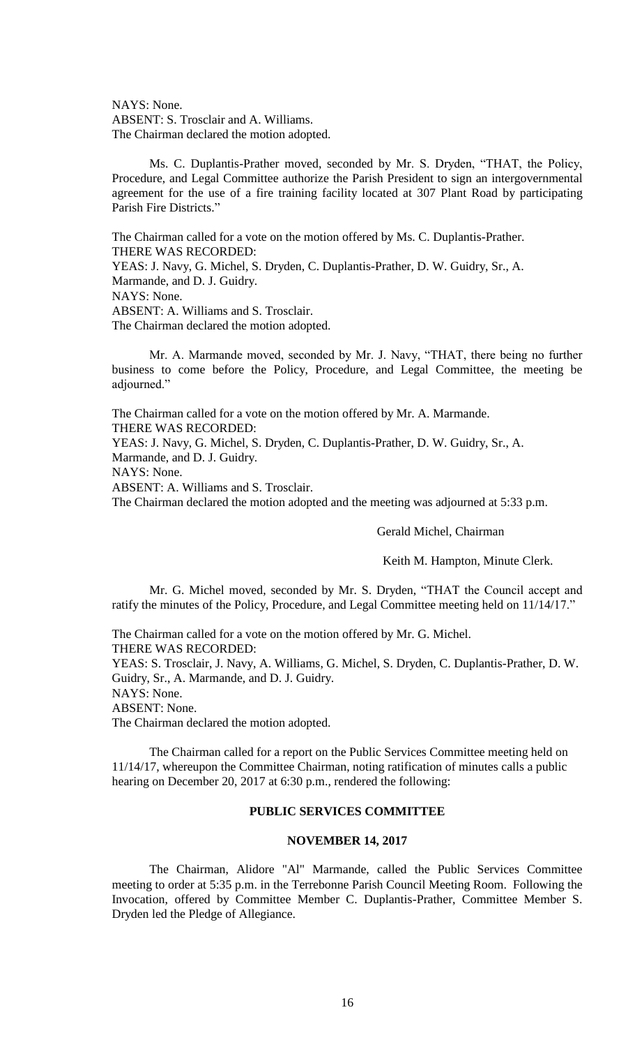NAYS: None.
ABSENT: S. Trosclair and A. Williams.
The Chairman declared the motion adopted.

Ms. C. Duplantis-Prather moved, seconded by Mr. S. Dryden, "THAT, the Policy, Procedure, and Legal Committee authorize the Parish President to sign an intergovernmental agreement for the use of a fire training facility located at 307 Plant Road by participating Parish Fire Districts."

The Chairman called for a vote on the motion offered by Ms. C. Duplantis-Prather.
THERE WAS RECORDED:
YEAS: J. Navy, G. Michel, S. Dryden, C. Duplantis-Prather, D. W. Guidry, Sr., A. Marmande, and D. J. Guidry.
NAYS: None.
ABSENT: A. Williams and S. Trosclair.
The Chairman declared the motion adopted.

Mr. A. Marmande moved, seconded by Mr. J. Navy, "THAT, there being no further business to come before the Policy, Procedure, and Legal Committee, the meeting be adjourned."

The Chairman called for a vote on the motion offered by Mr. A. Marmande.
THERE WAS RECORDED:
YEAS: J. Navy, G. Michel, S. Dryden, C. Duplantis-Prather, D. W. Guidry, Sr., A. Marmande, and D. J. Guidry.
NAYS: None.
ABSENT: A. Williams and S. Trosclair.
The Chairman declared the motion adopted and the meeting was adjourned at 5:33 p.m.

Gerald Michel, Chairman

Keith M. Hampton, Minute Clerk.

Mr. G. Michel moved, seconded by Mr. S. Dryden, "THAT the Council accept and ratify the minutes of the Policy, Procedure, and Legal Committee meeting held on 11/14/17."

The Chairman called for a vote on the motion offered by Mr. G. Michel.
THERE WAS RECORDED:
YEAS: S. Trosclair, J. Navy, A. Williams, G. Michel, S. Dryden, C. Duplantis-Prather, D. W. Guidry, Sr., A. Marmande, and D. J. Guidry.
NAYS: None.
ABSENT: None.
The Chairman declared the motion adopted.

The Chairman called for a report on the Public Services Committee meeting held on 11/14/17, whereupon the Committee Chairman, noting ratification of minutes calls a public hearing on December 20, 2017 at 6:30 p.m., rendered the following:

## PUBLIC SERVICES COMMITTEE

### NOVEMBER 14, 2017

The Chairman, Alidore "Al" Marmande, called the Public Services Committee meeting to order at 5:35 p.m. in the Terrebonne Parish Council Meeting Room. Following the Invocation, offered by Committee Member C. Duplantis-Prather, Committee Member S. Dryden led the Pledge of Allegiance.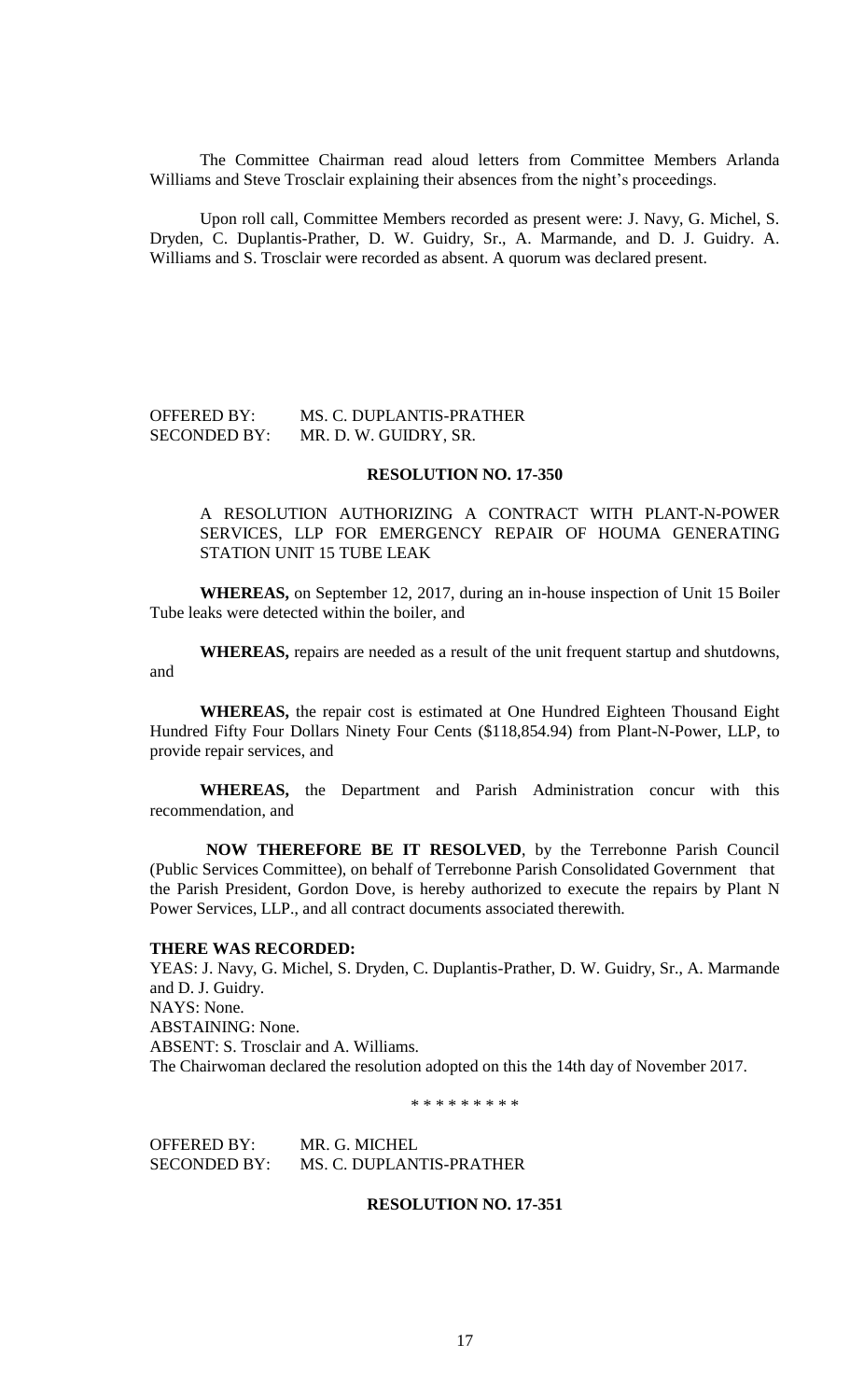The Committee Chairman read aloud letters from Committee Members Arlanda Williams and Steve Trosclair explaining their absences from the night's proceedings.

Upon roll call, Committee Members recorded as present were: J. Navy, G. Michel, S. Dryden, C. Duplantis-Prather, D. W. Guidry, Sr., A. Marmande, and D. J. Guidry. A. Williams and S. Trosclair were recorded as absent. A quorum was declared present.

OFFERED BY: MS. C. DUPLANTIS-PRATHER
SECONDED BY: MR. D. W. GUIDRY, SR.

**RESOLUTION NO. 17-350**

A RESOLUTION AUTHORIZING A CONTRACT WITH PLANT-N-POWER SERVICES, LLP FOR EMERGENCY REPAIR OF HOUMA GENERATING STATION UNIT 15 TUBE LEAK

**WHEREAS,** on September 12, 2017, during an in-house inspection of Unit 15 Boiler Tube leaks were detected within the boiler, and

**WHEREAS,** repairs are needed as a result of the unit frequent startup and shutdowns, and

**WHEREAS,** the repair cost is estimated at One Hundred Eighteen Thousand Eight Hundred Fifty Four Dollars Ninety Four Cents ($118,854.94) from Plant-N-Power, LLP, to provide repair services, and

**WHEREAS,** the Department and Parish Administration concur with this recommendation, and

**NOW THEREFORE BE IT RESOLVED**, by the Terrebonne Parish Council (Public Services Committee), on behalf of Terrebonne Parish Consolidated Government that the Parish President, Gordon Dove, is hereby authorized to execute the repairs by Plant N Power Services, LLP., and all contract documents associated therewith.

**THERE WAS RECORDED:**
YEAS: J. Navy, G. Michel, S. Dryden, C. Duplantis-Prather, D. W. Guidry, Sr., A. Marmande and D. J. Guidry.
NAYS: None.
ABSTAINING: None.
ABSENT: S. Trosclair and A. Williams.
The Chairwoman declared the resolution adopted on this the 14th day of November 2017.

\* \* \* \* \* \* \* \* \*

OFFERED BY: MR. G. MICHEL
SECONDED BY: MS. C. DUPLANTIS-PRATHER

**RESOLUTION NO. 17-351**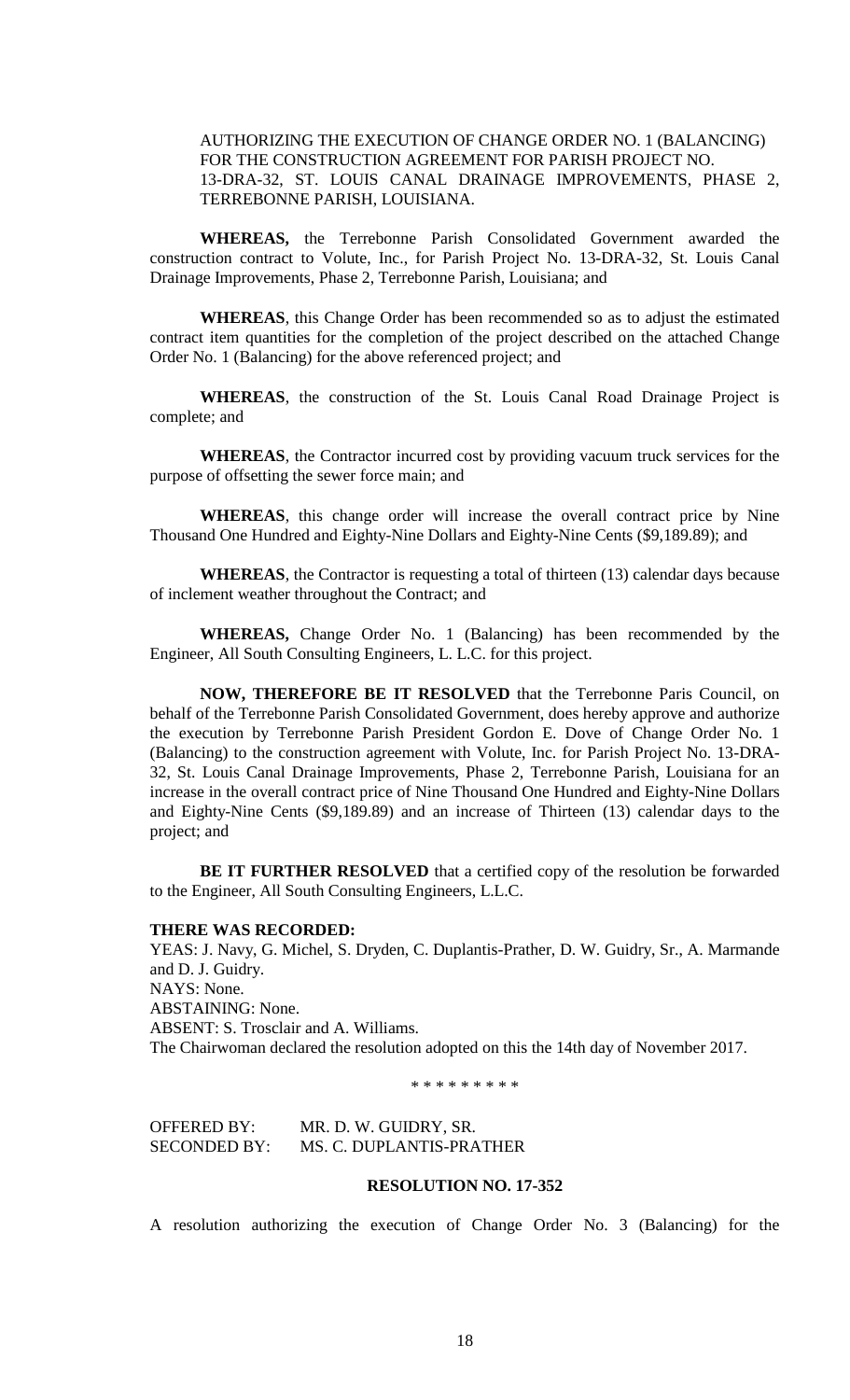AUTHORIZING THE EXECUTION OF CHANGE ORDER NO. 1 (BALANCING) FOR THE CONSTRUCTION AGREEMENT FOR PARISH PROJECT NO. 13-DRA-32, ST. LOUIS CANAL DRAINAGE IMPROVEMENTS, PHASE 2, TERREBONNE PARISH, LOUISIANA.

**WHEREAS,** the Terrebonne Parish Consolidated Government awarded the construction contract to Volute, Inc., for Parish Project No. 13-DRA-32, St. Louis Canal Drainage Improvements, Phase 2, Terrebonne Parish, Louisiana; and

**WHEREAS**, this Change Order has been recommended so as to adjust the estimated contract item quantities for the completion of the project described on the attached Change Order No. 1 (Balancing) for the above referenced project; and

**WHEREAS**, the construction of the St. Louis Canal Road Drainage Project is complete; and

**WHEREAS**, the Contractor incurred cost by providing vacuum truck services for the purpose of offsetting the sewer force main; and

**WHEREAS**, this change order will increase the overall contract price by Nine Thousand One Hundred and Eighty-Nine Dollars and Eighty-Nine Cents ($9,189.89); and

**WHEREAS**, the Contractor is requesting a total of thirteen (13) calendar days because of inclement weather throughout the Contract; and

**WHEREAS,** Change Order No. 1 (Balancing) has been recommended by the Engineer, All South Consulting Engineers, L. L.C. for this project.

**NOW, THEREFORE BE IT RESOLVED** that the Terrebonne Paris Council, on behalf of the Terrebonne Parish Consolidated Government, does hereby approve and authorize the execution by Terrebonne Parish President Gordon E. Dove of Change Order No. 1 (Balancing) to the construction agreement with Volute, Inc. for Parish Project No. 13-DRA-32, St. Louis Canal Drainage Improvements, Phase 2, Terrebonne Parish, Louisiana for an increase in the overall contract price of Nine Thousand One Hundred and Eighty-Nine Dollars and Eighty-Nine Cents ($9,189.89) and an increase of Thirteen (13) calendar days to the project; and

**BE IT FURTHER RESOLVED** that a certified copy of the resolution be forwarded to the Engineer, All South Consulting Engineers, L.L.C.

**THERE WAS RECORDED:**

YEAS: J. Navy, G. Michel, S. Dryden, C. Duplantis-Prather, D. W. Guidry, Sr., A. Marmande and D. J. Guidry.
NAYS: None.
ABSTAINING: None.
ABSENT: S. Trosclair and A. Williams.
The Chairwoman declared the resolution adopted on this the 14th day of November 2017.

\* \* \* \* \* \* \* \* \*

OFFERED BY: MR. D. W. GUIDRY, SR.
SECONDED BY: MS. C. DUPLANTIS-PRATHER

**RESOLUTION NO. 17-352**

A resolution authorizing the execution of Change Order No. 3 (Balancing) for the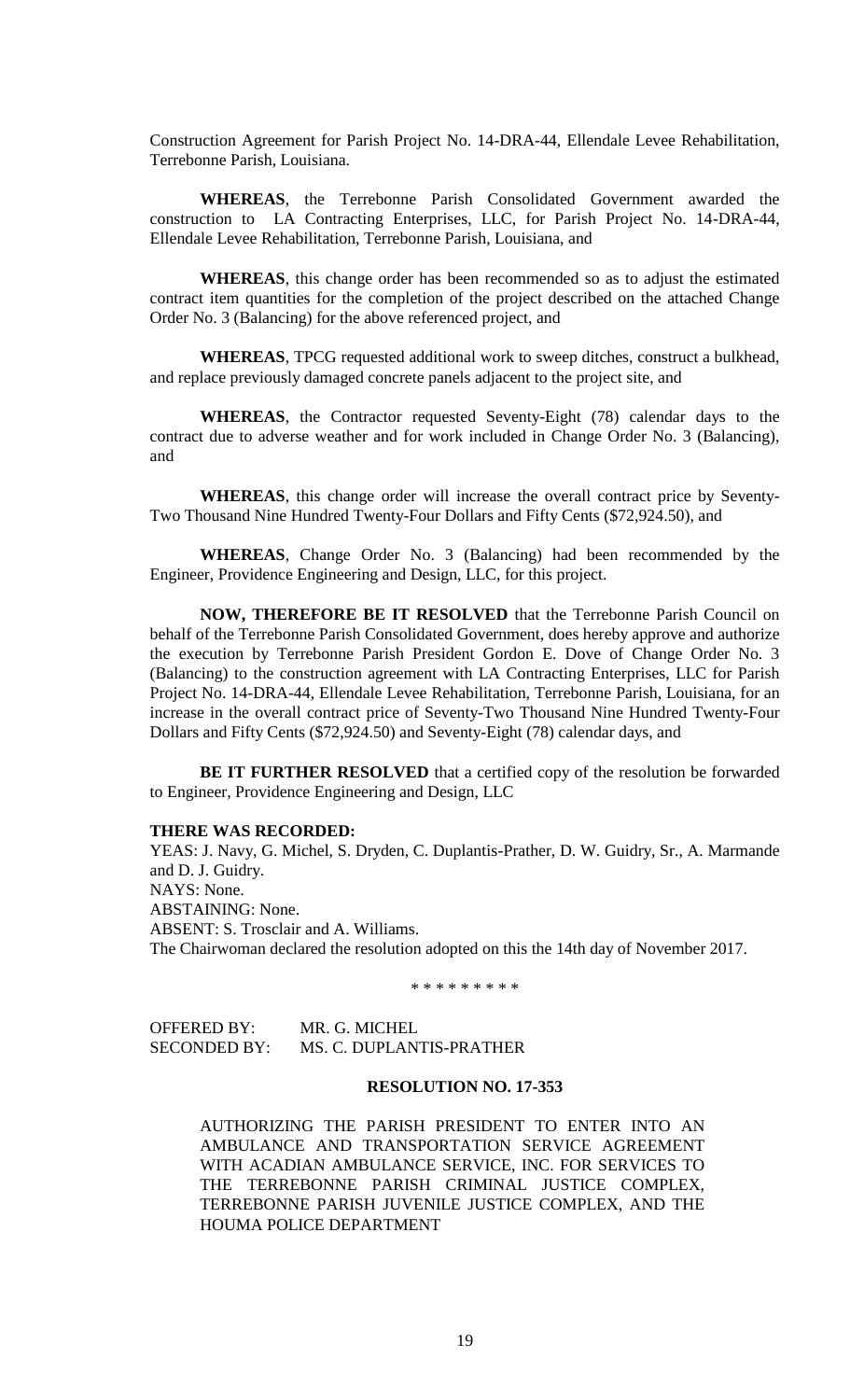Construction Agreement for Parish Project No. 14-DRA-44, Ellendale Levee Rehabilitation, Terrebonne Parish, Louisiana.

**WHEREAS**, the Terrebonne Parish Consolidated Government awarded the construction to LA Contracting Enterprises, LLC, for Parish Project No. 14-DRA-44, Ellendale Levee Rehabilitation, Terrebonne Parish, Louisiana, and

**WHEREAS**, this change order has been recommended so as to adjust the estimated contract item quantities for the completion of the project described on the attached Change Order No. 3 (Balancing) for the above referenced project, and

**WHEREAS**, TPCG requested additional work to sweep ditches, construct a bulkhead, and replace previously damaged concrete panels adjacent to the project site, and

**WHEREAS**, the Contractor requested Seventy-Eight (78) calendar days to the contract due to adverse weather and for work included in Change Order No. 3 (Balancing), and

**WHEREAS**, this change order will increase the overall contract price by Seventy-Two Thousand Nine Hundred Twenty-Four Dollars and Fifty Cents ($72,924.50), and

**WHEREAS**, Change Order No. 3 (Balancing) had been recommended by the Engineer, Providence Engineering and Design, LLC, for this project.

**NOW, THEREFORE BE IT RESOLVED** that the Terrebonne Parish Council on behalf of the Terrebonne Parish Consolidated Government, does hereby approve and authorize the execution by Terrebonne Parish President Gordon E. Dove of Change Order No. 3 (Balancing) to the construction agreement with LA Contracting Enterprises, LLC for Parish Project No. 14-DRA-44, Ellendale Levee Rehabilitation, Terrebonne Parish, Louisiana, for an increase in the overall contract price of Seventy-Two Thousand Nine Hundred Twenty-Four Dollars and Fifty Cents ($72,924.50) and Seventy-Eight (78) calendar days, and

**BE IT FURTHER RESOLVED** that a certified copy of the resolution be forwarded to Engineer, Providence Engineering and Design, LLC

**THERE WAS RECORDED:**

YEAS: J. Navy, G. Michel, S. Dryden, C. Duplantis-Prather, D. W. Guidry, Sr., A. Marmande and D. J. Guidry.

NAYS: None.

ABSTAINING: None.

ABSENT: S. Trosclair and A. Williams.

The Chairwoman declared the resolution adopted on this the 14th day of November 2017.

\* \* \* \* \* \* \* \* \*

OFFERED BY: MR. G. MICHEL

SECONDED BY: MS. C. DUPLANTIS-PRATHER

**RESOLUTION NO. 17-353**

AUTHORIZING THE PARISH PRESIDENT TO ENTER INTO AN AMBULANCE AND TRANSPORTATION SERVICE AGREEMENT WITH ACADIAN AMBULANCE SERVICE, INC. FOR SERVICES TO THE TERREBONNE PARISH CRIMINAL JUSTICE COMPLEX, TERREBONNE PARISH JUVENILE JUSTICE COMPLEX, AND THE HOUMA POLICE DEPARTMENT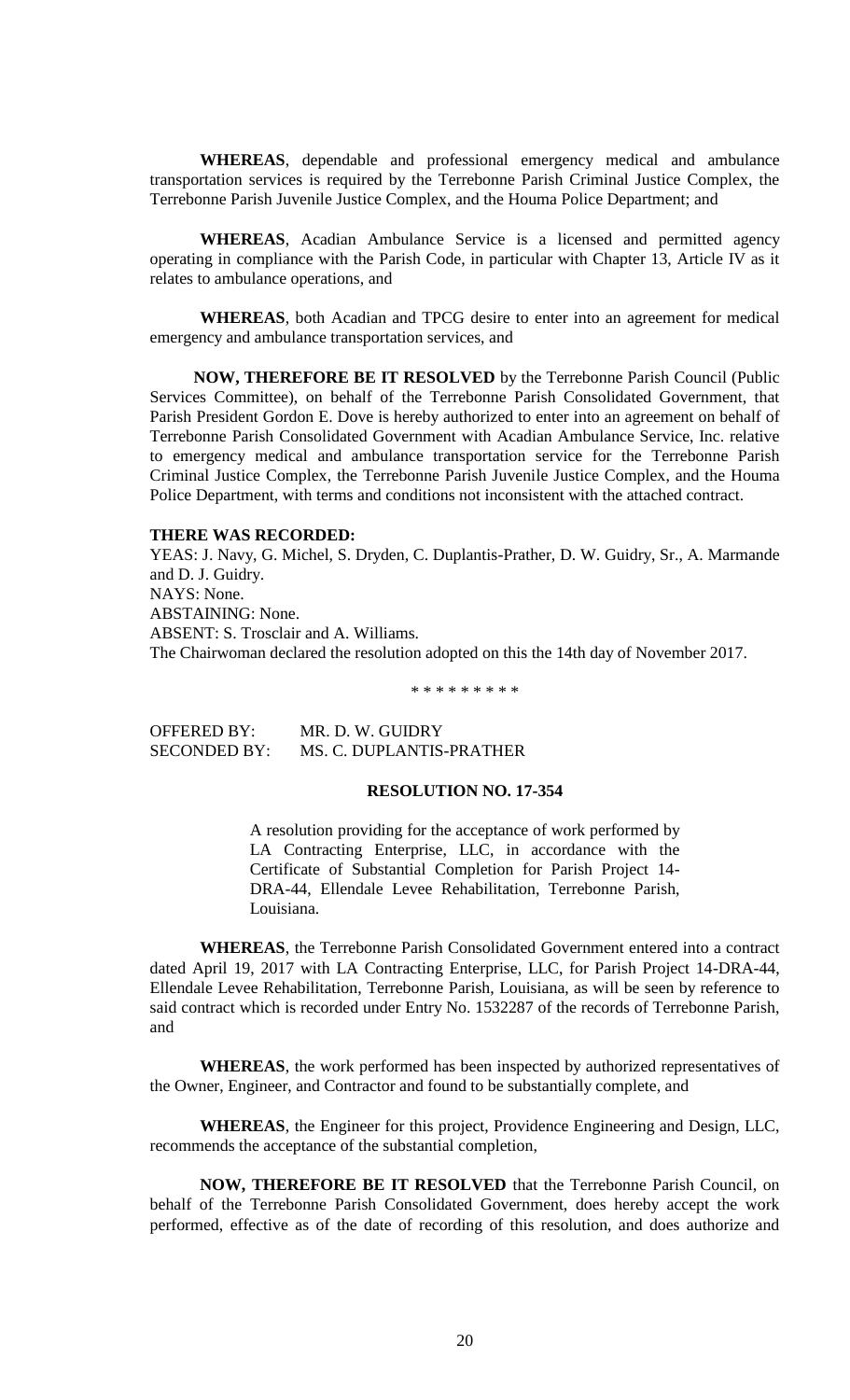**WHEREAS**, dependable and professional emergency medical and ambulance transportation services is required by the Terrebonne Parish Criminal Justice Complex, the Terrebonne Parish Juvenile Justice Complex, and the Houma Police Department; and

**WHEREAS**, Acadian Ambulance Service is a licensed and permitted agency operating in compliance with the Parish Code, in particular with Chapter 13, Article IV as it relates to ambulance operations, and

**WHEREAS**, both Acadian and TPCG desire to enter into an agreement for medical emergency and ambulance transportation services, and

**NOW, THEREFORE BE IT RESOLVED** by the Terrebonne Parish Council (Public Services Committee), on behalf of the Terrebonne Parish Consolidated Government, that Parish President Gordon E. Dove is hereby authorized to enter into an agreement on behalf of Terrebonne Parish Consolidated Government with Acadian Ambulance Service, Inc. relative to emergency medical and ambulance transportation service for the Terrebonne Parish Criminal Justice Complex, the Terrebonne Parish Juvenile Justice Complex, and the Houma Police Department, with terms and conditions not inconsistent with the attached contract.

**THERE WAS RECORDED:**
YEAS: J. Navy, G. Michel, S. Dryden, C. Duplantis-Prather, D. W. Guidry, Sr., A. Marmande and D. J. Guidry.
NAYS: None.
ABSTAINING: None.
ABSENT: S. Trosclair and A. Williams.
The Chairwoman declared the resolution adopted on this the 14th day of November 2017.

* * * * * * * * *

OFFERED BY: MR. D. W. GUIDRY
SECONDED BY: MS. C. DUPLANTIS-PRATHER

**RESOLUTION NO. 17-354**

A resolution providing for the acceptance of work performed by LA Contracting Enterprise, LLC, in accordance with the Certificate of Substantial Completion for Parish Project 14-DRA-44, Ellendale Levee Rehabilitation, Terrebonne Parish, Louisiana.

**WHEREAS**, the Terrebonne Parish Consolidated Government entered into a contract dated April 19, 2017 with LA Contracting Enterprise, LLC, for Parish Project 14-DRA-44, Ellendale Levee Rehabilitation, Terrebonne Parish, Louisiana, as will be seen by reference to said contract which is recorded under Entry No. 1532287 of the records of Terrebonne Parish, and

**WHEREAS**, the work performed has been inspected by authorized representatives of the Owner, Engineer, and Contractor and found to be substantially complete, and

**WHEREAS**, the Engineer for this project, Providence Engineering and Design, LLC, recommends the acceptance of the substantial completion,

**NOW, THEREFORE BE IT RESOLVED** that the Terrebonne Parish Council, on behalf of the Terrebonne Parish Consolidated Government, does hereby accept the work performed, effective as of the date of recording of this resolution, and does authorize and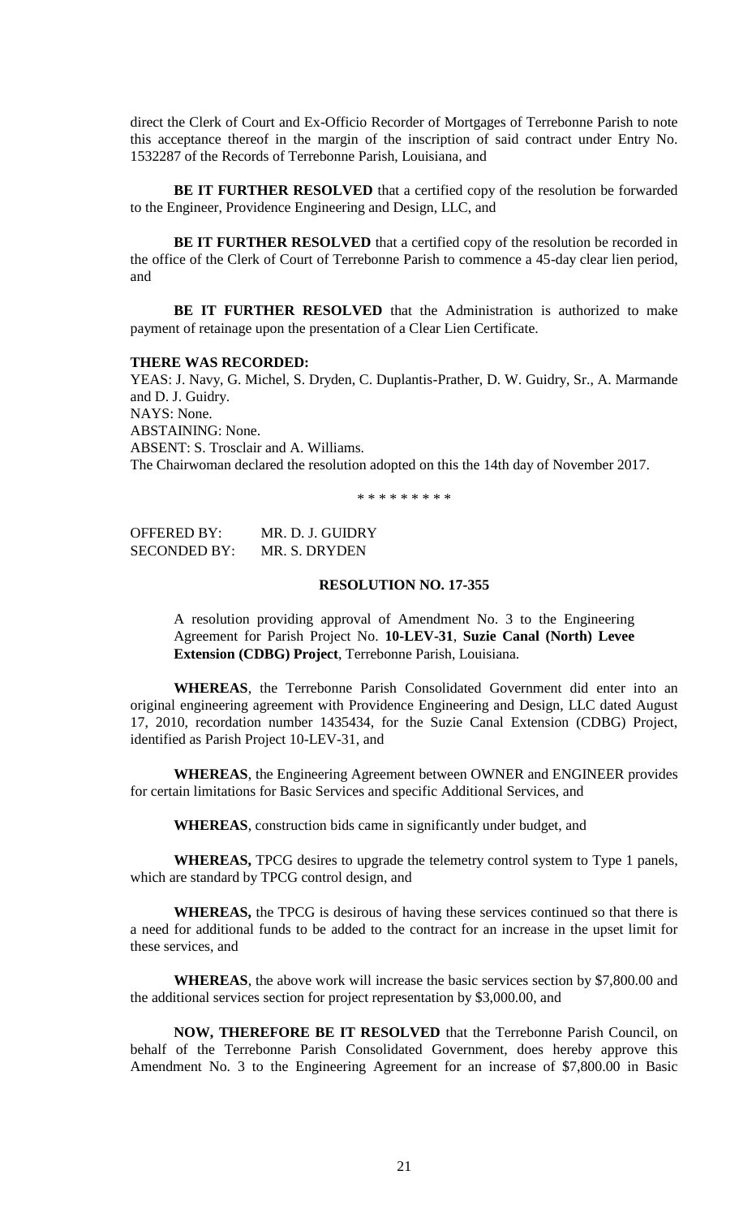direct the Clerk of Court and Ex-Officio Recorder of Mortgages of Terrebonne Parish to note this acceptance thereof in the margin of the inscription of said contract under Entry No. 1532287 of the Records of Terrebonne Parish, Louisiana, and

**BE IT FURTHER RESOLVED** that a certified copy of the resolution be forwarded to the Engineer, Providence Engineering and Design, LLC, and

**BE IT FURTHER RESOLVED** that a certified copy of the resolution be recorded in the office of the Clerk of Court of Terrebonne Parish to commence a 45-day clear lien period, and

**BE IT FURTHER RESOLVED** that the Administration is authorized to make payment of retainage upon the presentation of a Clear Lien Certificate.

**THERE WAS RECORDED:**

YEAS: J. Navy, G. Michel, S. Dryden, C. Duplantis-Prather, D. W. Guidry, Sr., A. Marmande and D. J. Guidry.
NAYS: None.
ABSTAINING: None.
ABSENT: S. Trosclair and A. Williams.
The Chairwoman declared the resolution adopted on this the 14th day of November 2017.

\* \* \* \* \* \* \* \* \*

OFFERED BY: MR. D. J. GUIDRY
SECONDED BY: MR. S. DRYDEN

**RESOLUTION NO. 17-355**

A resolution providing approval of Amendment No. 3 to the Engineering Agreement for Parish Project No. **10-LEV-31**, **Suzie Canal (North) Levee Extension (CDBG) Project**, Terrebonne Parish, Louisiana.

**WHEREAS**, the Terrebonne Parish Consolidated Government did enter into an original engineering agreement with Providence Engineering and Design, LLC dated August 17, 2010, recordation number 1435434, for the Suzie Canal Extension (CDBG) Project, identified as Parish Project 10-LEV-31, and

**WHEREAS**, the Engineering Agreement between OWNER and ENGINEER provides for certain limitations for Basic Services and specific Additional Services, and

**WHEREAS**, construction bids came in significantly under budget, and

**WHEREAS,** TPCG desires to upgrade the telemetry control system to Type 1 panels, which are standard by TPCG control design, and

**WHEREAS,** the TPCG is desirous of having these services continued so that there is a need for additional funds to be added to the contract for an increase in the upset limit for these services, and

**WHEREAS**, the above work will increase the basic services section by $7,800.00 and the additional services section for project representation by $3,000.00, and

**NOW, THEREFORE BE IT RESOLVED** that the Terrebonne Parish Council, on behalf of the Terrebonne Parish Consolidated Government, does hereby approve this Amendment No. 3 to the Engineering Agreement for an increase of $7,800.00 in Basic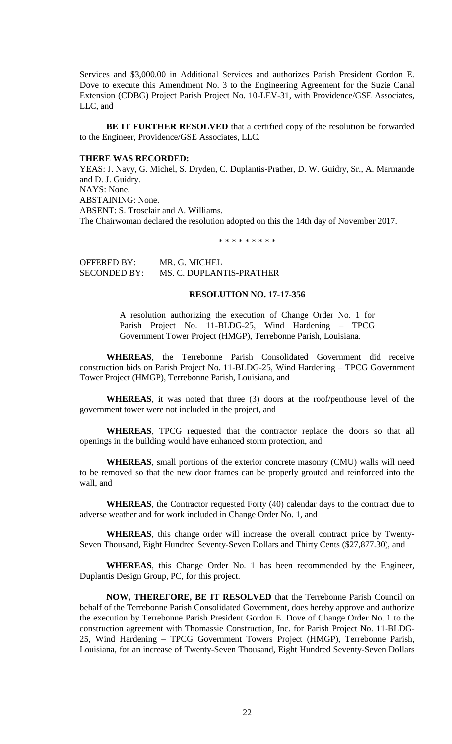Services and $3,000.00 in Additional Services and authorizes Parish President Gordon E. Dove to execute this Amendment No. 3 to the Engineering Agreement for the Suzie Canal Extension (CDBG) Project Parish Project No. 10-LEV-31, with Providence/GSE Associates, LLC, and

**BE IT FURTHER RESOLVED** that a certified copy of the resolution be forwarded to the Engineer, Providence/GSE Associates, LLC.

**THERE WAS RECORDED:**

YEAS: J. Navy, G. Michel, S. Dryden, C. Duplantis-Prather, D. W. Guidry, Sr., A. Marmande and D. J. Guidry.
NAYS: None.
ABSTAINING: None.
ABSENT: S. Trosclair and A. Williams.
The Chairwoman declared the resolution adopted on this the 14th day of November 2017.

\* \* \* \* \* \* \* \* \*

OFFERED BY: MR. G. MICHEL
SECONDED BY: MS. C. DUPLANTIS-PRATHER

**RESOLUTION NO. 17-17-356**

A resolution authorizing the execution of Change Order No. 1 for Parish Project No. 11-BLDG-25, Wind Hardening – TPCG Government Tower Project (HMGP), Terrebonne Parish, Louisiana.

**WHEREAS**, the Terrebonne Parish Consolidated Government did receive construction bids on Parish Project No. 11-BLDG-25, Wind Hardening – TPCG Government Tower Project (HMGP), Terrebonne Parish, Louisiana, and

**WHEREAS**, it was noted that three (3) doors at the roof/penthouse level of the government tower were not included in the project, and

**WHEREAS**, TPCG requested that the contractor replace the doors so that all openings in the building would have enhanced storm protection, and

**WHEREAS**, small portions of the exterior concrete masonry (CMU) walls will need to be removed so that the new door frames can be properly grouted and reinforced into the wall, and

**WHEREAS**, the Contractor requested Forty (40) calendar days to the contract due to adverse weather and for work included in Change Order No. 1, and

**WHEREAS**, this change order will increase the overall contract price by Twenty-Seven Thousand, Eight Hundred Seventy-Seven Dollars and Thirty Cents ($27,877.30), and

**WHEREAS**, this Change Order No. 1 has been recommended by the Engineer, Duplantis Design Group, PC, for this project.

**NOW, THEREFORE, BE IT RESOLVED** that the Terrebonne Parish Council on behalf of the Terrebonne Parish Consolidated Government, does hereby approve and authorize the execution by Terrebonne Parish President Gordon E. Dove of Change Order No. 1 to the construction agreement with Thomassie Construction, Inc. for Parish Project No. 11-BLDG-25, Wind Hardening – TPCG Government Towers Project (HMGP), Terrebonne Parish, Louisiana, for an increase of Twenty-Seven Thousand, Eight Hundred Seventy-Seven Dollars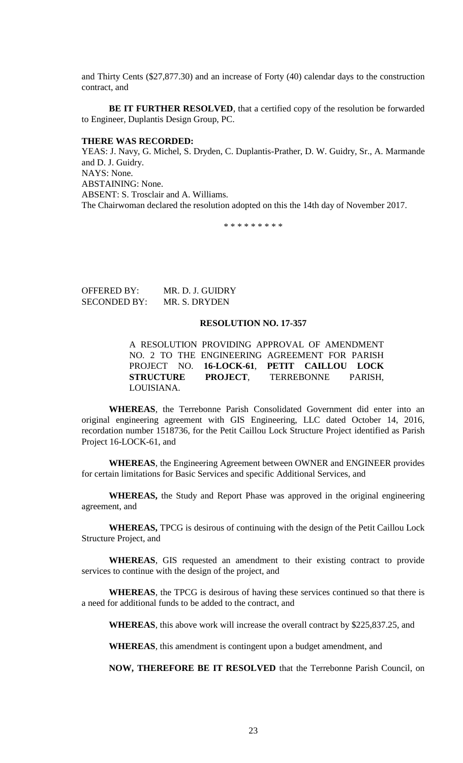and Thirty Cents ($27,877.30) and an increase of Forty (40) calendar days to the construction contract, and

**BE IT FURTHER RESOLVED**, that a certified copy of the resolution be forwarded to Engineer, Duplantis Design Group, PC.

**THERE WAS RECORDED:**
YEAS: J. Navy, G. Michel, S. Dryden, C. Duplantis-Prather, D. W. Guidry, Sr., A. Marmande and D. J. Guidry.
NAYS: None.
ABSTAINING: None.
ABSENT: S. Trosclair and A. Williams.
The Chairwoman declared the resolution adopted on this the 14th day of November 2017.

\* \* \* \* \* \* \* \* \*

OFFERED BY: MR. D. J. GUIDRY
SECONDED BY: MR. S. DRYDEN

**RESOLUTION NO. 17-357**

A RESOLUTION PROVIDING APPROVAL OF AMENDMENT NO. 2 TO THE ENGINEERING AGREEMENT FOR PARISH PROJECT NO. **16-LOCK-61**, **PETIT CAILLOU LOCK STRUCTURE PROJECT**, TERREBONNE PARISH, LOUISIANA.

**WHEREAS**, the Terrebonne Parish Consolidated Government did enter into an original engineering agreement with GIS Engineering, LLC dated October 14, 2016, recordation number 1518736, for the Petit Caillou Lock Structure Project identified as Parish Project 16-LOCK-61, and

**WHEREAS**, the Engineering Agreement between OWNER and ENGINEER provides for certain limitations for Basic Services and specific Additional Services, and

**WHEREAS,** the Study and Report Phase was approved in the original engineering agreement, and

**WHEREAS,** TPCG is desirous of continuing with the design of the Petit Caillou Lock Structure Project, and

**WHEREAS**, GIS requested an amendment to their existing contract to provide services to continue with the design of the project, and

**WHEREAS**, the TPCG is desirous of having these services continued so that there is a need for additional funds to be added to the contract, and

**WHEREAS**, this above work will increase the overall contract by $225,837.25, and

**WHEREAS**, this amendment is contingent upon a budget amendment, and

**NOW, THEREFORE BE IT RESOLVED** that the Terrebonne Parish Council, on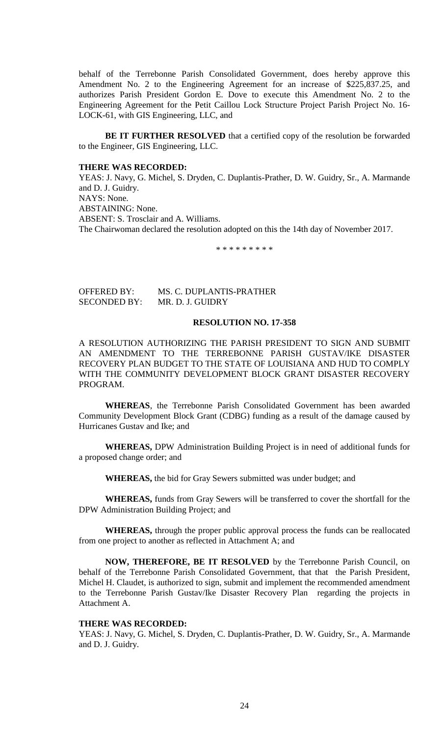behalf of the Terrebonne Parish Consolidated Government, does hereby approve this Amendment No. 2 to the Engineering Agreement for an increase of $225,837.25, and authorizes Parish President Gordon E. Dove to execute this Amendment No. 2 to the Engineering Agreement for the Petit Caillou Lock Structure Project Parish Project No. 16-LOCK-61, with GIS Engineering, LLC, and

**BE IT FURTHER RESOLVED** that a certified copy of the resolution be forwarded to the Engineer, GIS Engineering, LLC.

**THERE WAS RECORDED:**
YEAS: J. Navy, G. Michel, S. Dryden, C. Duplantis-Prather, D. W. Guidry, Sr., A. Marmande and D. J. Guidry.
NAYS: None.
ABSTAINING: None.
ABSENT: S. Trosclair and A. Williams.
The Chairwoman declared the resolution adopted on this the 14th day of November 2017.

\* \* \* \* \* \* \* \* \*

OFFERED BY: MS. C. DUPLANTIS-PRATHER
SECONDED BY: MR. D. J. GUIDRY

**RESOLUTION NO. 17-358**

A RESOLUTION AUTHORIZING THE PARISH PRESIDENT TO SIGN AND SUBMIT AN AMENDMENT TO THE TERREBONNE PARISH GUSTAV/IKE DISASTER RECOVERY PLAN BUDGET TO THE STATE OF LOUISIANA AND HUD TO COMPLY WITH THE COMMUNITY DEVELOPMENT BLOCK GRANT DISASTER RECOVERY PROGRAM.

**WHEREAS**, the Terrebonne Parish Consolidated Government has been awarded Community Development Block Grant (CDBG) funding as a result of the damage caused by Hurricanes Gustav and Ike; and

**WHEREAS,** DPW Administration Building Project is in need of additional funds for a proposed change order; and

**WHEREAS,** the bid for Gray Sewers submitted was under budget; and

**WHEREAS,** funds from Gray Sewers will be transferred to cover the shortfall for the DPW Administration Building Project; and

**WHEREAS,** through the proper public approval process the funds can be reallocated from one project to another as reflected in Attachment A; and

**NOW, THEREFORE, BE IT RESOLVED** by the Terrebonne Parish Council, on behalf of the Terrebonne Parish Consolidated Government, that that the Parish President, Michel H. Claudet, is authorized to sign, submit and implement the recommended amendment to the Terrebonne Parish Gustav/Ike Disaster Recovery Plan regarding the projects in Attachment A.

**THERE WAS RECORDED:**
YEAS: J. Navy, G. Michel, S. Dryden, C. Duplantis-Prather, D. W. Guidry, Sr., A. Marmande and D. J. Guidry.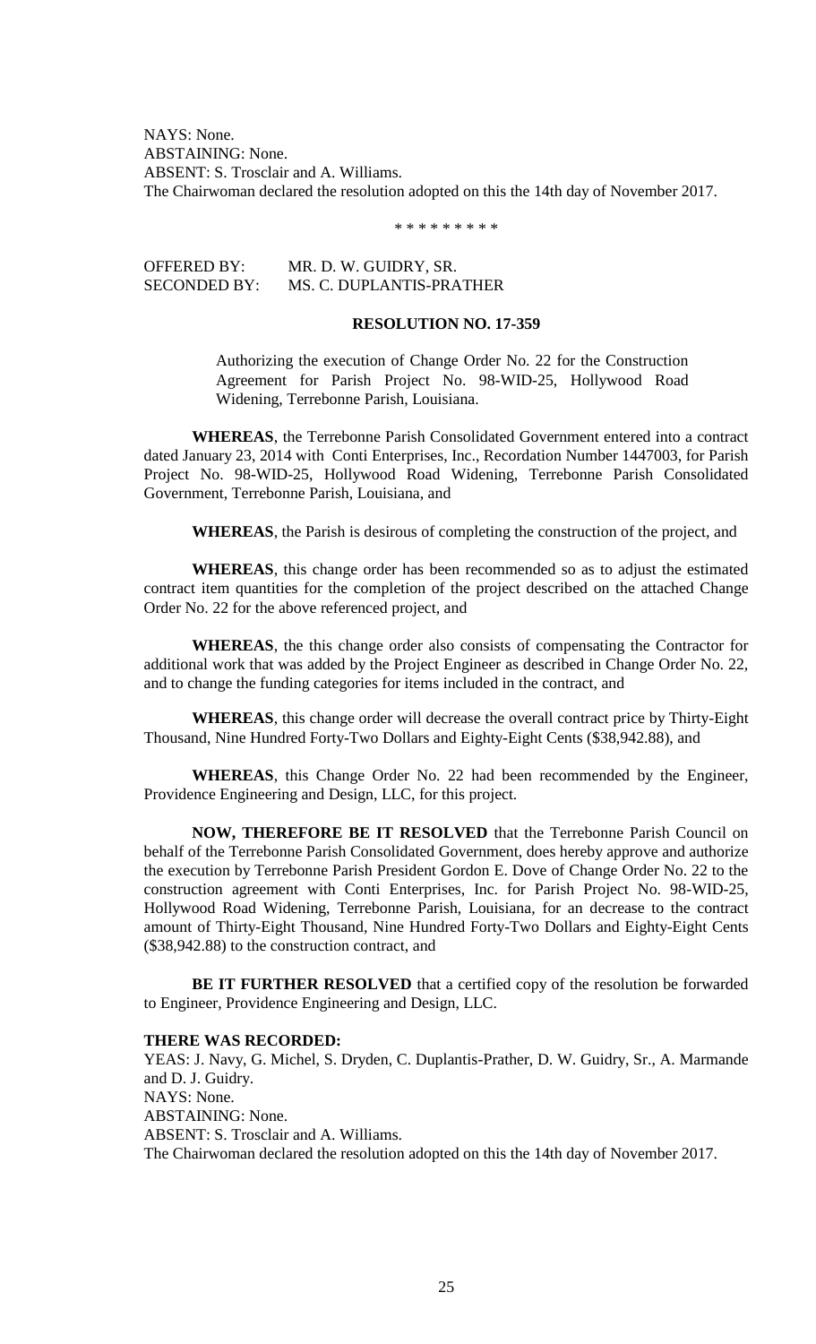NAYS: None.
ABSTAINING: None.
ABSENT: S. Trosclair and A. Williams.
The Chairwoman declared the resolution adopted on this the 14th day of November 2017.

\* \* \* \* \* \* \* \* \*

OFFERED BY: MR. D. W. GUIDRY, SR.
SECONDED BY: MS. C. DUPLANTIS-PRATHER

**RESOLUTION NO. 17-359**

Authorizing the execution of Change Order No. 22 for the Construction Agreement for Parish Project No. 98-WID-25, Hollywood Road Widening, Terrebonne Parish, Louisiana.

**WHEREAS**, the Terrebonne Parish Consolidated Government entered into a contract dated January 23, 2014 with Conti Enterprises, Inc., Recordation Number 1447003, for Parish Project No. 98-WID-25, Hollywood Road Widening, Terrebonne Parish Consolidated Government, Terrebonne Parish, Louisiana, and

**WHEREAS**, the Parish is desirous of completing the construction of the project, and

**WHEREAS**, this change order has been recommended so as to adjust the estimated contract item quantities for the completion of the project described on the attached Change Order No. 22 for the above referenced project, and

**WHEREAS**, the this change order also consists of compensating the Contractor for additional work that was added by the Project Engineer as described in Change Order No. 22, and to change the funding categories for items included in the contract, and

**WHEREAS**, this change order will decrease the overall contract price by Thirty-Eight Thousand, Nine Hundred Forty-Two Dollars and Eighty-Eight Cents ($38,942.88), and

**WHEREAS**, this Change Order No. 22 had been recommended by the Engineer, Providence Engineering and Design, LLC, for this project.

**NOW, THEREFORE BE IT RESOLVED** that the Terrebonne Parish Council on behalf of the Terrebonne Parish Consolidated Government, does hereby approve and authorize the execution by Terrebonne Parish President Gordon E. Dove of Change Order No. 22 to the construction agreement with Conti Enterprises, Inc. for Parish Project No. 98-WID-25, Hollywood Road Widening, Terrebonne Parish, Louisiana, for an decrease to the contract amount of Thirty-Eight Thousand, Nine Hundred Forty-Two Dollars and Eighty-Eight Cents ($38,942.88) to the construction contract, and

**BE IT FURTHER RESOLVED** that a certified copy of the resolution be forwarded to Engineer, Providence Engineering and Design, LLC.

**THERE WAS RECORDED:**
YEAS: J. Navy, G. Michel, S. Dryden, C. Duplantis-Prather, D. W. Guidry, Sr., A. Marmande and D. J. Guidry.
NAYS: None.
ABSTAINING: None.
ABSENT: S. Trosclair and A. Williams.
The Chairwoman declared the resolution adopted on this the 14th day of November 2017.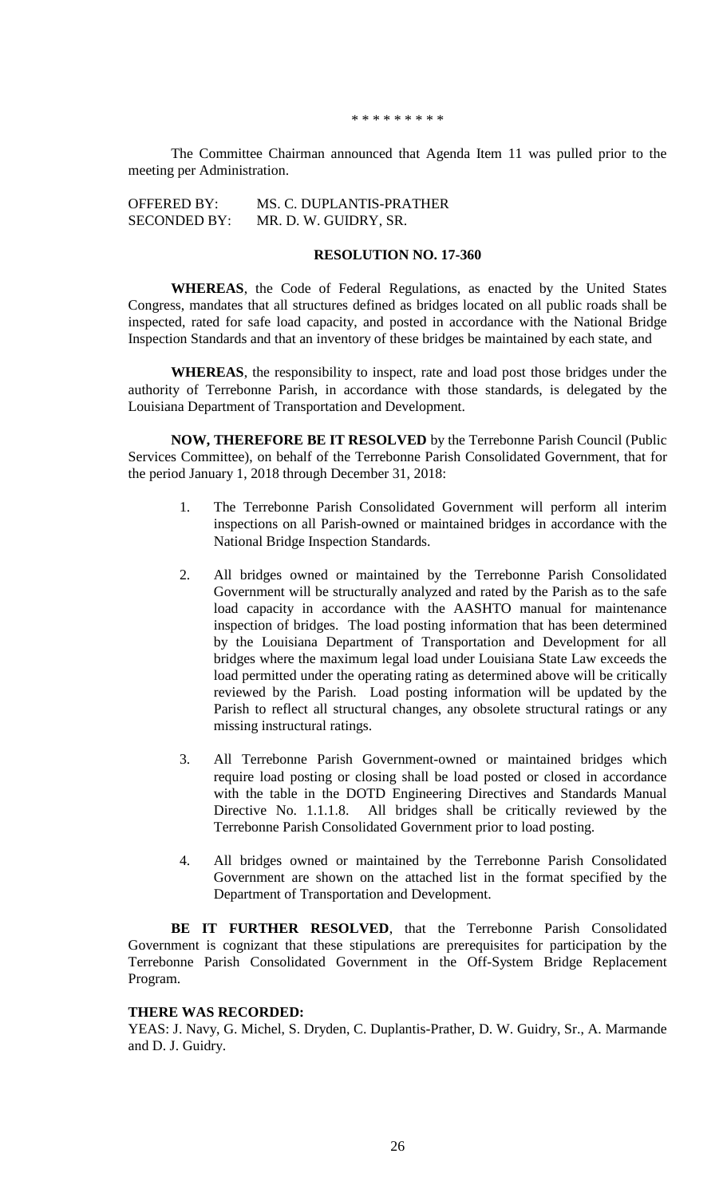\* \* \* \* \* \* \* \* \*

The Committee Chairman announced that Agenda Item 11 was pulled prior to the meeting per Administration.

OFFERED BY: MS. C. DUPLANTIS-PRATHER
SECONDED BY: MR. D. W. GUIDRY, SR.

**RESOLUTION NO. 17-360**

**WHEREAS**, the Code of Federal Regulations, as enacted by the United States Congress, mandates that all structures defined as bridges located on all public roads shall be inspected, rated for safe load capacity, and posted in accordance with the National Bridge Inspection Standards and that an inventory of these bridges be maintained by each state, and

**WHEREAS**, the responsibility to inspect, rate and load post those bridges under the authority of Terrebonne Parish, in accordance with those standards, is delegated by the Louisiana Department of Transportation and Development.

**NOW, THEREFORE BE IT RESOLVED** by the Terrebonne Parish Council (Public Services Committee), on behalf of the Terrebonne Parish Consolidated Government, that for the period January 1, 2018 through December 31, 2018:

1. The Terrebonne Parish Consolidated Government will perform all interim inspections on all Parish-owned or maintained bridges in accordance with the National Bridge Inspection Standards.

2. All bridges owned or maintained by the Terrebonne Parish Consolidated Government will be structurally analyzed and rated by the Parish as to the safe load capacity in accordance with the AASHTO manual for maintenance inspection of bridges. The load posting information that has been determined by the Louisiana Department of Transportation and Development for all bridges where the maximum legal load under Louisiana State Law exceeds the load permitted under the operating rating as determined above will be critically reviewed by the Parish. Load posting information will be updated by the Parish to reflect all structural changes, any obsolete structural ratings or any missing instructural ratings.

3. All Terrebonne Parish Government-owned or maintained bridges which require load posting or closing shall be load posted or closed in accordance with the table in the DOTD Engineering Directives and Standards Manual Directive No. 1.1.1.8. All bridges shall be critically reviewed by the Terrebonne Parish Consolidated Government prior to load posting.

4. All bridges owned or maintained by the Terrebonne Parish Consolidated Government are shown on the attached list in the format specified by the Department of Transportation and Development.

**BE IT FURTHER RESOLVED**, that the Terrebonne Parish Consolidated Government is cognizant that these stipulations are prerequisites for participation by the Terrebonne Parish Consolidated Government in the Off-System Bridge Replacement Program.

**THERE WAS RECORDED:**
YEAS: J. Navy, G. Michel, S. Dryden, C. Duplantis-Prather, D. W. Guidry, Sr., A. Marmande and D. J. Guidry.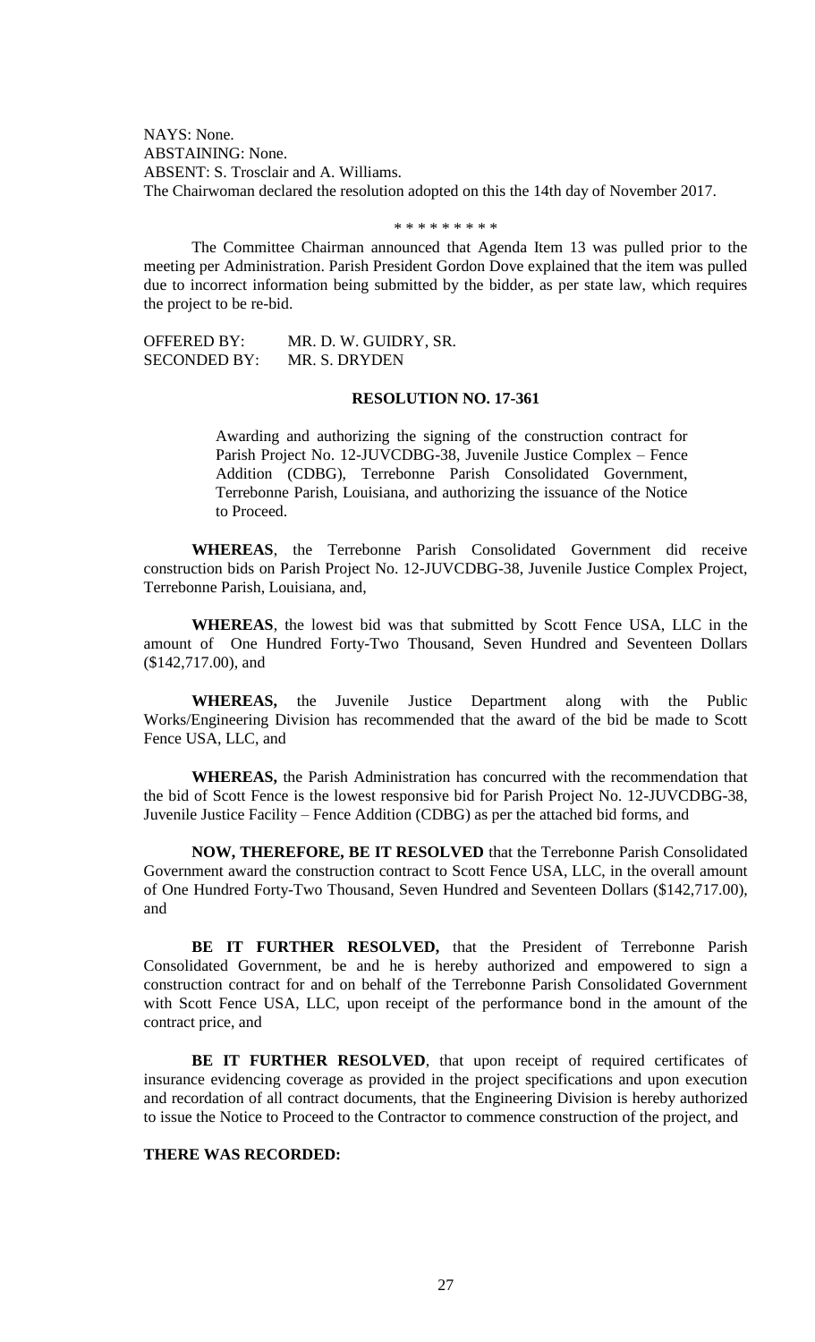NAYS: None.
ABSTAINING: None.
ABSENT: S. Trosclair and A. Williams.
The Chairwoman declared the resolution adopted on this the 14th day of November 2017.

\* \* \* \* \* \* \* \* \*

The Committee Chairman announced that Agenda Item 13 was pulled prior to the meeting per Administration. Parish President Gordon Dove explained that the item was pulled due to incorrect information being submitted by the bidder, as per state law, which requires the project to be re-bid.

OFFERED BY: MR. D. W. GUIDRY, SR.
SECONDED BY: MR. S. DRYDEN

**RESOLUTION NO. 17-361**

Awarding and authorizing the signing of the construction contract for Parish Project No. 12-JUVCDBG-38, Juvenile Justice Complex – Fence Addition (CDBG), Terrebonne Parish Consolidated Government, Terrebonne Parish, Louisiana, and authorizing the issuance of the Notice to Proceed.

**WHEREAS**, the Terrebonne Parish Consolidated Government did receive construction bids on Parish Project No. 12-JUVCDBG-38, Juvenile Justice Complex Project, Terrebonne Parish, Louisiana, and,

**WHEREAS**, the lowest bid was that submitted by Scott Fence USA, LLC in the amount of One Hundred Forty-Two Thousand, Seven Hundred and Seventeen Dollars ($142,717.00), and

**WHEREAS,** the Juvenile Justice Department along with the Public Works/Engineering Division has recommended that the award of the bid be made to Scott Fence USA, LLC, and

**WHEREAS,** the Parish Administration has concurred with the recommendation that the bid of Scott Fence is the lowest responsive bid for Parish Project No. 12-JUVCDBG-38, Juvenile Justice Facility – Fence Addition (CDBG) as per the attached bid forms, and

**NOW, THEREFORE, BE IT RESOLVED** that the Terrebonne Parish Consolidated Government award the construction contract to Scott Fence USA, LLC, in the overall amount of One Hundred Forty-Two Thousand, Seven Hundred and Seventeen Dollars ($142,717.00), and

**BE IT FURTHER RESOLVED,** that the President of Terrebonne Parish Consolidated Government, be and he is hereby authorized and empowered to sign a construction contract for and on behalf of the Terrebonne Parish Consolidated Government with Scott Fence USA, LLC, upon receipt of the performance bond in the amount of the contract price, and

**BE IT FURTHER RESOLVED**, that upon receipt of required certificates of insurance evidencing coverage as provided in the project specifications and upon execution and recordation of all contract documents, that the Engineering Division is hereby authorized to issue the Notice to Proceed to the Contractor to commence construction of the project, and

**THERE WAS RECORDED:**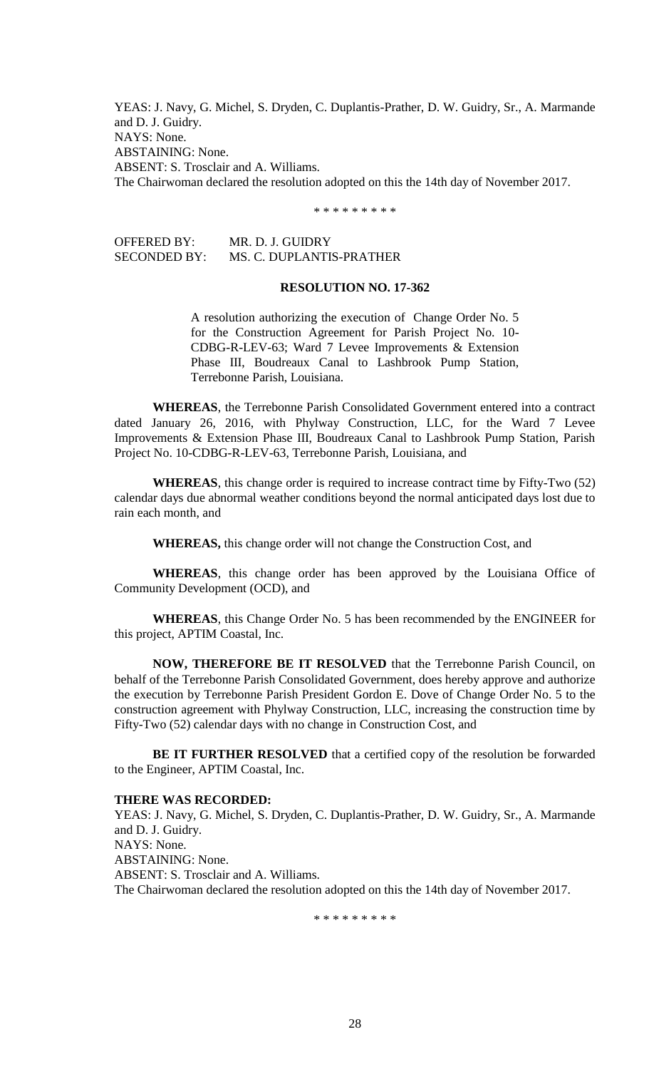YEAS: J. Navy, G. Michel, S. Dryden, C. Duplantis-Prather, D. W. Guidry, Sr., A. Marmande and D. J. Guidry.
NAYS: None.
ABSTAINING: None.
ABSENT: S. Trosclair and A. Williams.
The Chairwoman declared the resolution adopted on this the 14th day of November 2017.

\* \* \* \* \* \* \* \* \*

OFFERED BY: MR. D. J. GUIDRY
SECONDED BY: MS. C. DUPLANTIS-PRATHER

**RESOLUTION NO. 17-362**

A resolution authorizing the execution of Change Order No. 5 for the Construction Agreement for Parish Project No. 10-CDBG-R-LEV-63; Ward 7 Levee Improvements & Extension Phase III, Boudreaux Canal to Lashbrook Pump Station, Terrebonne Parish, Louisiana.

**WHEREAS**, the Terrebonne Parish Consolidated Government entered into a contract dated January 26, 2016, with Phylway Construction, LLC, for the Ward 7 Levee Improvements & Extension Phase III, Boudreaux Canal to Lashbrook Pump Station, Parish Project No. 10-CDBG-R-LEV-63, Terrebonne Parish, Louisiana, and

**WHEREAS**, this change order is required to increase contract time by Fifty-Two (52) calendar days due abnormal weather conditions beyond the normal anticipated days lost due to rain each month, and

**WHEREAS,** this change order will not change the Construction Cost, and

**WHEREAS**, this change order has been approved by the Louisiana Office of Community Development (OCD), and

**WHEREAS**, this Change Order No. 5 has been recommended by the ENGINEER for this project, APTIM Coastal, Inc.

**NOW, THEREFORE BE IT RESOLVED** that the Terrebonne Parish Council, on behalf of the Terrebonne Parish Consolidated Government, does hereby approve and authorize the execution by Terrebonne Parish President Gordon E. Dove of Change Order No. 5 to the construction agreement with Phylway Construction, LLC, increasing the construction time by Fifty-Two (52) calendar days with no change in Construction Cost, and

**BE IT FURTHER RESOLVED** that a certified copy of the resolution be forwarded to the Engineer, APTIM Coastal, Inc.

**THERE WAS RECORDED:**
YEAS: J. Navy, G. Michel, S. Dryden, C. Duplantis-Prather, D. W. Guidry, Sr., A. Marmande and D. J. Guidry.
NAYS: None.
ABSTAINING: None.
ABSENT: S. Trosclair and A. Williams.
The Chairwoman declared the resolution adopted on this the 14th day of November 2017.

\* \* \* \* \* \* \* \* \*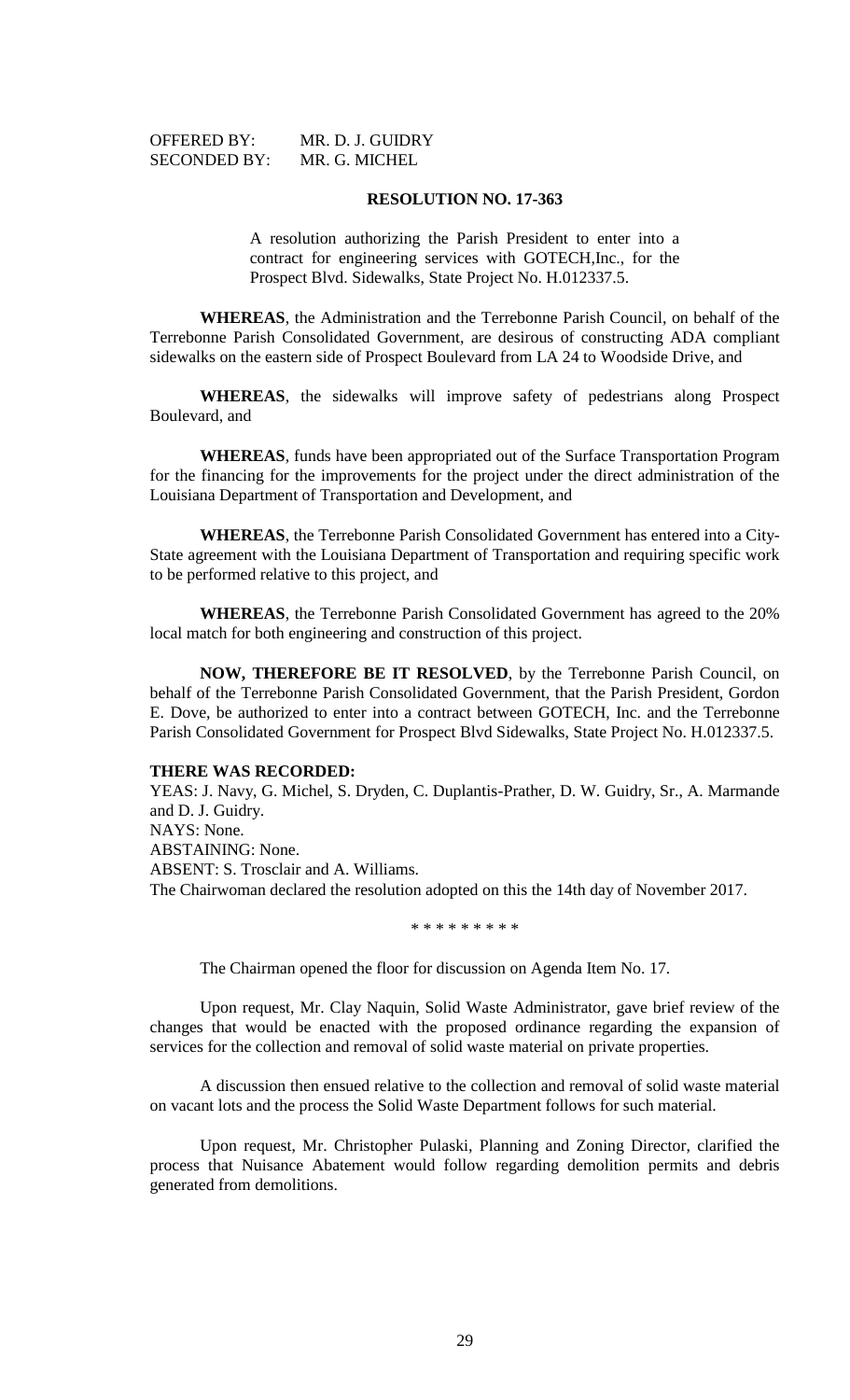OFFERED BY: MR. D. J. GUIDRY
SECONDED BY: MR. G. MICHEL

**RESOLUTION NO. 17-363**

A resolution authorizing the Parish President to enter into a contract for engineering services with GOTECH,Inc., for the Prospect Blvd. Sidewalks, State Project No. H.012337.5.

**WHEREAS**, the Administration and the Terrebonne Parish Council, on behalf of the Terrebonne Parish Consolidated Government, are desirous of constructing ADA compliant sidewalks on the eastern side of Prospect Boulevard from LA 24 to Woodside Drive, and

**WHEREAS**, the sidewalks will improve safety of pedestrians along Prospect Boulevard, and

**WHEREAS**, funds have been appropriated out of the Surface Transportation Program for the financing for the improvements for the project under the direct administration of the Louisiana Department of Transportation and Development, and

**WHEREAS**, the Terrebonne Parish Consolidated Government has entered into a City-State agreement with the Louisiana Department of Transportation and requiring specific work to be performed relative to this project, and

**WHEREAS**, the Terrebonne Parish Consolidated Government has agreed to the 20% local match for both engineering and construction of this project.

**NOW, THEREFORE BE IT RESOLVED**, by the Terrebonne Parish Council, on behalf of the Terrebonne Parish Consolidated Government, that the Parish President, Gordon E. Dove, be authorized to enter into a contract between GOTECH, Inc. and the Terrebonne Parish Consolidated Government for Prospect Blvd Sidewalks, State Project No. H.012337.5.

**THERE WAS RECORDED:**
YEAS: J. Navy, G. Michel, S. Dryden, C. Duplantis-Prather, D. W. Guidry, Sr., A. Marmande and D. J. Guidry.
NAYS: None.
ABSTAINING: None.
ABSENT: S. Trosclair and A. Williams.
The Chairwoman declared the resolution adopted on this the 14th day of November 2017.

\* \* \* \* \* \* \* \* \*

The Chairman opened the floor for discussion on Agenda Item No. 17.

Upon request, Mr. Clay Naquin, Solid Waste Administrator, gave brief review of the changes that would be enacted with the proposed ordinance regarding the expansion of services for the collection and removal of solid waste material on private properties.

A discussion then ensued relative to the collection and removal of solid waste material on vacant lots and the process the Solid Waste Department follows for such material.

Upon request, Mr. Christopher Pulaski, Planning and Zoning Director, clarified the process that Nuisance Abatement would follow regarding demolition permits and debris generated from demolitions.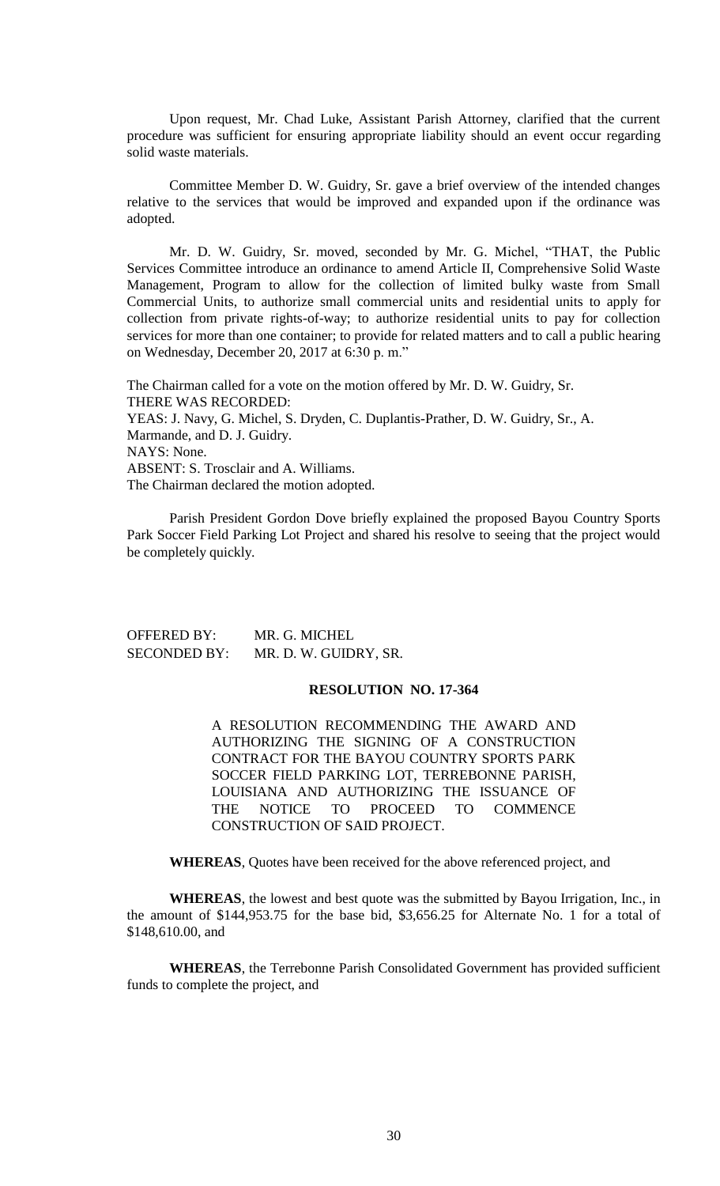Upon request, Mr. Chad Luke, Assistant Parish Attorney, clarified that the current procedure was sufficient for ensuring appropriate liability should an event occur regarding solid waste materials.

Committee Member D. W. Guidry, Sr. gave a brief overview of the intended changes relative to the services that would be improved and expanded upon if the ordinance was adopted.

Mr. D. W. Guidry, Sr. moved, seconded by Mr. G. Michel, "THAT, the Public Services Committee introduce an ordinance to amend Article II, Comprehensive Solid Waste Management, Program to allow for the collection of limited bulky waste from Small Commercial Units, to authorize small commercial units and residential units to apply for collection from private rights-of-way; to authorize residential units to pay for collection services for more than one container; to provide for related matters and to call a public hearing on Wednesday, December 20, 2017 at 6:30 p. m."

The Chairman called for a vote on the motion offered by Mr. D. W. Guidry, Sr.
THERE WAS RECORDED:
YEAS: J. Navy, G. Michel, S. Dryden, C. Duplantis-Prather, D. W. Guidry, Sr., A. Marmande, and D. J. Guidry.
NAYS: None.
ABSENT: S. Trosclair and A. Williams.
The Chairman declared the motion adopted.

Parish President Gordon Dove briefly explained the proposed Bayou Country Sports Park Soccer Field Parking Lot Project and shared his resolve to seeing that the project would be completely quickly.

OFFERED BY: MR. G. MICHEL
SECONDED BY: MR. D. W. GUIDRY, SR.

**RESOLUTION NO. 17-364**

A RESOLUTION RECOMMENDING THE AWARD AND AUTHORIZING THE SIGNING OF A CONSTRUCTION CONTRACT FOR THE BAYOU COUNTRY SPORTS PARK SOCCER FIELD PARKING LOT, TERREBONNE PARISH, LOUISIANA AND AUTHORIZING THE ISSUANCE OF THE NOTICE TO PROCEED TO COMMENCE CONSTRUCTION OF SAID PROJECT.

**WHEREAS**, Quotes have been received for the above referenced project, and

**WHEREAS**, the lowest and best quote was the submitted by Bayou Irrigation, Inc., in the amount of $144,953.75 for the base bid, $3,656.25 for Alternate No. 1 for a total of $148,610.00, and

**WHEREAS**, the Terrebonne Parish Consolidated Government has provided sufficient funds to complete the project, and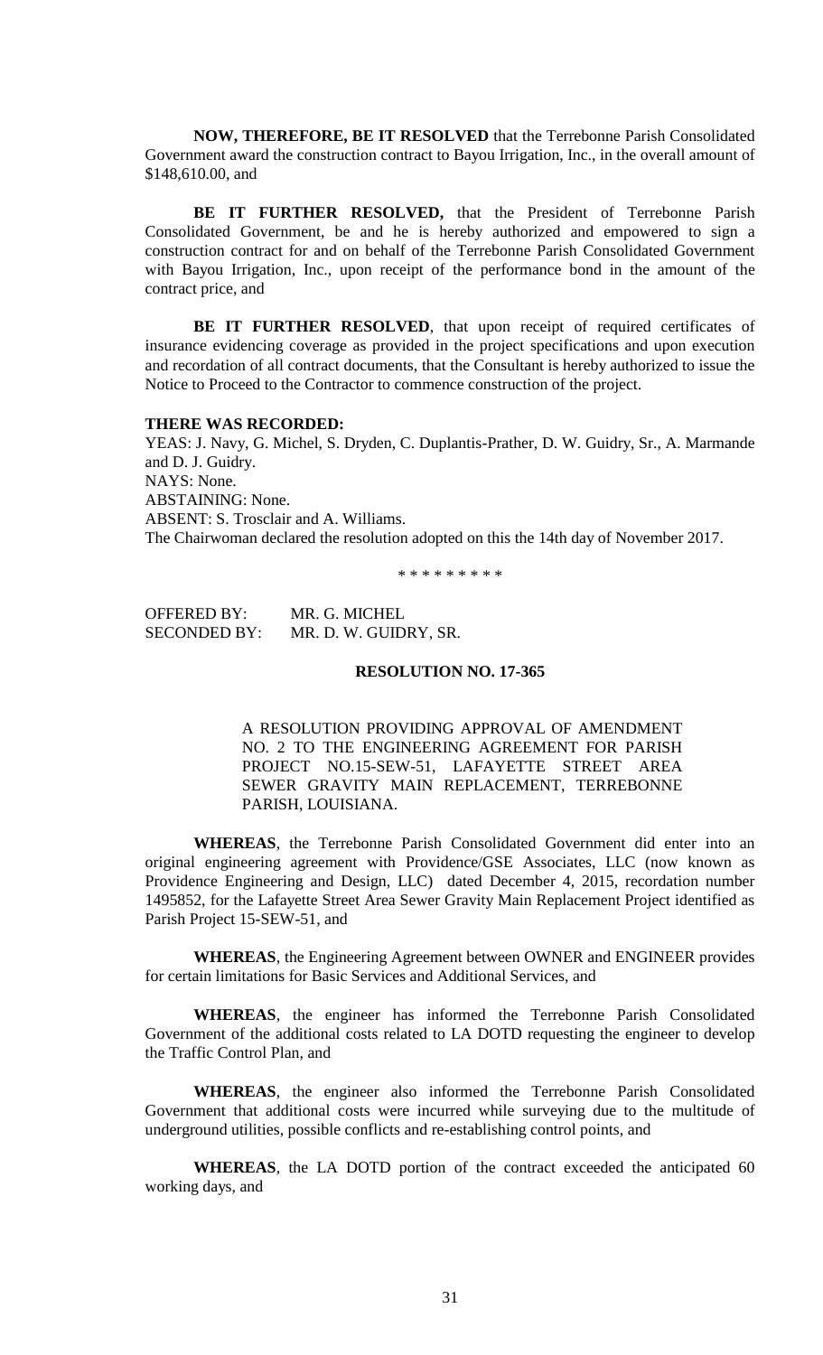**NOW, THEREFORE, BE IT RESOLVED** that the Terrebonne Parish Consolidated Government award the construction contract to Bayou Irrigation, Inc., in the overall amount of $148,610.00, and

**BE IT FURTHER RESOLVED,** that the President of Terrebonne Parish Consolidated Government, be and he is hereby authorized and empowered to sign a construction contract for and on behalf of the Terrebonne Parish Consolidated Government with Bayou Irrigation, Inc., upon receipt of the performance bond in the amount of the contract price, and

**BE IT FURTHER RESOLVED**, that upon receipt of required certificates of insurance evidencing coverage as provided in the project specifications and upon execution and recordation of all contract documents, that the Consultant is hereby authorized to issue the Notice to Proceed to the Contractor to commence construction of the project.

**THERE WAS RECORDED:**

YEAS: J. Navy, G. Michel, S. Dryden, C. Duplantis-Prather, D. W. Guidry, Sr., A. Marmande and D. J. Guidry.

NAYS: None.

ABSTAINING: None.

ABSENT: S. Trosclair and A. Williams.

The Chairwoman declared the resolution adopted on this the 14th day of November 2017.

\* \* \* \* \* \* \* \* \*

OFFERED BY: MR. G. MICHEL

SECONDED BY: MR. D. W. GUIDRY, SR.

**RESOLUTION NO. 17-365**

A RESOLUTION PROVIDING APPROVAL OF AMENDMENT NO. 2 TO THE ENGINEERING AGREEMENT FOR PARISH PROJECT NO.15-SEW-51, LAFAYETTE STREET AREA SEWER GRAVITY MAIN REPLACEMENT, TERREBONNE PARISH, LOUISIANA.

**WHEREAS**, the Terrebonne Parish Consolidated Government did enter into an original engineering agreement with Providence/GSE Associates, LLC (now known as Providence Engineering and Design, LLC) dated December 4, 2015, recordation number 1495852, for the Lafayette Street Area Sewer Gravity Main Replacement Project identified as Parish Project 15-SEW-51, and

**WHEREAS**, the Engineering Agreement between OWNER and ENGINEER provides for certain limitations for Basic Services and Additional Services, and

**WHEREAS**, the engineer has informed the Terrebonne Parish Consolidated Government of the additional costs related to LA DOTD requesting the engineer to develop the Traffic Control Plan, and

**WHEREAS**, the engineer also informed the Terrebonne Parish Consolidated Government that additional costs were incurred while surveying due to the multitude of underground utilities, possible conflicts and re-establishing control points, and

**WHEREAS**, the LA DOTD portion of the contract exceeded the anticipated 60 working days, and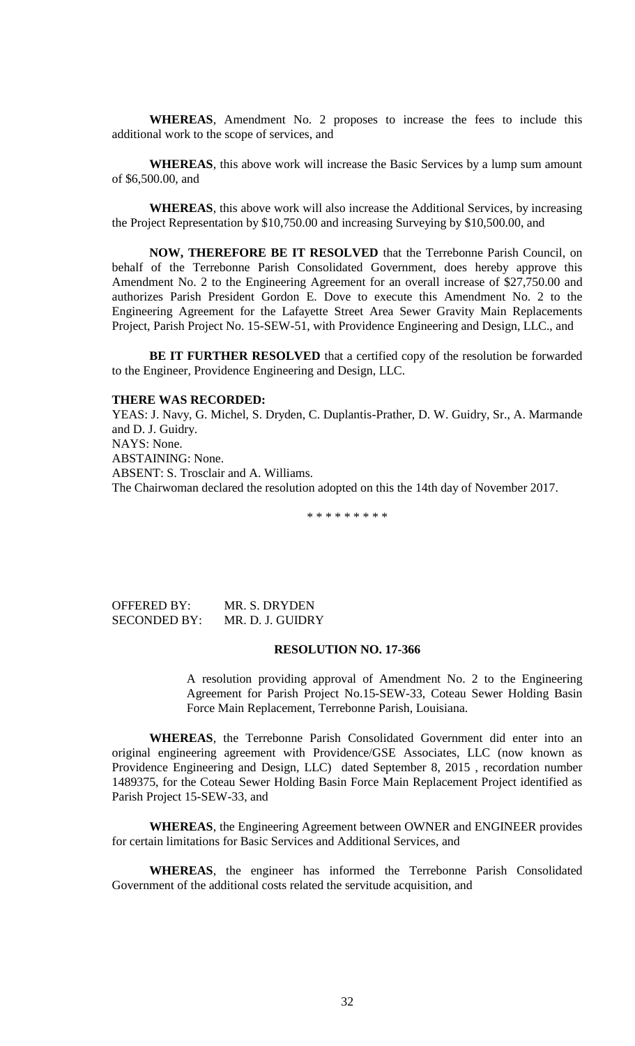**WHEREAS**, Amendment No. 2 proposes to increase the fees to include this additional work to the scope of services, and

**WHEREAS**, this above work will increase the Basic Services by a lump sum amount of $6,500.00, and

**WHEREAS**, this above work will also increase the Additional Services, by increasing the Project Representation by $10,750.00 and increasing Surveying by $10,500.00, and

**NOW, THEREFORE BE IT RESOLVED** that the Terrebonne Parish Council, on behalf of the Terrebonne Parish Consolidated Government, does hereby approve this Amendment No. 2 to the Engineering Agreement for an overall increase of $27,750.00 and authorizes Parish President Gordon E. Dove to execute this Amendment No. 2 to the Engineering Agreement for the Lafayette Street Area Sewer Gravity Main Replacements Project, Parish Project No. 15-SEW-51, with Providence Engineering and Design, LLC., and

**BE IT FURTHER RESOLVED** that a certified copy of the resolution be forwarded to the Engineer, Providence Engineering and Design, LLC.

**THERE WAS RECORDED:**

YEAS: J. Navy, G. Michel, S. Dryden, C. Duplantis-Prather, D. W. Guidry, Sr., A. Marmande and D. J. Guidry.

NAYS: None.

ABSTAINING: None.

ABSENT: S. Trosclair and A. Williams.

The Chairwoman declared the resolution adopted on this the 14th day of November 2017.

\* \* \* \* \* \* \* \* \*

OFFERED BY: MR. S. DRYDEN

SECONDED BY: MR. D. J. GUIDRY

**RESOLUTION NO. 17-366**

A resolution providing approval of Amendment No. 2 to the Engineering Agreement for Parish Project No.15-SEW-33, Coteau Sewer Holding Basin Force Main Replacement, Terrebonne Parish, Louisiana.

**WHEREAS**, the Terrebonne Parish Consolidated Government did enter into an original engineering agreement with Providence/GSE Associates, LLC (now known as Providence Engineering and Design, LLC) dated September 8, 2015 , recordation number 1489375, for the Coteau Sewer Holding Basin Force Main Replacement Project identified as Parish Project 15-SEW-33, and

**WHEREAS**, the Engineering Agreement between OWNER and ENGINEER provides for certain limitations for Basic Services and Additional Services, and

**WHEREAS**, the engineer has informed the Terrebonne Parish Consolidated Government of the additional costs related the servitude acquisition, and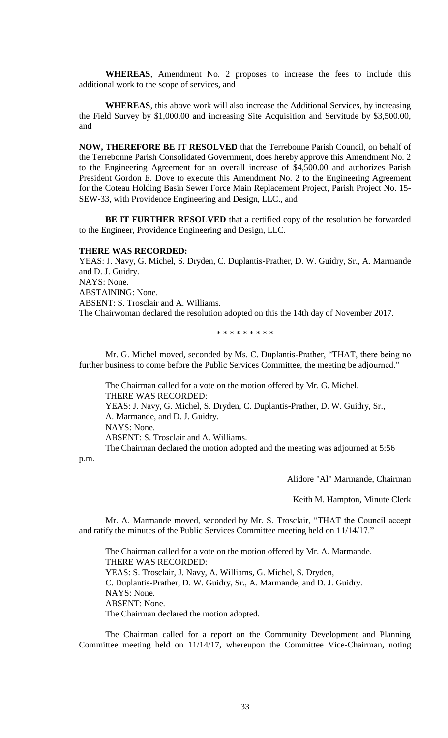**WHEREAS**, Amendment No. 2 proposes to increase the fees to include this additional work to the scope of services, and

**WHEREAS**, this above work will also increase the Additional Services, by increasing the Field Survey by $1,000.00 and increasing Site Acquisition and Servitude by $3,500.00, and

**NOW, THEREFORE BE IT RESOLVED** that the Terrebonne Parish Council, on behalf of the Terrebonne Parish Consolidated Government, does hereby approve this Amendment No. 2 to the Engineering Agreement for an overall increase of $4,500.00 and authorizes Parish President Gordon E. Dove to execute this Amendment No. 2 to the Engineering Agreement for the Coteau Holding Basin Sewer Force Main Replacement Project, Parish Project No. 15-SEW-33, with Providence Engineering and Design, LLC., and

**BE IT FURTHER RESOLVED** that a certified copy of the resolution be forwarded to the Engineer, Providence Engineering and Design, LLC.

**THERE WAS RECORDED:**
YEAS: J. Navy, G. Michel, S. Dryden, C. Duplantis-Prather, D. W. Guidry, Sr., A. Marmande and D. J. Guidry.
NAYS: None.
ABSTAINING: None.
ABSENT: S. Trosclair and A. Williams.
The Chairwoman declared the resolution adopted on this the 14th day of November 2017.

\* \* \* \* \* \* \* \* \*

Mr. G. Michel moved, seconded by Ms. C. Duplantis-Prather, "THAT, there being no further business to come before the Public Services Committee, the meeting be adjourned."

The Chairman called for a vote on the motion offered by Mr. G. Michel.
THERE WAS RECORDED:
YEAS: J. Navy, G. Michel, S. Dryden, C. Duplantis-Prather, D. W. Guidry, Sr., A. Marmande, and D. J. Guidry.
NAYS: None.
ABSENT: S. Trosclair and A. Williams.
The Chairman declared the motion adopted and the meeting was adjourned at 5:56 p.m.

Alidore "Al" Marmande, Chairman

Keith M. Hampton, Minute Clerk

Mr. A. Marmande moved, seconded by Mr. S. Trosclair, "THAT the Council accept and ratify the minutes of the Public Services Committee meeting held on 11/14/17."

The Chairman called for a vote on the motion offered by Mr. A. Marmande.
THERE WAS RECORDED:
YEAS: S. Trosclair, J. Navy, A. Williams, G. Michel, S. Dryden, C. Duplantis-Prather, D. W. Guidry, Sr., A. Marmande, and D. J. Guidry.
NAYS: None.
ABSENT: None.
The Chairman declared the motion adopted.

The Chairman called for a report on the Community Development and Planning Committee meeting held on 11/14/17, whereupon the Committee Vice-Chairman, noting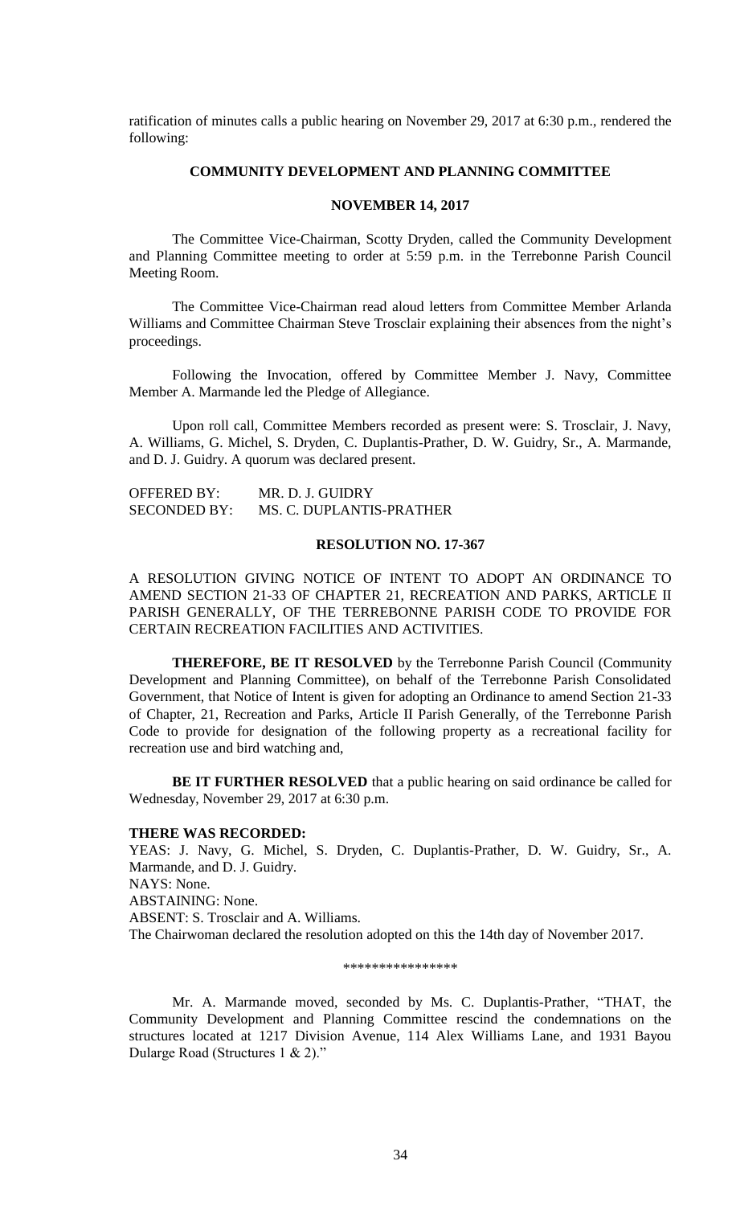ratification of minutes calls a public hearing on November 29, 2017 at 6:30 p.m., rendered the following:

**COMMUNITY DEVELOPMENT AND PLANNING COMMITTEE**

**NOVEMBER 14, 2017**

The Committee Vice-Chairman, Scotty Dryden, called the Community Development and Planning Committee meeting to order at 5:59 p.m. in the Terrebonne Parish Council Meeting Room.

The Committee Vice-Chairman read aloud letters from Committee Member Arlanda Williams and Committee Chairman Steve Trosclair explaining their absences from the night's proceedings.

Following the Invocation, offered by Committee Member J. Navy, Committee Member A. Marmande led the Pledge of Allegiance.

Upon roll call, Committee Members recorded as present were: S. Trosclair, J. Navy, A. Williams, G. Michel, S. Dryden, C. Duplantis-Prather, D. W. Guidry, Sr., A. Marmande, and D. J. Guidry. A quorum was declared present.

OFFERED BY: MR. D. J. GUIDRY
SECONDED BY: MS. C. DUPLANTIS-PRATHER

**RESOLUTION NO. 17-367**

A RESOLUTION GIVING NOTICE OF INTENT TO ADOPT AN ORDINANCE TO AMEND SECTION 21-33 OF CHAPTER 21, RECREATION AND PARKS, ARTICLE II PARISH GENERALLY, OF THE TERREBONNE PARISH CODE TO PROVIDE FOR CERTAIN RECREATION FACILITIES AND ACTIVITIES.

**THEREFORE, BE IT RESOLVED** by the Terrebonne Parish Council (Community Development and Planning Committee), on behalf of the Terrebonne Parish Consolidated Government, that Notice of Intent is given for adopting an Ordinance to amend Section 21-33 of Chapter, 21, Recreation and Parks, Article II Parish Generally, of the Terrebonne Parish Code to provide for designation of the following property as a recreational facility for recreation use and bird watching and,

**BE IT FURTHER RESOLVED** that a public hearing on said ordinance be called for Wednesday, November 29, 2017 at 6:30 p.m.

**THERE WAS RECORDED:**
YEAS: J. Navy, G. Michel, S. Dryden, C. Duplantis-Prather, D. W. Guidry, Sr., A. Marmande, and D. J. Guidry.
NAYS: None.
ABSTAINING: None.
ABSENT: S. Trosclair and A. Williams.
The Chairwoman declared the resolution adopted on this the 14th day of November 2017.

\*\*\*\*\*\*\*\*\*\*\*\*\*\*\*\*

Mr. A. Marmande moved, seconded by Ms. C. Duplantis-Prather, "THAT, the Community Development and Planning Committee rescind the condemnations on the structures located at 1217 Division Avenue, 114 Alex Williams Lane, and 1931 Bayou Dularge Road (Structures 1 & 2)."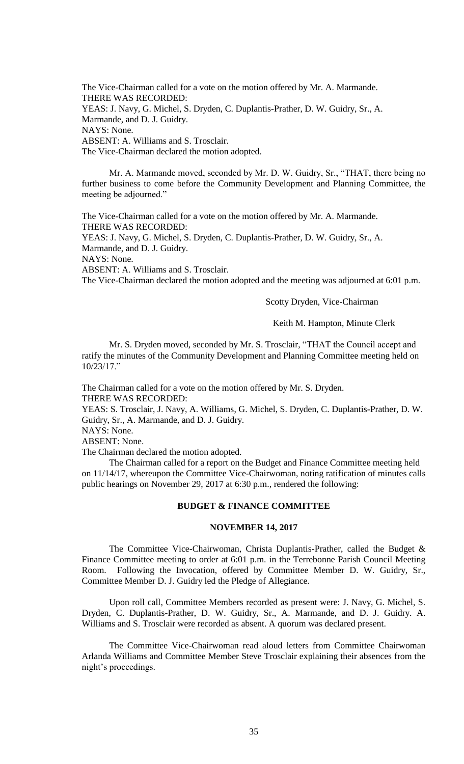The Vice-Chairman called for a vote on the motion offered by Mr. A. Marmande.
THERE WAS RECORDED:
YEAS: J. Navy, G. Michel, S. Dryden, C. Duplantis-Prather, D. W. Guidry, Sr., A. Marmande, and D. J. Guidry.
NAYS: None.
ABSENT: A. Williams and S. Trosclair.
The Vice-Chairman declared the motion adopted.

Mr. A. Marmande moved, seconded by Mr. D. W. Guidry, Sr., "THAT, there being no further business to come before the Community Development and Planning Committee, the meeting be adjourned."

The Vice-Chairman called for a vote on the motion offered by Mr. A. Marmande.
THERE WAS RECORDED:
YEAS: J. Navy, G. Michel, S. Dryden, C. Duplantis-Prather, D. W. Guidry, Sr., A. Marmande, and D. J. Guidry.
NAYS: None.
ABSENT: A. Williams and S. Trosclair.
The Vice-Chairman declared the motion adopted and the meeting was adjourned at 6:01 p.m.

Scotty Dryden, Vice-Chairman

Keith M. Hampton, Minute Clerk

Mr. S. Dryden moved, seconded by Mr. S. Trosclair, "THAT the Council accept and ratify the minutes of the Community Development and Planning Committee meeting held on 10/23/17."

The Chairman called for a vote on the motion offered by Mr. S. Dryden.
THERE WAS RECORDED:
YEAS: S. Trosclair, J. Navy, A. Williams, G. Michel, S. Dryden, C. Duplantis-Prather, D. W. Guidry, Sr., A. Marmande, and D. J. Guidry.
NAYS: None.
ABSENT: None.
The Chairman declared the motion adopted.

The Chairman called for a report on the Budget and Finance Committee meeting held on 11/14/17, whereupon the Committee Vice-Chairwoman, noting ratification of minutes calls public hearings on November 29, 2017 at 6:30 p.m., rendered the following:

**BUDGET & FINANCE COMMITTEE**

**NOVEMBER 14, 2017**

The Committee Vice-Chairwoman, Christa Duplantis-Prather, called the Budget & Finance Committee meeting to order at 6:01 p.m. in the Terrebonne Parish Council Meeting Room. Following the Invocation, offered by Committee Member D. W. Guidry, Sr., Committee Member D. J. Guidry led the Pledge of Allegiance.

Upon roll call, Committee Members recorded as present were: J. Navy, G. Michel, S. Dryden, C. Duplantis-Prather, D. W. Guidry, Sr., A. Marmande, and D. J. Guidry. A. Williams and S. Trosclair were recorded as absent. A quorum was declared present.

The Committee Vice-Chairwoman read aloud letters from Committee Chairwoman Arlanda Williams and Committee Member Steve Trosclair explaining their absences from the night's proceedings.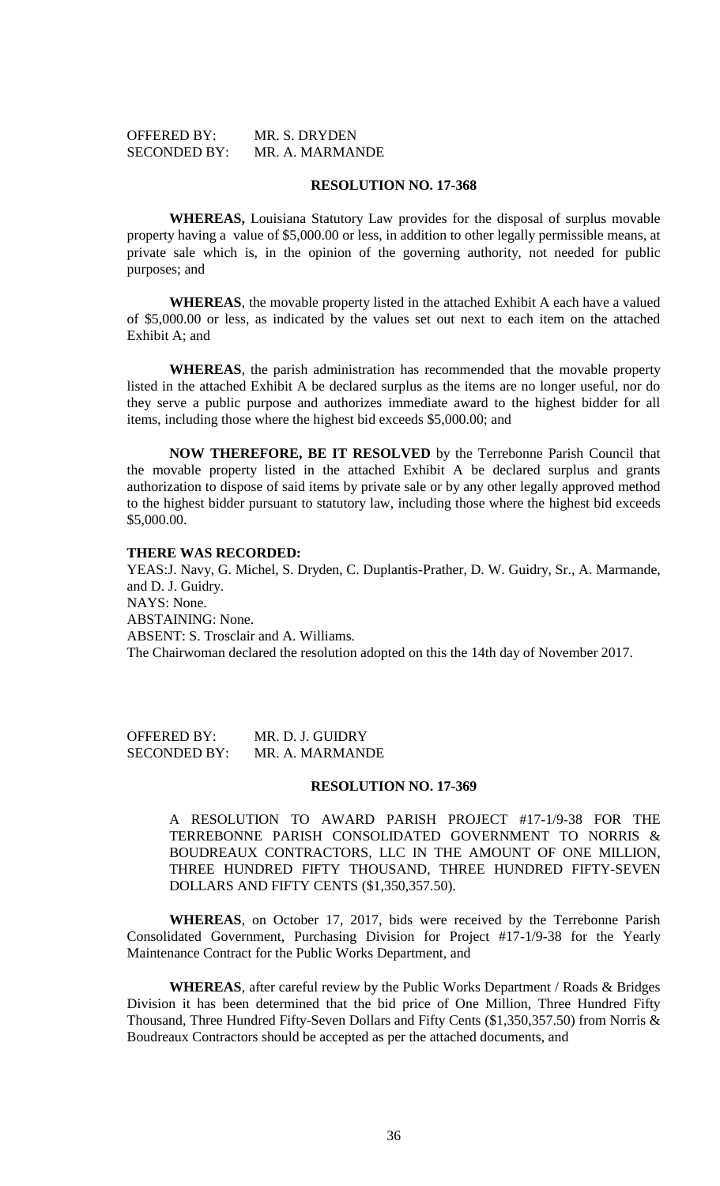OFFERED BY: MR. S. DRYDEN
SECONDED BY: MR. A. MARMANDE

**RESOLUTION NO. 17-368**

**WHEREAS,** Louisiana Statutory Law provides for the disposal of surplus movable property having a value of $5,000.00 or less, in addition to other legally permissible means, at private sale which is, in the opinion of the governing authority, not needed for public purposes; and

**WHEREAS**, the movable property listed in the attached Exhibit A each have a valued of $5,000.00 or less, as indicated by the values set out next to each item on the attached Exhibit A; and

**WHEREAS**, the parish administration has recommended that the movable property listed in the attached Exhibit A be declared surplus as the items are no longer useful, nor do they serve a public purpose and authorizes immediate award to the highest bidder for all items, including those where the highest bid exceeds $5,000.00; and

**NOW THEREFORE, BE IT RESOLVED** by the Terrebonne Parish Council that the movable property listed in the attached Exhibit A be declared surplus and grants authorization to dispose of said items by private sale or by any other legally approved method to the highest bidder pursuant to statutory law, including those where the highest bid exceeds $5,000.00.

**THERE WAS RECORDED:**
YEAS:J. Navy, G. Michel, S. Dryden, C. Duplantis-Prather, D. W. Guidry, Sr., A. Marmande, and D. J. Guidry.
NAYS: None.
ABSTAINING: None.
ABSENT: S. Trosclair and A. Williams.
The Chairwoman declared the resolution adopted on this the 14th day of November 2017.

OFFERED BY: MR. D. J. GUIDRY
SECONDED BY: MR. A. MARMANDE

**RESOLUTION NO. 17-369**

A RESOLUTION TO AWARD PARISH PROJECT #17-1/9-38 FOR THE TERREBONNE PARISH CONSOLIDATED GOVERNMENT TO NORRIS & BOUDREAUX CONTRACTORS, LLC IN THE AMOUNT OF ONE MILLION, THREE HUNDRED FIFTY THOUSAND, THREE HUNDRED FIFTY-SEVEN DOLLARS AND FIFTY CENTS ($1,350,357.50).

**WHEREAS**, on October 17, 2017, bids were received by the Terrebonne Parish Consolidated Government, Purchasing Division for Project #17-1/9-38 for the Yearly Maintenance Contract for the Public Works Department, and

**WHEREAS**, after careful review by the Public Works Department / Roads & Bridges Division it has been determined that the bid price of One Million, Three Hundred Fifty Thousand, Three Hundred Fifty-Seven Dollars and Fifty Cents ($1,350,357.50) from Norris & Boudreaux Contractors should be accepted as per the attached documents, and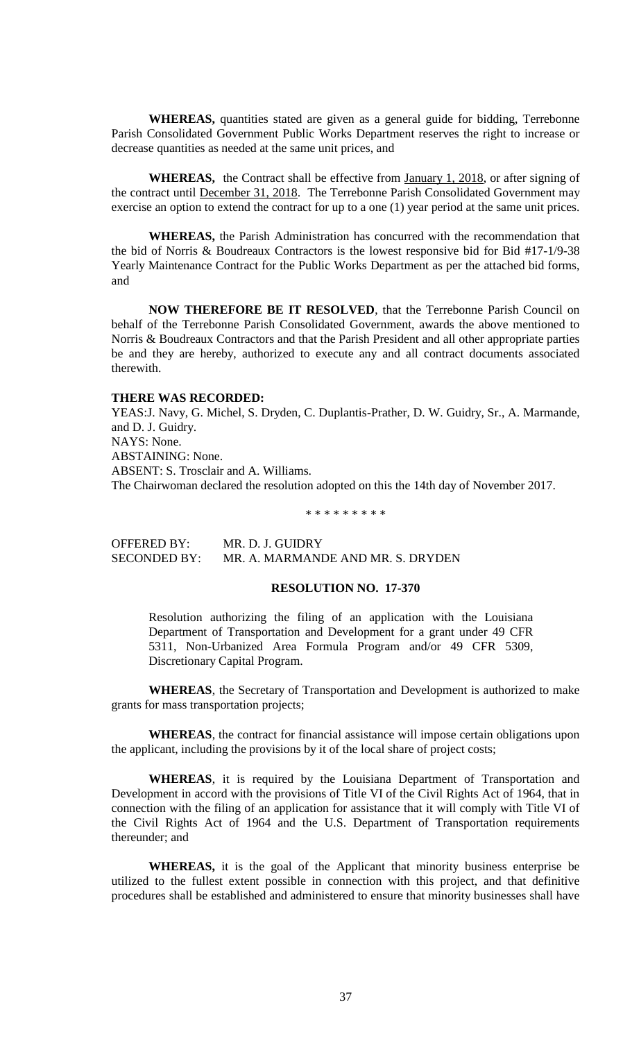**WHEREAS,** quantities stated are given as a general guide for bidding, Terrebonne Parish Consolidated Government Public Works Department reserves the right to increase or decrease quantities as needed at the same unit prices, and

**WHEREAS,** the Contract shall be effective from January 1, 2018, or after signing of the contract until December 31, 2018. The Terrebonne Parish Consolidated Government may exercise an option to extend the contract for up to a one (1) year period at the same unit prices.

**WHEREAS,** the Parish Administration has concurred with the recommendation that the bid of Norris & Boudreaux Contractors is the lowest responsive bid for Bid #17-1/9-38 Yearly Maintenance Contract for the Public Works Department as per the attached bid forms, and

**NOW THEREFORE BE IT RESOLVED**, that the Terrebonne Parish Council on behalf of the Terrebonne Parish Consolidated Government, awards the above mentioned to Norris & Boudreaux Contractors and that the Parish President and all other appropriate parties be and they are hereby, authorized to execute any and all contract documents associated therewith.

**THERE WAS RECORDED:**
YEAS:J. Navy, G. Michel, S. Dryden, C. Duplantis-Prather, D. W. Guidry, Sr., A. Marmande, and D. J. Guidry.
NAYS: None.
ABSTAINING: None.
ABSENT: S. Trosclair and A. Williams.
The Chairwoman declared the resolution adopted on this the 14th day of November 2017.

\* \* \* \* \* \* \* \* \*

OFFERED BY: MR. D. J. GUIDRY
SECONDED BY: MR. A. MARMANDE AND MR. S. DRYDEN

**RESOLUTION NO. 17-370**

Resolution authorizing the filing of an application with the Louisiana Department of Transportation and Development for a grant under 49 CFR 5311, Non-Urbanized Area Formula Program and/or 49 CFR 5309, Discretionary Capital Program.

**WHEREAS**, the Secretary of Transportation and Development is authorized to make grants for mass transportation projects;

**WHEREAS**, the contract for financial assistance will impose certain obligations upon the applicant, including the provisions by it of the local share of project costs;

**WHEREAS**, it is required by the Louisiana Department of Transportation and Development in accord with the provisions of Title VI of the Civil Rights Act of 1964, that in connection with the filing of an application for assistance that it will comply with Title VI of the Civil Rights Act of 1964 and the U.S. Department of Transportation requirements thereunder; and

**WHEREAS,** it is the goal of the Applicant that minority business enterprise be utilized to the fullest extent possible in connection with this project, and that definitive procedures shall be established and administered to ensure that minority businesses shall have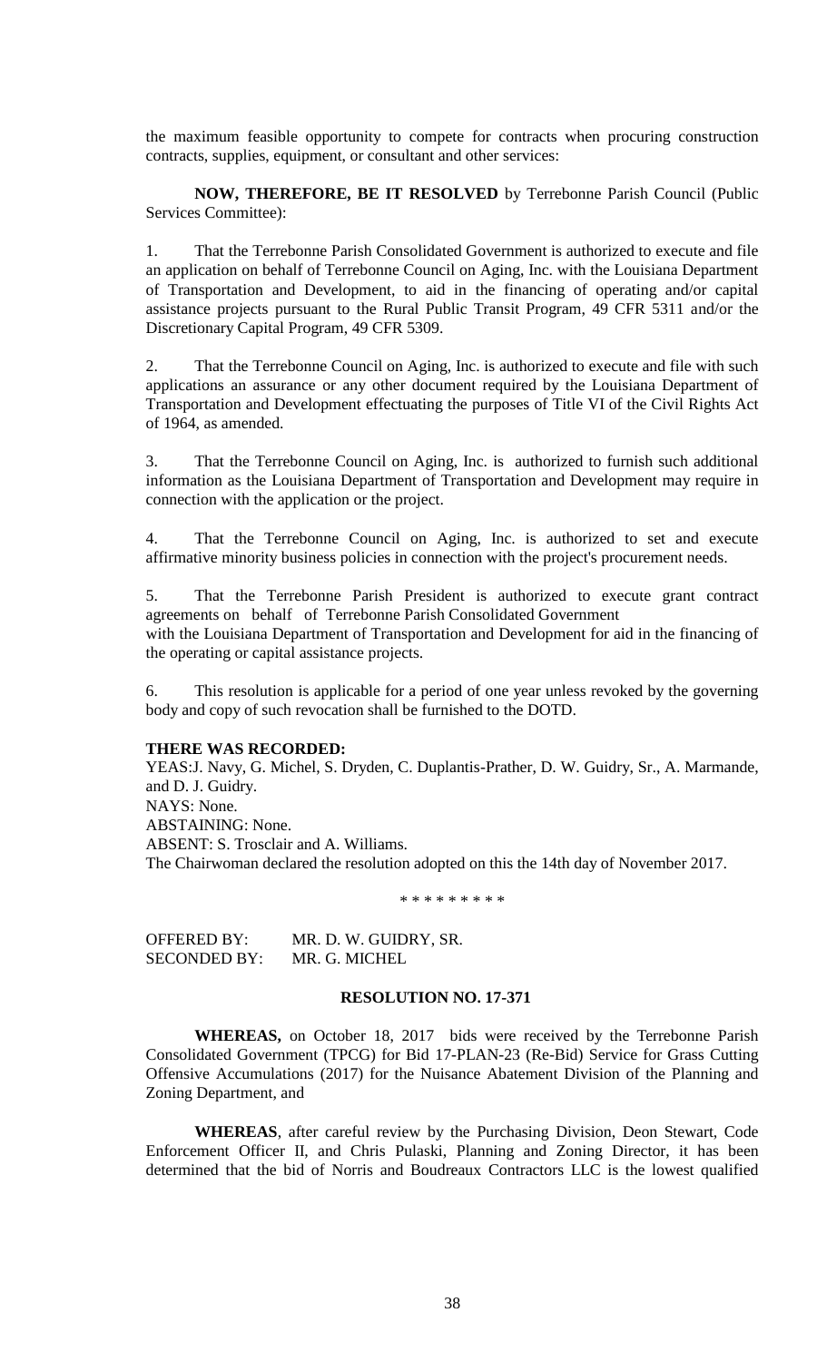the maximum feasible opportunity to compete for contracts when procuring construction contracts, supplies, equipment, or consultant and other services:

**NOW, THEREFORE, BE IT RESOLVED** by Terrebonne Parish Council (Public Services Committee):

1. That the Terrebonne Parish Consolidated Government is authorized to execute and file an application on behalf of Terrebonne Council on Aging, Inc. with the Louisiana Department of Transportation and Development, to aid in the financing of operating and/or capital assistance projects pursuant to the Rural Public Transit Program, 49 CFR 5311 and/or the Discretionary Capital Program, 49 CFR 5309.

2. That the Terrebonne Council on Aging, Inc. is authorized to execute and file with such applications an assurance or any other document required by the Louisiana Department of Transportation and Development effectuating the purposes of Title VI of the Civil Rights Act of 1964, as amended.

3. That the Terrebonne Council on Aging, Inc. is authorized to furnish such additional information as the Louisiana Department of Transportation and Development may require in connection with the application or the project.

4. That the Terrebonne Council on Aging, Inc. is authorized to set and execute affirmative minority business policies in connection with the project's procurement needs.

5. That the Terrebonne Parish President is authorized to execute grant contract agreements on behalf of Terrebonne Parish Consolidated Government with the Louisiana Department of Transportation and Development for aid in the financing of the operating or capital assistance projects.

6. This resolution is applicable for a period of one year unless revoked by the governing body and copy of such revocation shall be furnished to the DOTD.

**THERE WAS RECORDED:**
YEAS:J. Navy, G. Michel, S. Dryden, C. Duplantis-Prather, D. W. Guidry, Sr., A. Marmande, and D. J. Guidry.
NAYS: None.
ABSTAINING: None.
ABSENT: S. Trosclair and A. Williams.
The Chairwoman declared the resolution adopted on this the 14th day of November 2017.

\* \* \* \* \* \* \* \* \*

OFFERED BY: MR. D. W. GUIDRY, SR.
SECONDED BY: MR. G. MICHEL

**RESOLUTION NO. 17-371**

**WHEREAS,** on October 18, 2017 bids were received by the Terrebonne Parish Consolidated Government (TPCG) for Bid 17-PLAN-23 (Re-Bid) Service for Grass Cutting Offensive Accumulations (2017) for the Nuisance Abatement Division of the Planning and Zoning Department, and

**WHEREAS**, after careful review by the Purchasing Division, Deon Stewart, Code Enforcement Officer II, and Chris Pulaski, Planning and Zoning Director, it has been determined that the bid of Norris and Boudreaux Contractors LLC is the lowest qualified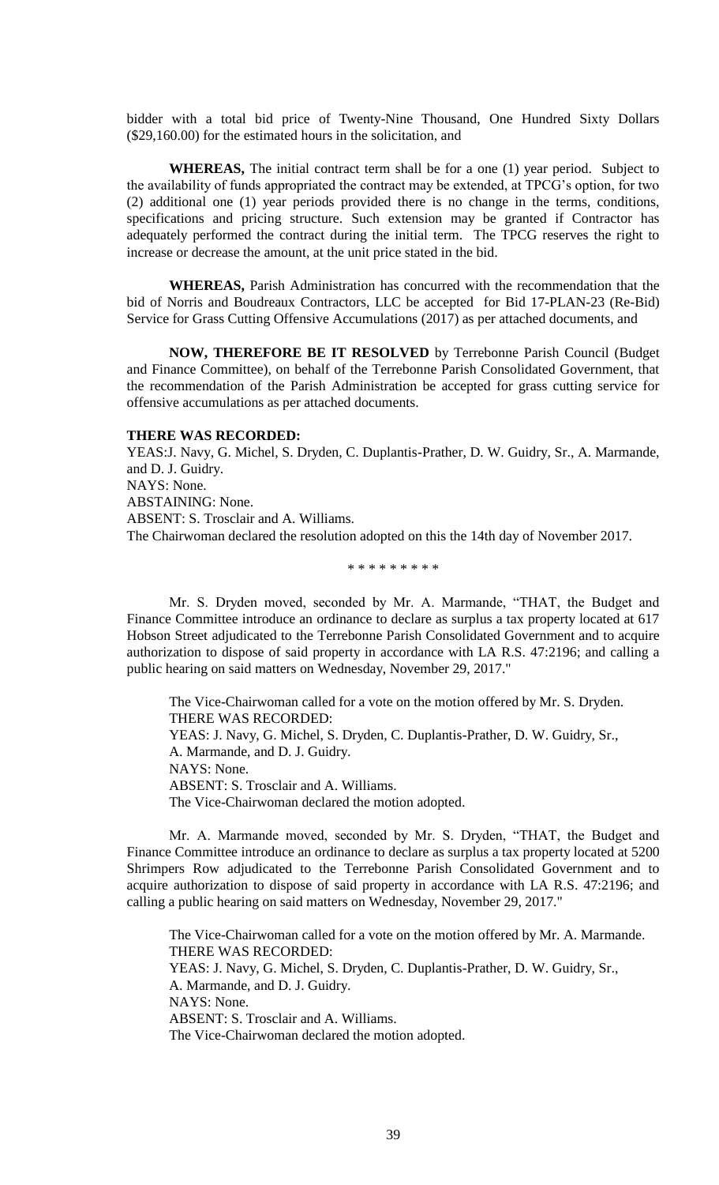bidder with a total bid price of Twenty-Nine Thousand, One Hundred Sixty Dollars ($29,160.00) for the estimated hours in the solicitation, and

**WHEREAS,** The initial contract term shall be for a one (1) year period. Subject to the availability of funds appropriated the contract may be extended, at TPCG's option, for two (2) additional one (1) year periods provided there is no change in the terms, conditions, specifications and pricing structure. Such extension may be granted if Contractor has adequately performed the contract during the initial term. The TPCG reserves the right to increase or decrease the amount, at the unit price stated in the bid.

**WHEREAS,** Parish Administration has concurred with the recommendation that the bid of Norris and Boudreaux Contractors, LLC be accepted for Bid 17-PLAN-23 (Re-Bid) Service for Grass Cutting Offensive Accumulations (2017) as per attached documents, and

**NOW, THEREFORE BE IT RESOLVED** by Terrebonne Parish Council (Budget and Finance Committee), on behalf of the Terrebonne Parish Consolidated Government, that the recommendation of the Parish Administration be accepted for grass cutting service for offensive accumulations as per attached documents.

**THERE WAS RECORDED:**
YEAS:J. Navy, G. Michel, S. Dryden, C. Duplantis-Prather, D. W. Guidry, Sr., A. Marmande, and D. J. Guidry.
NAYS: None.
ABSTAINING: None.
ABSENT: S. Trosclair and A. Williams.
The Chairwoman declared the resolution adopted on this the 14th day of November 2017.

\* \* \* \* \* \* \* \* \*

Mr. S. Dryden moved, seconded by Mr. A. Marmande, "THAT, the Budget and Finance Committee introduce an ordinance to declare as surplus a tax property located at 617 Hobson Street adjudicated to the Terrebonne Parish Consolidated Government and to acquire authorization to dispose of said property in accordance with LA R.S. 47:2196; and calling a public hearing on said matters on Wednesday, November 29, 2017."

The Vice-Chairwoman called for a vote on the motion offered by Mr. S. Dryden.
THERE WAS RECORDED:
YEAS: J. Navy, G. Michel, S. Dryden, C. Duplantis-Prather, D. W. Guidry, Sr., A. Marmande, and D. J. Guidry.
NAYS: None.
ABSENT: S. Trosclair and A. Williams.
The Vice-Chairwoman declared the motion adopted.

Mr. A. Marmande moved, seconded by Mr. S. Dryden, "THAT, the Budget and Finance Committee introduce an ordinance to declare as surplus a tax property located at 5200 Shrimpers Row adjudicated to the Terrebonne Parish Consolidated Government and to acquire authorization to dispose of said property in accordance with LA R.S. 47:2196; and calling a public hearing on said matters on Wednesday, November 29, 2017."

The Vice-Chairwoman called for a vote on the motion offered by Mr. A. Marmande.
THERE WAS RECORDED:
YEAS: J. Navy, G. Michel, S. Dryden, C. Duplantis-Prather, D. W. Guidry, Sr., A. Marmande, and D. J. Guidry.
NAYS: None.
ABSENT: S. Trosclair and A. Williams.
The Vice-Chairwoman declared the motion adopted.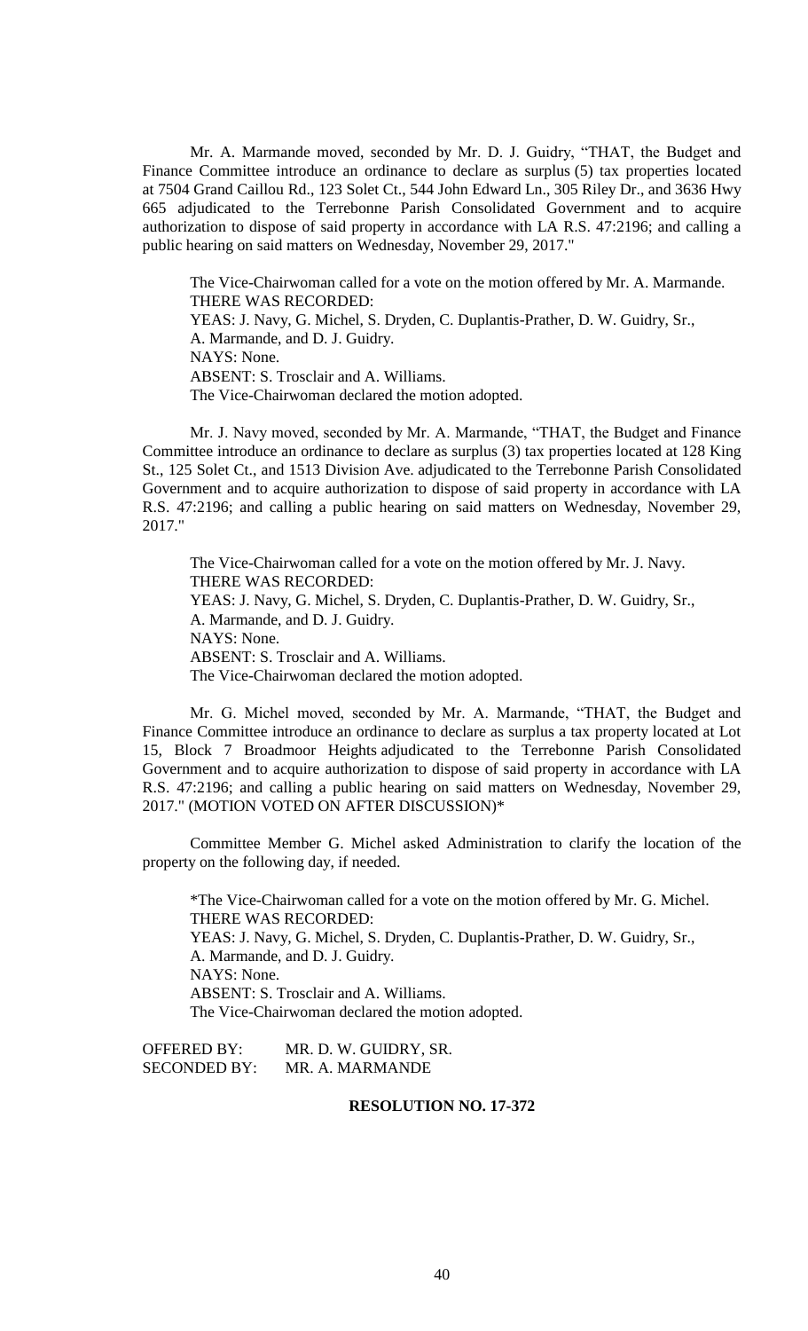Mr. A. Marmande moved, seconded by Mr. D. J. Guidry, "THAT, the Budget and Finance Committee introduce an ordinance to declare as surplus (5) tax properties located at 7504 Grand Caillou Rd., 123 Solet Ct., 544 John Edward Ln., 305 Riley Dr., and 3636 Hwy 665 adjudicated to the Terrebonne Parish Consolidated Government and to acquire authorization to dispose of said property in accordance with LA R.S. 47:2196; and calling a public hearing on said matters on Wednesday, November 29, 2017."

The Vice-Chairwoman called for a vote on the motion offered by Mr. A. Marmande.
THERE WAS RECORDED:
YEAS: J. Navy, G. Michel, S. Dryden, C. Duplantis-Prather, D. W. Guidry, Sr., A. Marmande, and D. J. Guidry.
NAYS: None.
ABSENT: S. Trosclair and A. Williams.
The Vice-Chairwoman declared the motion adopted.

Mr. J. Navy moved, seconded by Mr. A. Marmande, "THAT, the Budget and Finance Committee introduce an ordinance to declare as surplus (3) tax properties located at 128 King St., 125 Solet Ct., and 1513 Division Ave. adjudicated to the Terrebonne Parish Consolidated Government and to acquire authorization to dispose of said property in accordance with LA R.S. 47:2196; and calling a public hearing on said matters on Wednesday, November 29, 2017."

The Vice-Chairwoman called for a vote on the motion offered by Mr. J. Navy.
THERE WAS RECORDED:
YEAS: J. Navy, G. Michel, S. Dryden, C. Duplantis-Prather, D. W. Guidry, Sr., A. Marmande, and D. J. Guidry.
NAYS: None.
ABSENT: S. Trosclair and A. Williams.
The Vice-Chairwoman declared the motion adopted.

Mr. G. Michel moved, seconded by Mr. A. Marmande, "THAT, the Budget and Finance Committee introduce an ordinance to declare as surplus a tax property located at Lot 15, Block 7 Broadmoor Heights adjudicated to the Terrebonne Parish Consolidated Government and to acquire authorization to dispose of said property in accordance with LA R.S. 47:2196; and calling a public hearing on said matters on Wednesday, November 29, 2017." (MOTION VOTED ON AFTER DISCUSSION)*

Committee Member G. Michel asked Administration to clarify the location of the property on the following day, if needed.

*The Vice-Chairwoman called for a vote on the motion offered by Mr. G. Michel.
THERE WAS RECORDED:
YEAS: J. Navy, G. Michel, S. Dryden, C. Duplantis-Prather, D. W. Guidry, Sr., A. Marmande, and D. J. Guidry.
NAYS: None.
ABSENT: S. Trosclair and A. Williams.
The Vice-Chairwoman declared the motion adopted.

OFFERED BY: MR. D. W. GUIDRY, SR.
SECONDED BY: MR. A. MARMANDE

**RESOLUTION NO. 17-372**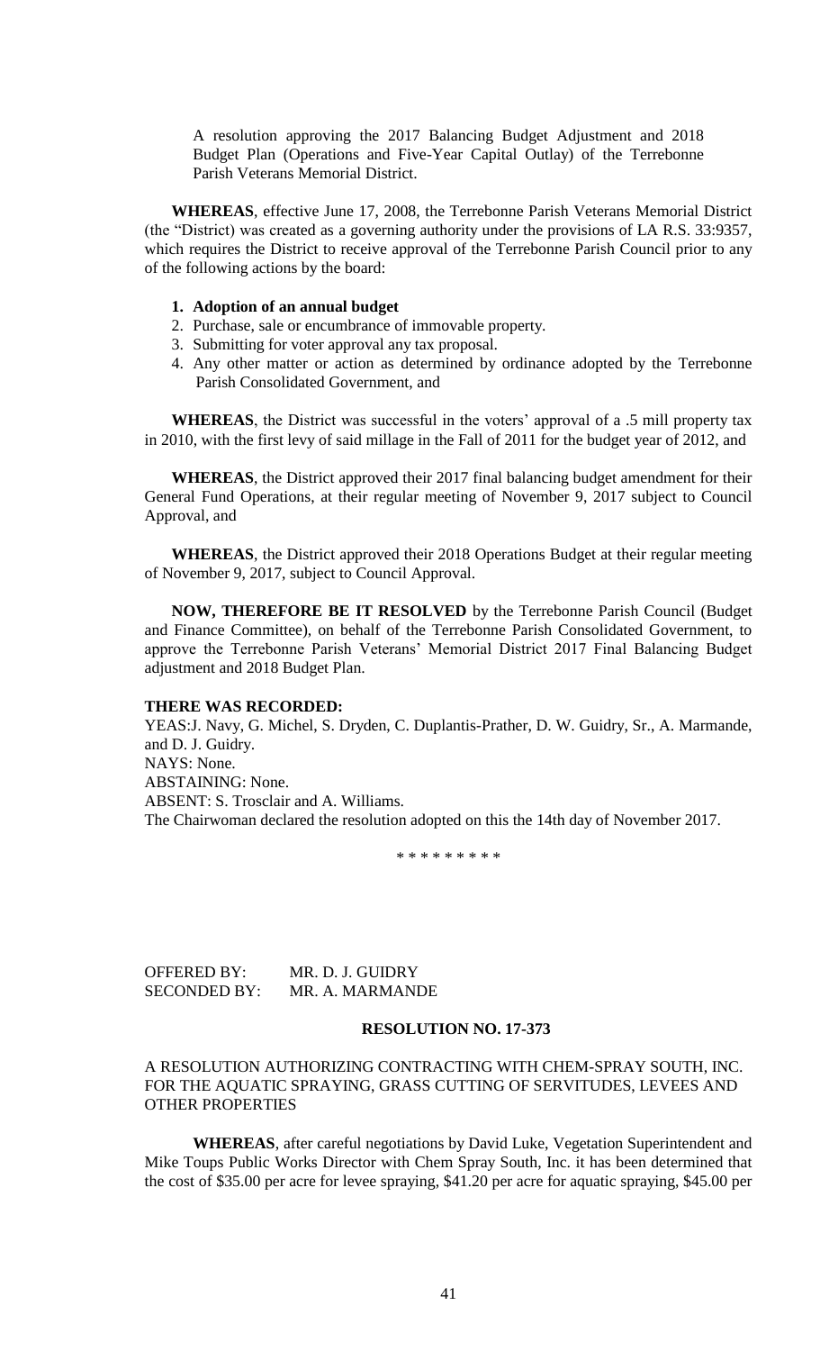A resolution approving the 2017 Balancing Budget Adjustment and 2018 Budget Plan (Operations and Five-Year Capital Outlay) of the Terrebonne Parish Veterans Memorial District.

**WHEREAS**, effective June 17, 2008, the Terrebonne Parish Veterans Memorial District (the "District) was created as a governing authority under the provisions of LA R.S. 33:9357, which requires the District to receive approval of the Terrebonne Parish Council prior to any of the following actions by the board:

1. **Adoption of an annual budget**
2. Purchase, sale or encumbrance of immovable property.
3. Submitting for voter approval any tax proposal.
4. Any other matter or action as determined by ordinance adopted by the Terrebonne Parish Consolidated Government, and

**WHEREAS**, the District was successful in the voters' approval of a .5 mill property tax in 2010, with the first levy of said millage in the Fall of 2011 for the budget year of 2012, and

**WHEREAS**, the District approved their 2017 final balancing budget amendment for their General Fund Operations, at their regular meeting of November 9, 2017 subject to Council Approval, and

**WHEREAS**, the District approved their 2018 Operations Budget at their regular meeting of November 9, 2017, subject to Council Approval.

**NOW, THEREFORE BE IT RESOLVED** by the Terrebonne Parish Council (Budget and Finance Committee), on behalf of the Terrebonne Parish Consolidated Government, to approve the Terrebonne Parish Veterans' Memorial District 2017 Final Balancing Budget adjustment and 2018 Budget Plan.

**THERE WAS RECORDED:**

YEAS:J. Navy, G. Michel, S. Dryden, C. Duplantis-Prather, D. W. Guidry, Sr., A. Marmande, and D. J. Guidry.

NAYS: None.

ABSTAINING: None.

ABSENT: S. Trosclair and A. Williams.

The Chairwoman declared the resolution adopted on this the 14th day of November 2017.

\* \* \* \* \* \* \* \* \*

OFFERED BY: MR. D. J. GUIDRY

SECONDED BY: MR. A. MARMANDE

**RESOLUTION NO. 17-373**

A RESOLUTION AUTHORIZING CONTRACTING WITH CHEM-SPRAY SOUTH, INC. FOR THE AQUATIC SPRAYING, GRASS CUTTING OF SERVITUDES, LEVEES AND OTHER PROPERTIES

**WHEREAS**, after careful negotiations by David Luke, Vegetation Superintendent and Mike Toups Public Works Director with Chem Spray South, Inc. it has been determined that the cost of $35.00 per acre for levee spraying, $41.20 per acre for aquatic spraying, $45.00 per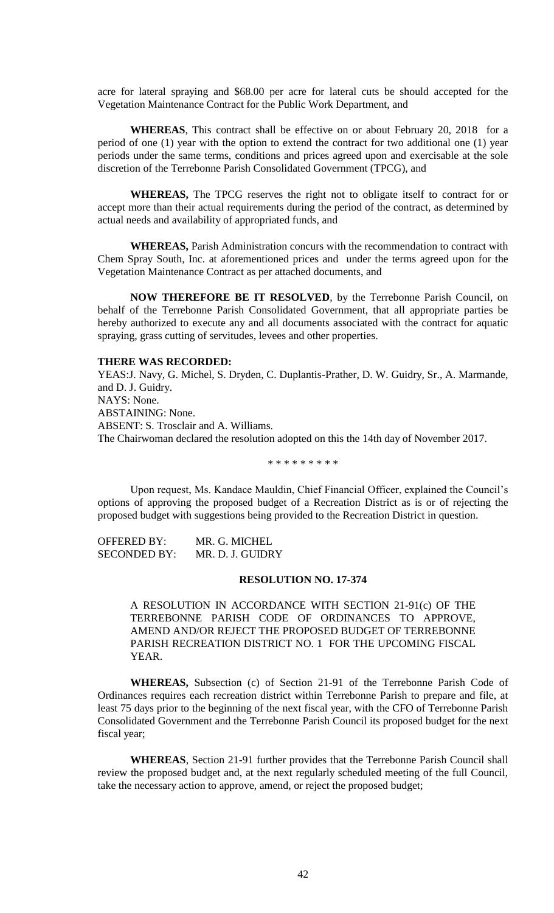acre for lateral spraying and $68.00 per acre for lateral cuts be should accepted for the Vegetation Maintenance Contract for the Public Work Department, and

**WHEREAS**, This contract shall be effective on or about February 20, 2018 for a period of one (1) year with the option to extend the contract for two additional one (1) year periods under the same terms, conditions and prices agreed upon and exercisable at the sole discretion of the Terrebonne Parish Consolidated Government (TPCG), and

**WHEREAS,** The TPCG reserves the right not to obligate itself to contract for or accept more than their actual requirements during the period of the contract, as determined by actual needs and availability of appropriated funds, and

**WHEREAS,** Parish Administration concurs with the recommendation to contract with Chem Spray South, Inc. at aforementioned prices and under the terms agreed upon for the Vegetation Maintenance Contract as per attached documents, and

**NOW THEREFORE BE IT RESOLVED**, by the Terrebonne Parish Council, on behalf of the Terrebonne Parish Consolidated Government, that all appropriate parties be hereby authorized to execute any and all documents associated with the contract for aquatic spraying, grass cutting of servitudes, levees and other properties.

**THERE WAS RECORDED:**
YEAS:J. Navy, G. Michel, S. Dryden, C. Duplantis-Prather, D. W. Guidry, Sr., A. Marmande, and D. J. Guidry.
NAYS: None.
ABSTAINING: None.
ABSENT: S. Trosclair and A. Williams.
The Chairwoman declared the resolution adopted on this the 14th day of November 2017.

\* \* \* \* \* \* \* \* \*

Upon request, Ms. Kandace Mauldin, Chief Financial Officer, explained the Council's options of approving the proposed budget of a Recreation District as is or of rejecting the proposed budget with suggestions being provided to the Recreation District in question.

OFFERED BY: MR. G. MICHEL
SECONDED BY: MR. D. J. GUIDRY

**RESOLUTION NO. 17-374**

A RESOLUTION IN ACCORDANCE WITH SECTION 21-91(c) OF THE TERREBONNE PARISH CODE OF ORDINANCES TO APPROVE, AMEND AND/OR REJECT THE PROPOSED BUDGET OF TERREBONNE PARISH RECREATION DISTRICT NO. 1 FOR THE UPCOMING FISCAL YEAR.

**WHEREAS,** Subsection (c) of Section 21-91 of the Terrebonne Parish Code of Ordinances requires each recreation district within Terrebonne Parish to prepare and file, at least 75 days prior to the beginning of the next fiscal year, with the CFO of Terrebonne Parish Consolidated Government and the Terrebonne Parish Council its proposed budget for the next fiscal year;

**WHEREAS**, Section 21-91 further provides that the Terrebonne Parish Council shall review the proposed budget and, at the next regularly scheduled meeting of the full Council, take the necessary action to approve, amend, or reject the proposed budget;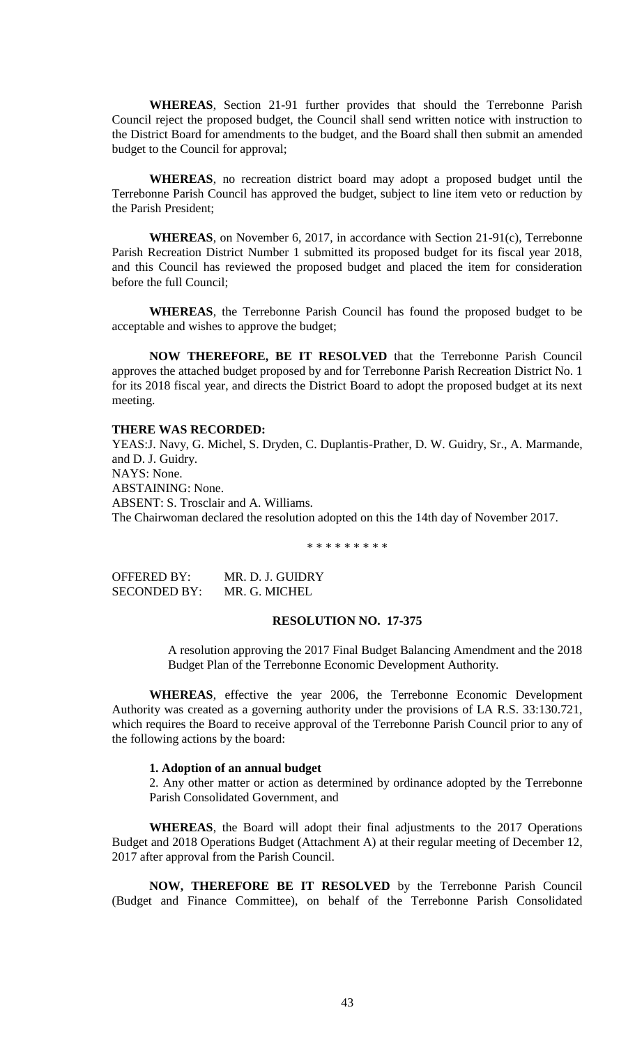**WHEREAS**, Section 21-91 further provides that should the Terrebonne Parish Council reject the proposed budget, the Council shall send written notice with instruction to the District Board for amendments to the budget, and the Board shall then submit an amended budget to the Council for approval;

**WHEREAS**, no recreation district board may adopt a proposed budget until the Terrebonne Parish Council has approved the budget, subject to line item veto or reduction by the Parish President;

**WHEREAS**, on November 6, 2017, in accordance with Section 21-91(c), Terrebonne Parish Recreation District Number 1 submitted its proposed budget for its fiscal year 2018, and this Council has reviewed the proposed budget and placed the item for consideration before the full Council;

**WHEREAS**, the Terrebonne Parish Council has found the proposed budget to be acceptable and wishes to approve the budget;

**NOW THEREFORE, BE IT RESOLVED** that the Terrebonne Parish Council approves the attached budget proposed by and for Terrebonne Parish Recreation District No. 1 for its 2018 fiscal year, and directs the District Board to adopt the proposed budget at its next meeting.

**THERE WAS RECORDED:**

YEAS:J. Navy, G. Michel, S. Dryden, C. Duplantis-Prather, D. W. Guidry, Sr., A. Marmande, and D. J. Guidry.
NAYS: None.
ABSTAINING: None.
ABSENT: S. Trosclair and A. Williams.
The Chairwoman declared the resolution adopted on this the 14th day of November 2017.

\* \* \* \* \* \* \* \* \*

OFFERED BY: MR. D. J. GUIDRY
SECONDED BY: MR. G. MICHEL

**RESOLUTION NO. 17-375**

A resolution approving the 2017 Final Budget Balancing Amendment and the 2018 Budget Plan of the Terrebonne Economic Development Authority.

**WHEREAS**, effective the year 2006, the Terrebonne Economic Development Authority was created as a governing authority under the provisions of LA R.S. 33:130.721, which requires the Board to receive approval of the Terrebonne Parish Council prior to any of the following actions by the board:

**1. Adoption of an annual budget**

2. Any other matter or action as determined by ordinance adopted by the Terrebonne Parish Consolidated Government, and

**WHEREAS**, the Board will adopt their final adjustments to the 2017 Operations Budget and 2018 Operations Budget (Attachment A) at their regular meeting of December 12, 2017 after approval from the Parish Council.

**NOW, THEREFORE BE IT RESOLVED** by the Terrebonne Parish Council (Budget and Finance Committee), on behalf of the Terrebonne Parish Consolidated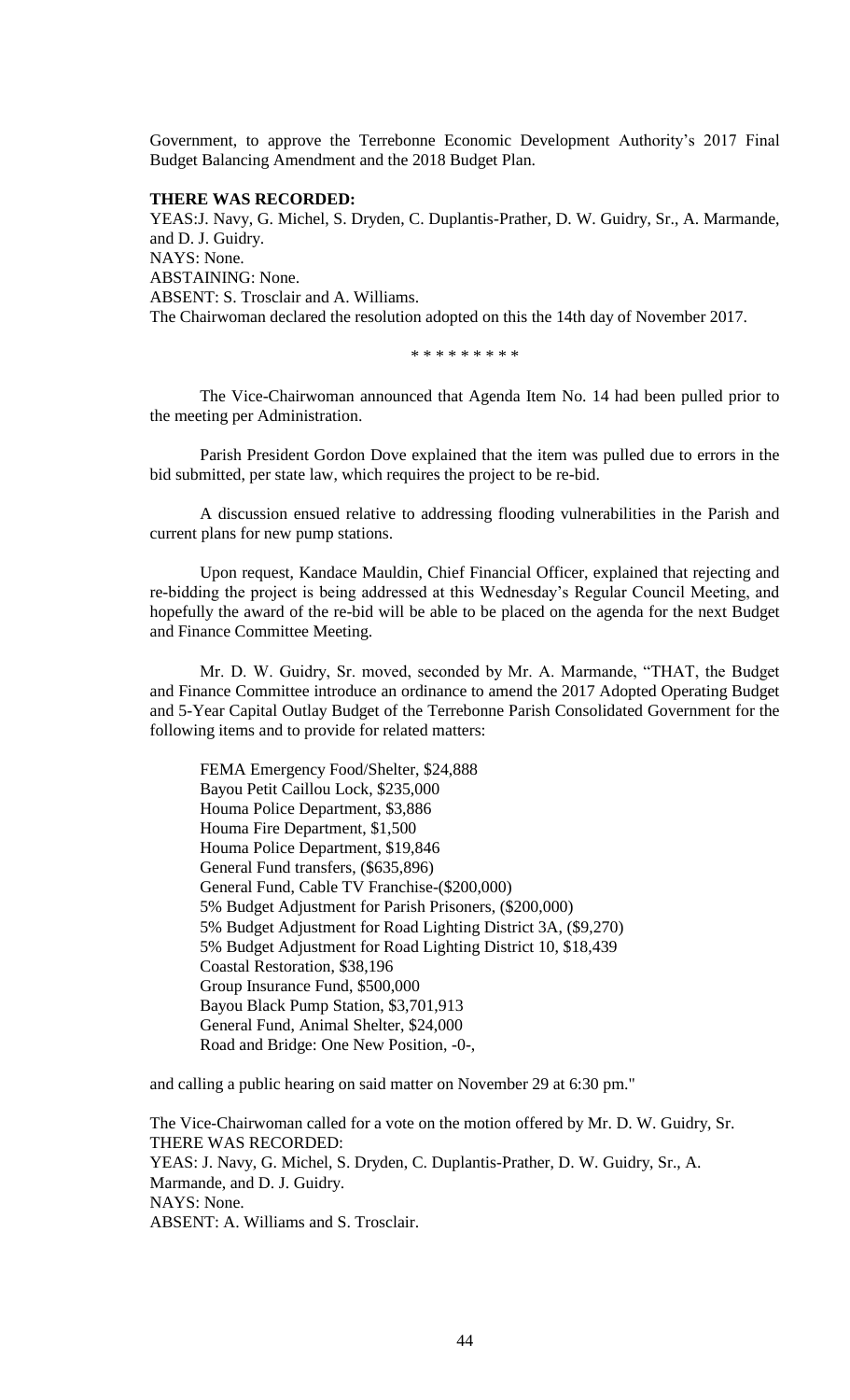Government, to approve the Terrebonne Economic Development Authority's 2017 Final Budget Balancing Amendment and the 2018 Budget Plan.

**THERE WAS RECORDED:**

YEAS:J. Navy, G. Michel, S. Dryden, C. Duplantis-Prather, D. W. Guidry, Sr., A. Marmande, and D. J. Guidry.

NAYS: None.

ABSTAINING: None.

ABSENT: S. Trosclair and A. Williams.

The Chairwoman declared the resolution adopted on this the 14th day of November 2017.

\* \* \* \* \* \* \* \* \*

The Vice-Chairwoman announced that Agenda Item No. 14 had been pulled prior to the meeting per Administration.

Parish President Gordon Dove explained that the item was pulled due to errors in the bid submitted, per state law, which requires the project to be re-bid.

A discussion ensued relative to addressing flooding vulnerabilities in the Parish and current plans for new pump stations.

Upon request, Kandace Mauldin, Chief Financial Officer, explained that rejecting and re-bidding the project is being addressed at this Wednesday's Regular Council Meeting, and hopefully the award of the re-bid will be able to be placed on the agenda for the next Budget and Finance Committee Meeting.

Mr. D. W. Guidry, Sr. moved, seconded by Mr. A. Marmande, "THAT, the Budget and Finance Committee introduce an ordinance to amend the 2017 Adopted Operating Budget and 5-Year Capital Outlay Budget of the Terrebonne Parish Consolidated Government for the following items and to provide for related matters:

FEMA Emergency Food/Shelter, $24,888
Bayou Petit Caillou Lock, $235,000
Houma Police Department, $3,886
Houma Fire Department, $1,500
Houma Police Department, $19,846
General Fund transfers, ($635,896)
General Fund, Cable TV Franchise-($200,000)
5% Budget Adjustment for Parish Prisoners, ($200,000)
5% Budget Adjustment for Road Lighting District 3A, ($9,270)
5% Budget Adjustment for Road Lighting District 10, $18,439
Coastal Restoration, $38,196
Group Insurance Fund, $500,000
Bayou Black Pump Station, $3,701,913
General Fund, Animal Shelter, $24,000
Road and Bridge: One New Position, -0-,

and calling a public hearing on said matter on November 29 at 6:30 pm."

The Vice-Chairwoman called for a vote on the motion offered by Mr. D. W. Guidry, Sr.

THERE WAS RECORDED:

YEAS: J. Navy, G. Michel, S. Dryden, C. Duplantis-Prather, D. W. Guidry, Sr., A. Marmande, and D. J. Guidry.

NAYS: None.

ABSENT: A. Williams and S. Trosclair.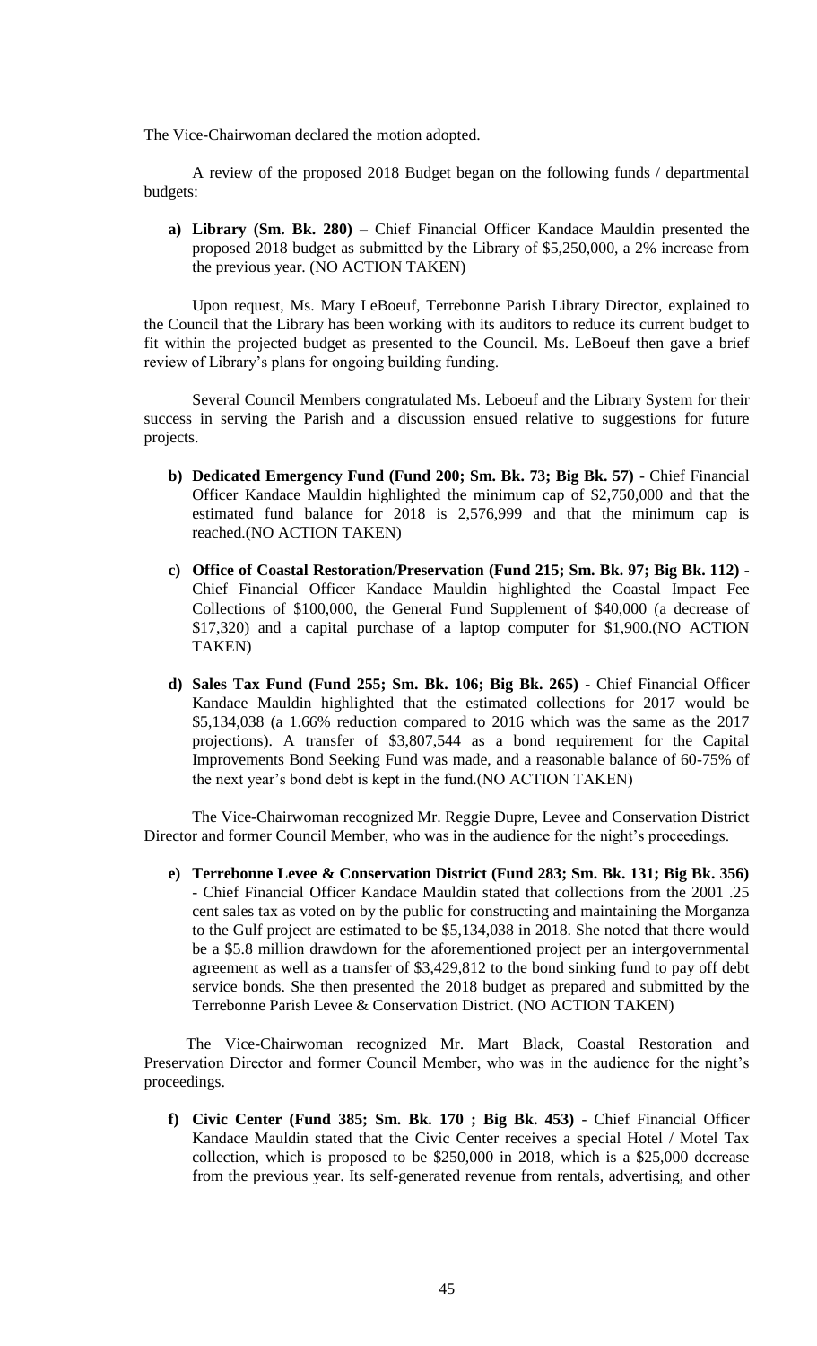The Vice-Chairwoman declared the motion adopted.

A review of the proposed 2018 Budget began on the following funds / departmental budgets:

a) **Library (Sm. Bk. 280)** – Chief Financial Officer Kandace Mauldin presented the proposed 2018 budget as submitted by the Library of $5,250,000, a 2% increase from the previous year. (NO ACTION TAKEN)

Upon request, Ms. Mary LeBoeuf, Terrebonne Parish Library Director, explained to the Council that the Library has been working with its auditors to reduce its current budget to fit within the projected budget as presented to the Council. Ms. LeBoeuf then gave a brief review of Library's plans for ongoing building funding.

Several Council Members congratulated Ms. Leboeuf and the Library System for their success in serving the Parish and a discussion ensued relative to suggestions for future projects.

b) **Dedicated Emergency Fund (Fund 200; Sm. Bk. 73; Big Bk. 57)** - Chief Financial Officer Kandace Mauldin highlighted the minimum cap of $2,750,000 and that the estimated fund balance for 2018 is 2,576,999 and that the minimum cap is reached.(NO ACTION TAKEN)

c) **Office of Coastal Restoration/Preservation (Fund 215; Sm. Bk. 97; Big Bk. 112)** - Chief Financial Officer Kandace Mauldin highlighted the Coastal Impact Fee Collections of $100,000, the General Fund Supplement of $40,000 (a decrease of $17,320) and a capital purchase of a laptop computer for $1,900.(NO ACTION TAKEN)

d) **Sales Tax Fund (Fund 255; Sm. Bk. 106; Big Bk. 265)** - Chief Financial Officer Kandace Mauldin highlighted that the estimated collections for 2017 would be $5,134,038 (a 1.66% reduction compared to 2016 which was the same as the 2017 projections). A transfer of $3,807,544 as a bond requirement for the Capital Improvements Bond Seeking Fund was made, and a reasonable balance of 60-75% of the next year's bond debt is kept in the fund.(NO ACTION TAKEN)

The Vice-Chairwoman recognized Mr. Reggie Dupre, Levee and Conservation District Director and former Council Member, who was in the audience for the night's proceedings.

e) **Terrebonne Levee & Conservation District (Fund 283; Sm. Bk. 131; Big Bk. 356)** - Chief Financial Officer Kandace Mauldin stated that collections from the 2001 .25 cent sales tax as voted on by the public for constructing and maintaining the Morganza to the Gulf project are estimated to be $5,134,038 in 2018. She noted that there would be a $5.8 million drawdown for the aforementioned project per an intergovernmental agreement as well as a transfer of $3,429,812 to the bond sinking fund to pay off debt service bonds. She then presented the 2018 budget as prepared and submitted by the Terrebonne Parish Levee & Conservation District. (NO ACTION TAKEN)

The Vice-Chairwoman recognized Mr. Mart Black, Coastal Restoration and Preservation Director and former Council Member, who was in the audience for the night's proceedings.

f) **Civic Center (Fund 385; Sm. Bk. 170 ; Big Bk. 453)** - Chief Financial Officer Kandace Mauldin stated that the Civic Center receives a special Hotel / Motel Tax collection, which is proposed to be $250,000 in 2018, which is a $25,000 decrease from the previous year. Its self-generated revenue from rentals, advertising, and other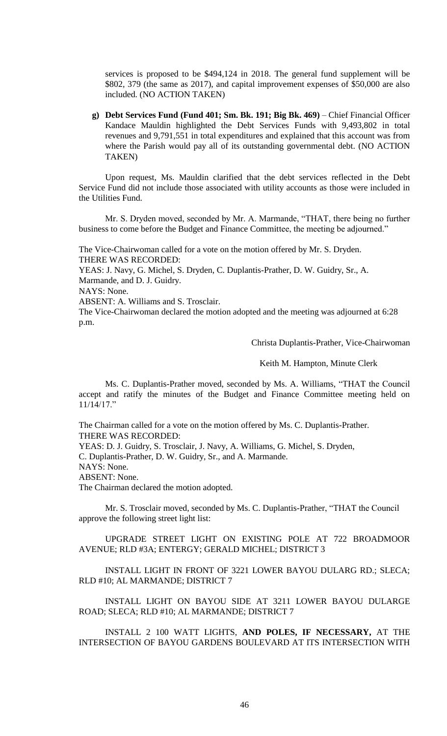services is proposed to be $494,124 in 2018. The general fund supplement will be $802, 379 (the same as 2017), and capital improvement expenses of $50,000 are also included. (NO ACTION TAKEN)

**g) Debt Services Fund (Fund 401; Sm. Bk. 191; Big Bk. 469)** – Chief Financial Officer Kandace Mauldin highlighted the Debt Services Funds with 9,493,802 in total revenues and 9,791,551 in total expenditures and explained that this account was from where the Parish would pay all of its outstanding governmental debt. (NO ACTION TAKEN)

Upon request, Ms. Mauldin clarified that the debt services reflected in the Debt Service Fund did not include those associated with utility accounts as those were included in the Utilities Fund.

Mr. S. Dryden moved, seconded by Mr. A. Marmande, "THAT, there being no further business to come before the Budget and Finance Committee, the meeting be adjourned."

The Vice-Chairwoman called for a vote on the motion offered by Mr. S. Dryden.
THERE WAS RECORDED:
YEAS: J. Navy, G. Michel, S. Dryden, C. Duplantis-Prather, D. W. Guidry, Sr., A. Marmande, and D. J. Guidry.
NAYS: None.
ABSENT: A. Williams and S. Trosclair.
The Vice-Chairwoman declared the motion adopted and the meeting was adjourned at 6:28 p.m.

Christa Duplantis-Prather, Vice-Chairwoman

Keith M. Hampton, Minute Clerk

Ms. C. Duplantis-Prather moved, seconded by Ms. A. Williams, "THAT the Council accept and ratify the minutes of the Budget and Finance Committee meeting held on 11/14/17."

The Chairman called for a vote on the motion offered by Ms. C. Duplantis-Prather.
THERE WAS RECORDED:
YEAS: D. J. Guidry, S. Trosclair, J. Navy, A. Williams, G. Michel, S. Dryden, C. Duplantis-Prather, D. W. Guidry, Sr., and A. Marmande.
NAYS: None.
ABSENT: None.
The Chairman declared the motion adopted.

Mr. S. Trosclair moved, seconded by Ms. C. Duplantis-Prather, "THAT the Council approve the following street light list:

UPGRADE STREET LIGHT ON EXISTING POLE AT 722 BROADMOOR AVENUE; RLD #3A; ENTERGY; GERALD MICHEL; DISTRICT 3

INSTALL LIGHT IN FRONT OF 3221 LOWER BAYOU DULARG RD.; SLECA; RLD #10; AL MARMANDE; DISTRICT 7

INSTALL LIGHT ON BAYOU SIDE AT 3211 LOWER BAYOU DULARGE ROAD; SLECA; RLD #10; AL MARMANDE; DISTRICT 7

INSTALL 2 100 WATT LIGHTS, **AND POLES, IF NECESSARY,** AT THE INTERSECTION OF BAYOU GARDENS BOULEVARD AT ITS INTERSECTION WITH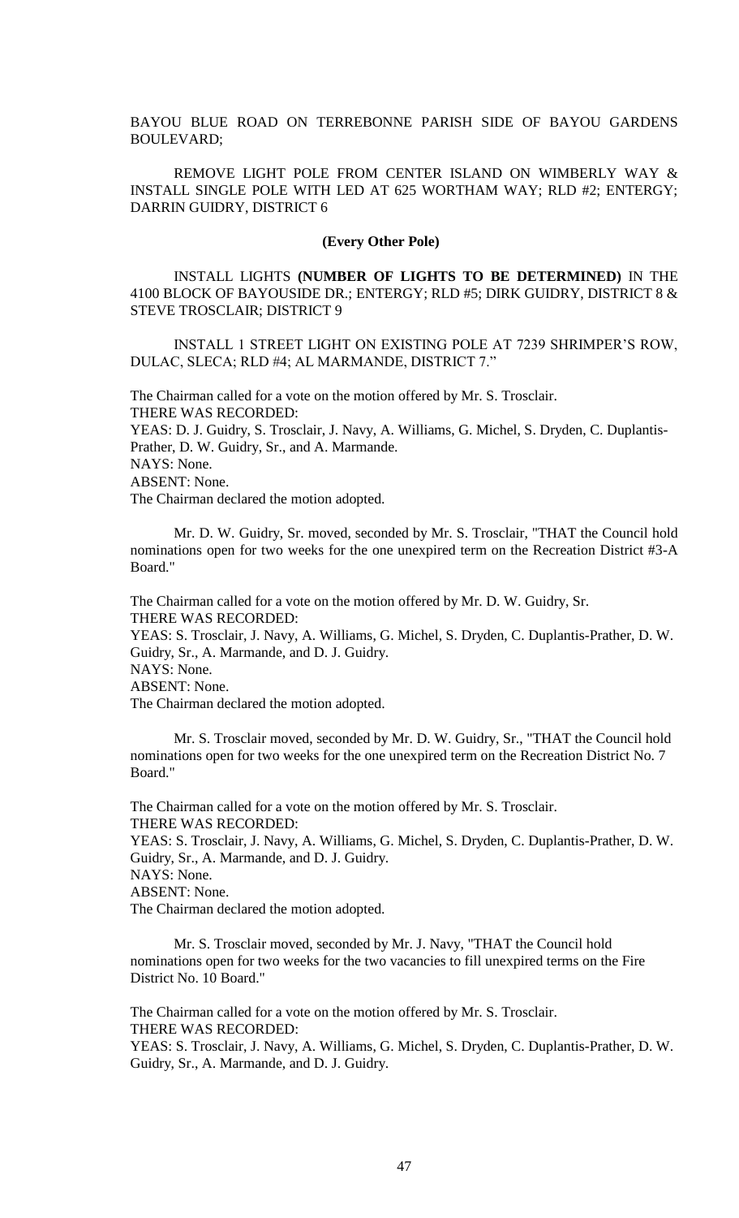BAYOU BLUE ROAD ON TERREBONNE PARISH SIDE OF BAYOU GARDENS BOULEVARD;

REMOVE LIGHT POLE FROM CENTER ISLAND ON WIMBERLY WAY & INSTALL SINGLE POLE WITH LED AT 625 WORTHAM WAY; RLD #2; ENTERGY; DARRIN GUIDRY, DISTRICT 6

**(Every Other Pole)**

INSTALL LIGHTS **(NUMBER OF LIGHTS TO BE DETERMINED)** IN THE 4100 BLOCK OF BAYOUSIDE DR.; ENTERGY; RLD #5; DIRK GUIDRY, DISTRICT 8 & STEVE TROSCLAIR; DISTRICT 9

INSTALL 1 STREET LIGHT ON EXISTING POLE AT 7239 SHRIMPER'S ROW, DULAC, SLECA; RLD #4; AL MARMANDE, DISTRICT 7."

The Chairman called for a vote on the motion offered by Mr. S. Trosclair.
THERE WAS RECORDED:
YEAS: D. J. Guidry, S. Trosclair, J. Navy, A. Williams, G. Michel, S. Dryden, C. Duplantis-Prather, D. W. Guidry, Sr., and A. Marmande.
NAYS: None.
ABSENT: None.
The Chairman declared the motion adopted.

Mr. D. W. Guidry, Sr. moved, seconded by Mr. S. Trosclair, "THAT the Council hold nominations open for two weeks for the one unexpired term on the Recreation District #3-A Board."

The Chairman called for a vote on the motion offered by Mr. D. W. Guidry, Sr.
THERE WAS RECORDED:
YEAS: S. Trosclair, J. Navy, A. Williams, G. Michel, S. Dryden, C. Duplantis-Prather, D. W. Guidry, Sr., A. Marmande, and D. J. Guidry.
NAYS: None.
ABSENT: None.
The Chairman declared the motion adopted.

Mr. S. Trosclair moved, seconded by Mr. D. W. Guidry, Sr., "THAT the Council hold nominations open for two weeks for the one unexpired term on the Recreation District No. 7 Board."

The Chairman called for a vote on the motion offered by Mr. S. Trosclair.
THERE WAS RECORDED:
YEAS: S. Trosclair, J. Navy, A. Williams, G. Michel, S. Dryden, C. Duplantis-Prather, D. W. Guidry, Sr., A. Marmande, and D. J. Guidry.
NAYS: None.
ABSENT: None.
The Chairman declared the motion adopted.

Mr. S. Trosclair moved, seconded by Mr. J. Navy, "THAT the Council hold nominations open for two weeks for the two vacancies to fill unexpired terms on the Fire District No. 10 Board."

The Chairman called for a vote on the motion offered by Mr. S. Trosclair.
THERE WAS RECORDED:
YEAS: S. Trosclair, J. Navy, A. Williams, G. Michel, S. Dryden, C. Duplantis-Prather, D. W. Guidry, Sr., A. Marmande, and D. J. Guidry.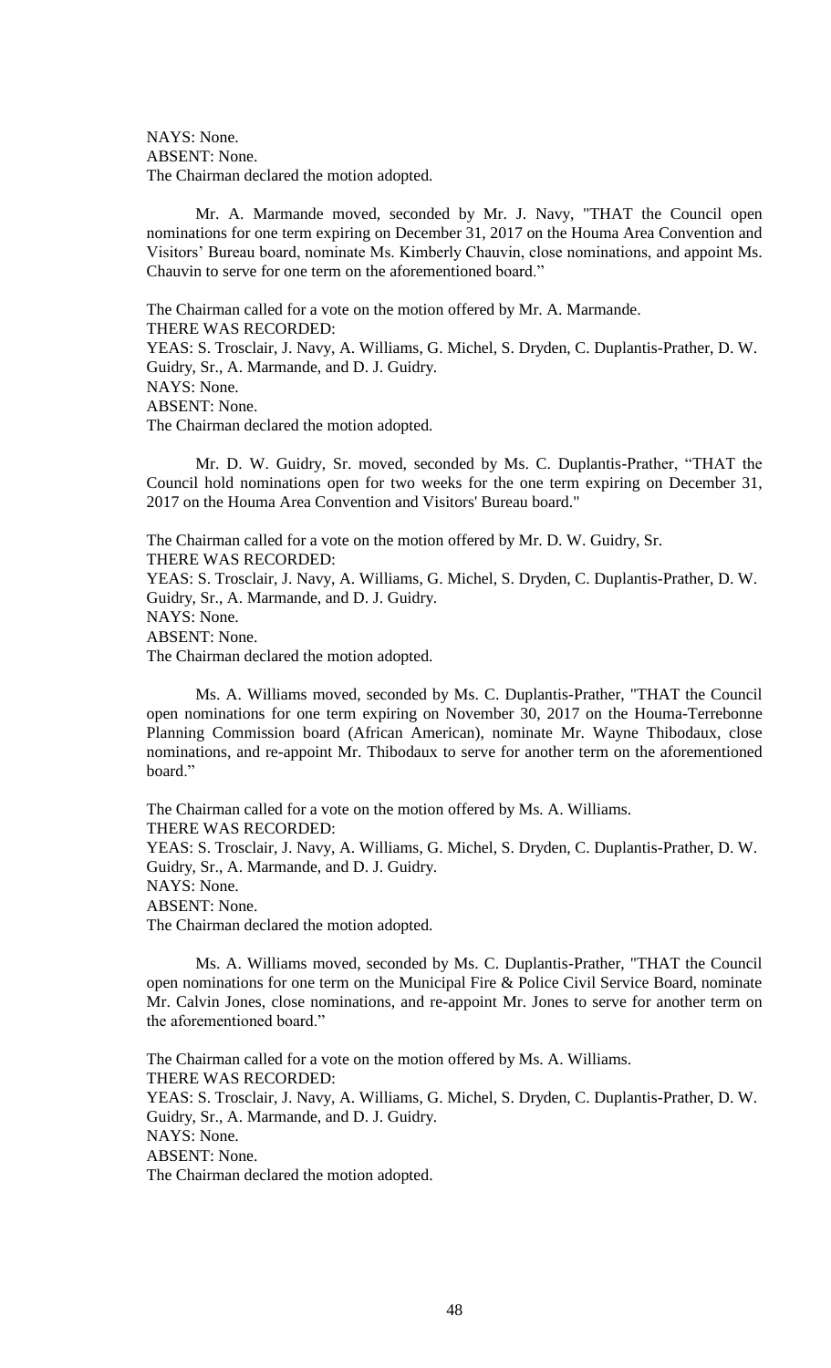NAYS: None.
ABSENT: None.
The Chairman declared the motion adopted.

Mr. A. Marmande moved, seconded by Mr. J. Navy, "THAT the Council open nominations for one term expiring on December 31, 2017 on the Houma Area Convention and Visitors' Bureau board, nominate Ms. Kimberly Chauvin, close nominations, and appoint Ms. Chauvin to serve for one term on the aforementioned board."

The Chairman called for a vote on the motion offered by Mr. A. Marmande.
THERE WAS RECORDED:
YEAS: S. Trosclair, J. Navy, A. Williams, G. Michel, S. Dryden, C. Duplantis-Prather, D. W. Guidry, Sr., A. Marmande, and D. J. Guidry.
NAYS: None.
ABSENT: None.
The Chairman declared the motion adopted.

Mr. D. W. Guidry, Sr. moved, seconded by Ms. C. Duplantis-Prather, "THAT the Council hold nominations open for two weeks for the one term expiring on December 31, 2017 on the Houma Area Convention and Visitors' Bureau board."

The Chairman called for a vote on the motion offered by Mr. D. W. Guidry, Sr.
THERE WAS RECORDED:
YEAS: S. Trosclair, J. Navy, A. Williams, G. Michel, S. Dryden, C. Duplantis-Prather, D. W. Guidry, Sr., A. Marmande, and D. J. Guidry.
NAYS: None.
ABSENT: None.
The Chairman declared the motion adopted.

Ms. A. Williams moved, seconded by Ms. C. Duplantis-Prather, "THAT the Council open nominations for one term expiring on November 30, 2017 on the Houma-Terrebonne Planning Commission board (African American), nominate Mr. Wayne Thibodaux, close nominations, and re-appoint Mr. Thibodaux to serve for another term on the aforementioned board."

The Chairman called for a vote on the motion offered by Ms. A. Williams.
THERE WAS RECORDED:
YEAS: S. Trosclair, J. Navy, A. Williams, G. Michel, S. Dryden, C. Duplantis-Prather, D. W. Guidry, Sr., A. Marmande, and D. J. Guidry.
NAYS: None.
ABSENT: None.
The Chairman declared the motion adopted.

Ms. A. Williams moved, seconded by Ms. C. Duplantis-Prather, "THAT the Council open nominations for one term on the Municipal Fire & Police Civil Service Board, nominate Mr. Calvin Jones, close nominations, and re-appoint Mr. Jones to serve for another term on the aforementioned board."

The Chairman called for a vote on the motion offered by Ms. A. Williams.
THERE WAS RECORDED:
YEAS: S. Trosclair, J. Navy, A. Williams, G. Michel, S. Dryden, C. Duplantis-Prather, D. W. Guidry, Sr., A. Marmande, and D. J. Guidry.
NAYS: None.
ABSENT: None.
The Chairman declared the motion adopted.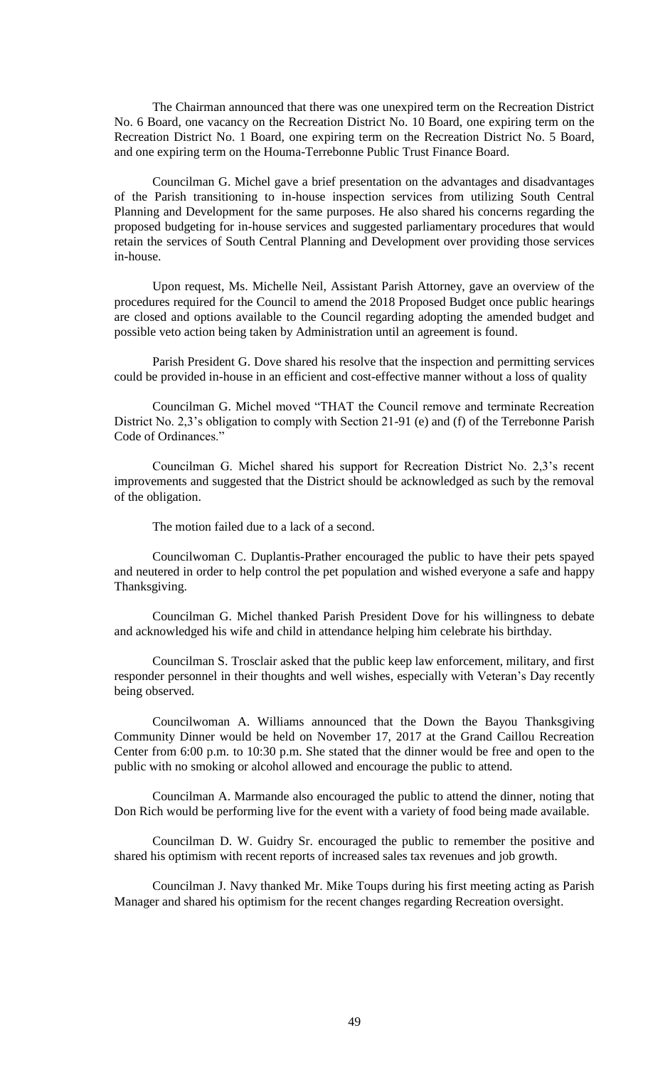The Chairman announced that there was one unexpired term on the Recreation District No. 6 Board, one vacancy on the Recreation District No. 10 Board, one expiring term on the Recreation District No. 1 Board, one expiring term on the Recreation District No. 5 Board, and one expiring term on the Houma-Terrebonne Public Trust Finance Board.

Councilman G. Michel gave a brief presentation on the advantages and disadvantages of the Parish transitioning to in-house inspection services from utilizing South Central Planning and Development for the same purposes. He also shared his concerns regarding the proposed budgeting for in-house services and suggested parliamentary procedures that would retain the services of South Central Planning and Development over providing those services in-house.

Upon request, Ms. Michelle Neil, Assistant Parish Attorney, gave an overview of the procedures required for the Council to amend the 2018 Proposed Budget once public hearings are closed and options available to the Council regarding adopting the amended budget and possible veto action being taken by Administration until an agreement is found.

Parish President G. Dove shared his resolve that the inspection and permitting services could be provided in-house in an efficient and cost-effective manner without a loss of quality

Councilman G. Michel moved "THAT the Council remove and terminate Recreation District No. 2,3's obligation to comply with Section 21-91 (e) and (f) of the Terrebonne Parish Code of Ordinances."

Councilman G. Michel shared his support for Recreation District No. 2,3's recent improvements and suggested that the District should be acknowledged as such by the removal of the obligation.

The motion failed due to a lack of a second.

Councilwoman C. Duplantis-Prather encouraged the public to have their pets spayed and neutered in order to help control the pet population and wished everyone a safe and happy Thanksgiving.

Councilman G. Michel thanked Parish President Dove for his willingness to debate and acknowledged his wife and child in attendance helping him celebrate his birthday.

Councilman S. Trosclair asked that the public keep law enforcement, military, and first responder personnel in their thoughts and well wishes, especially with Veteran's Day recently being observed.

Councilwoman A. Williams announced that the Down the Bayou Thanksgiving Community Dinner would be held on November 17, 2017 at the Grand Caillou Recreation Center from 6:00 p.m. to 10:30 p.m. She stated that the dinner would be free and open to the public with no smoking or alcohol allowed and encourage the public to attend.

Councilman A. Marmande also encouraged the public to attend the dinner, noting that Don Rich would be performing live for the event with a variety of food being made available.

Councilman D. W. Guidry Sr. encouraged the public to remember the positive and shared his optimism with recent reports of increased sales tax revenues and job growth.

Councilman J. Navy thanked Mr. Mike Toups during his first meeting acting as Parish Manager and shared his optimism for the recent changes regarding Recreation oversight.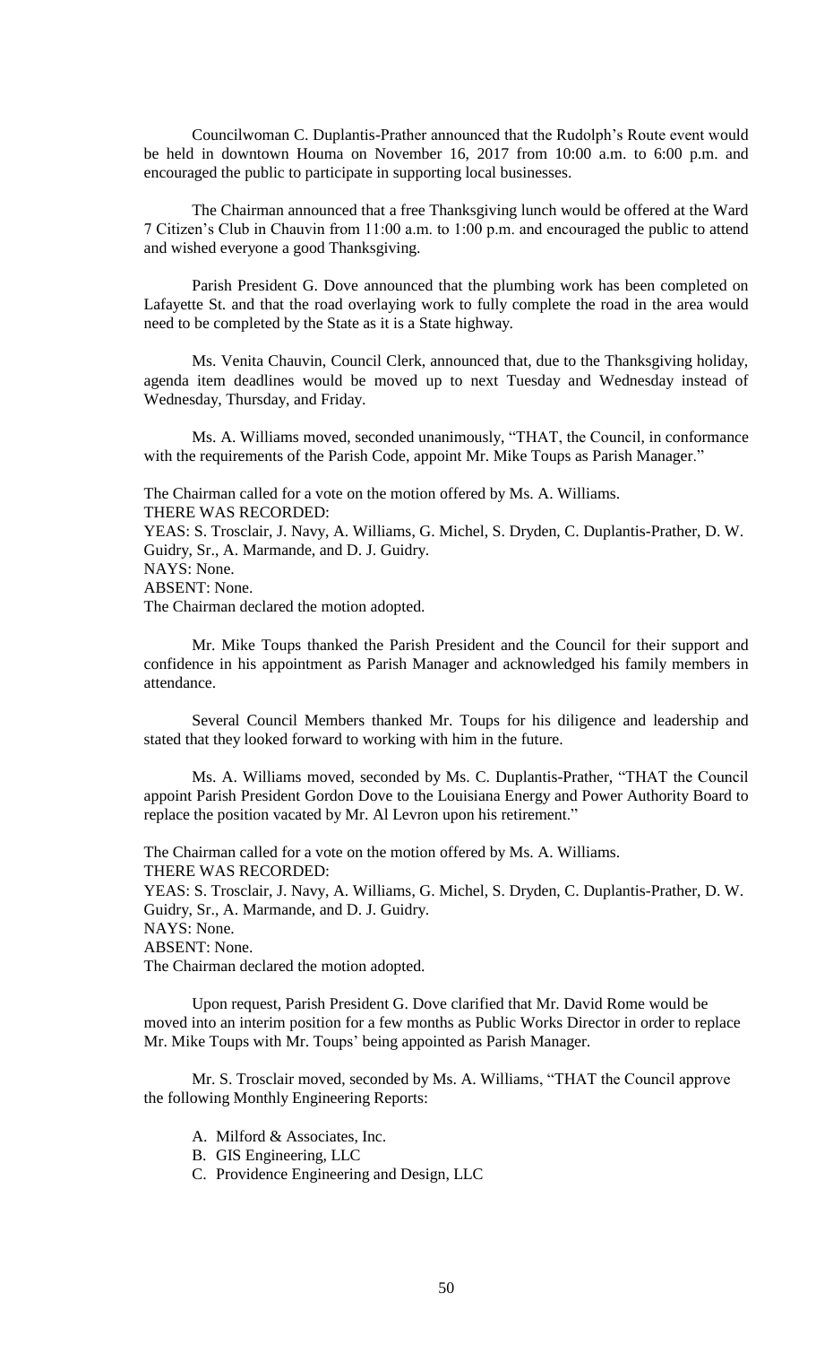Councilwoman C. Duplantis-Prather announced that the Rudolph's Route event would be held in downtown Houma on November 16, 2017 from 10:00 a.m. to 6:00 p.m. and encouraged the public to participate in supporting local businesses.

The Chairman announced that a free Thanksgiving lunch would be offered at the Ward 7 Citizen's Club in Chauvin from 11:00 a.m. to 1:00 p.m. and encouraged the public to attend and wished everyone a good Thanksgiving.

Parish President G. Dove announced that the plumbing work has been completed on Lafayette St. and that the road overlaying work to fully complete the road in the area would need to be completed by the State as it is a State highway.

Ms. Venita Chauvin, Council Clerk, announced that, due to the Thanksgiving holiday, agenda item deadlines would be moved up to next Tuesday and Wednesday instead of Wednesday, Thursday, and Friday.

Ms. A. Williams moved, seconded unanimously, "THAT, the Council, in conformance with the requirements of the Parish Code, appoint Mr. Mike Toups as Parish Manager."

The Chairman called for a vote on the motion offered by Ms. A. Williams.
THERE WAS RECORDED:
YEAS: S. Trosclair, J. Navy, A. Williams, G. Michel, S. Dryden, C. Duplantis-Prather, D. W. Guidry, Sr., A. Marmande, and D. J. Guidry.
NAYS: None.
ABSENT: None.
The Chairman declared the motion adopted.

Mr. Mike Toups thanked the Parish President and the Council for their support and confidence in his appointment as Parish Manager and acknowledged his family members in attendance.

Several Council Members thanked Mr. Toups for his diligence and leadership and stated that they looked forward to working with him in the future.

Ms. A. Williams moved, seconded by Ms. C. Duplantis-Prather, "THAT the Council appoint Parish President Gordon Dove to the Louisiana Energy and Power Authority Board to replace the position vacated by Mr. Al Levron upon his retirement."

The Chairman called for a vote on the motion offered by Ms. A. Williams.
THERE WAS RECORDED:
YEAS: S. Trosclair, J. Navy, A. Williams, G. Michel, S. Dryden, C. Duplantis-Prather, D. W. Guidry, Sr., A. Marmande, and D. J. Guidry.
NAYS: None.
ABSENT: None.
The Chairman declared the motion adopted.

Upon request, Parish President G. Dove clarified that Mr. David Rome would be moved into an interim position for a few months as Public Works Director in order to replace Mr. Mike Toups with Mr. Toups' being appointed as Parish Manager.

Mr. S. Trosclair moved, seconded by Ms. A. Williams, "THAT the Council approve the following Monthly Engineering Reports:

A. Milford & Associates, Inc.
B. GIS Engineering, LLC
C. Providence Engineering and Design, LLC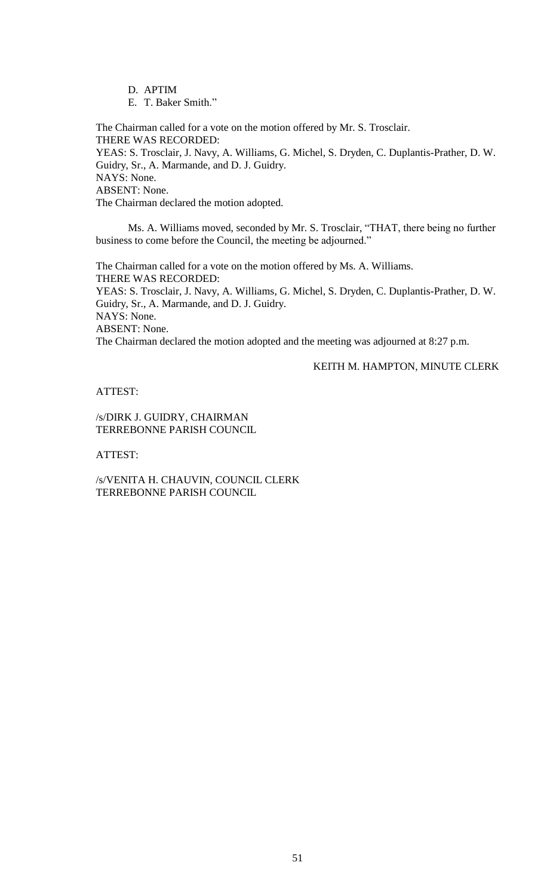D. APTIM
E. T. Baker Smith."

The Chairman called for a vote on the motion offered by Mr. S. Trosclair.
THERE WAS RECORDED:
YEAS: S. Trosclair, J. Navy, A. Williams, G. Michel, S. Dryden, C. Duplantis-Prather, D. W. Guidry, Sr., A. Marmande, and D. J. Guidry.
NAYS: None.
ABSENT: None.
The Chairman declared the motion adopted.

Ms. A. Williams moved, seconded by Mr. S. Trosclair, "THAT, there being no further business to come before the Council, the meeting be adjourned."

The Chairman called for a vote on the motion offered by Ms. A. Williams.
THERE WAS RECORDED:
YEAS: S. Trosclair, J. Navy, A. Williams, G. Michel, S. Dryden, C. Duplantis-Prather, D. W. Guidry, Sr., A. Marmande, and D. J. Guidry.
NAYS: None.
ABSENT: None.
The Chairman declared the motion adopted and the meeting was adjourned at 8:27 p.m.

KEITH M. HAMPTON, MINUTE CLERK

ATTEST:

/s/DIRK J. GUIDRY, CHAIRMAN
TERREBONNE PARISH COUNCIL

ATTEST:

/s/VENITA H. CHAUVIN, COUNCIL CLERK
TERREBONNE PARISH COUNCIL